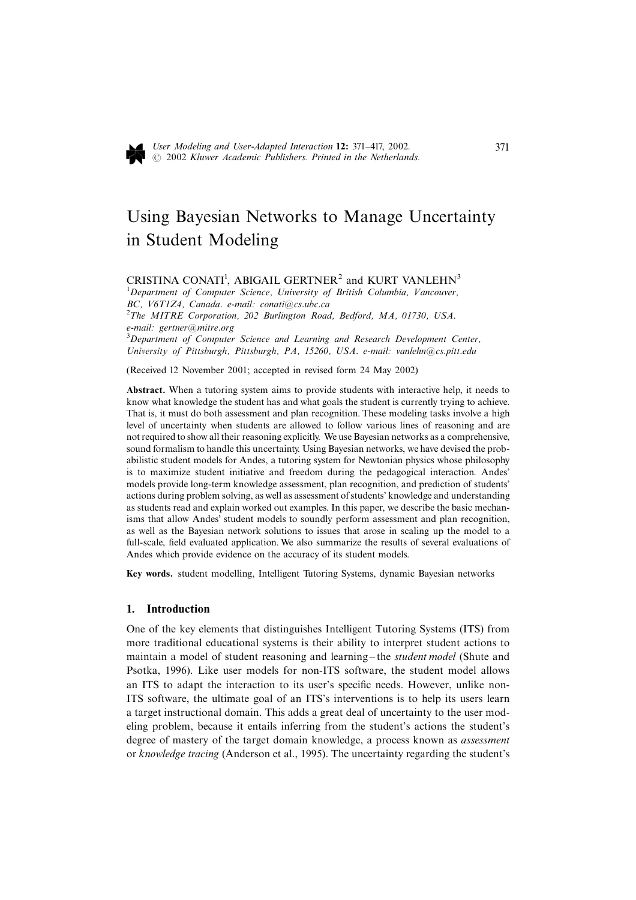// Using Bayesian Networks to Manage Uncertainty in Student Modeling

CRISTINA CONATI[1], ABIGAIL GERTNER[2] and KURT VANLEHN[3]

[1]*Department of Computer Science, University of British Columbia, Vancouver, BC, V6T1Z4, Canada. e-mail: conati@cs.ubc.ca*

[2]*The MITRE Corporation, 202 Burlington Road, Bedford, MA, 01730, USA. e-mail: gertner@mitre.org*

[3]*Department of Computer Science and Learning and Research Development Center, University of Pittsburgh, Pittsburgh, PA, 15260, USA. e-mail: vanlehn@cs.pitt.edu*

(Received 12 November 2001; accepted in revised form 24 May 2002)

**Abstract.** When a tutoring system aims to provide students with interactive help, it needs to know what knowledge the student has and what goals the student is currently trying to achieve. That is, it must do both assessment and plan recognition. These modeling tasks involve a high level of uncertainty when students are allowed to follow various lines of reasoning and are not required to show all their reasoning explicitly. We use Bayesian networks as a comprehensive, sound formalism to handle this uncertainty. Using Bayesian networks, we have devised the probabilistic student models for Andes, a tutoring system for Newtonian physics whose philosophy is to maximize student initiative and freedom during the pedagogical interaction. Andes' models provide long-term knowledge assessment, plan recognition, and prediction of students' actions during problem solving, as well as assessment of students' knowledge and understanding as students read and explain worked out examples. In this paper, we describe the basic mechanisms that allow Andes' student models to soundly perform assessment and plan recognition, as well as the Bayesian network solutions to issues that arose in scaling up the model to a full-scale, field evaluated application. We also summarize the results of several evaluations of Andes which provide evidence on the accuracy of its student models.

**Key words.** student modelling, Intelligent Tutoring Systems, dynamic Bayesian networks

## 1. Introduction

One of the key elements that distinguishes Intelligent Tutoring Systems (ITS) from more traditional educational systems is their ability to interpret student actions to maintain a model of student reasoning and learning – the *student model* (Shute and Psotka, 1996). Like user models for non-ITS software, the student model allows an ITS to adapt the interaction to its user's specific needs. However, unlike non-ITS software, the ultimate goal of an ITS's interventions is to help its users learn a target instructional domain. This adds a great deal of uncertainty to the user modeling problem, because it entails inferring from the student's actions the student's degree of mastery of the target domain knowledge, a process known as *assessment* or *knowledge tracing* (Anderson et al., 1995). The uncertainty regarding the student's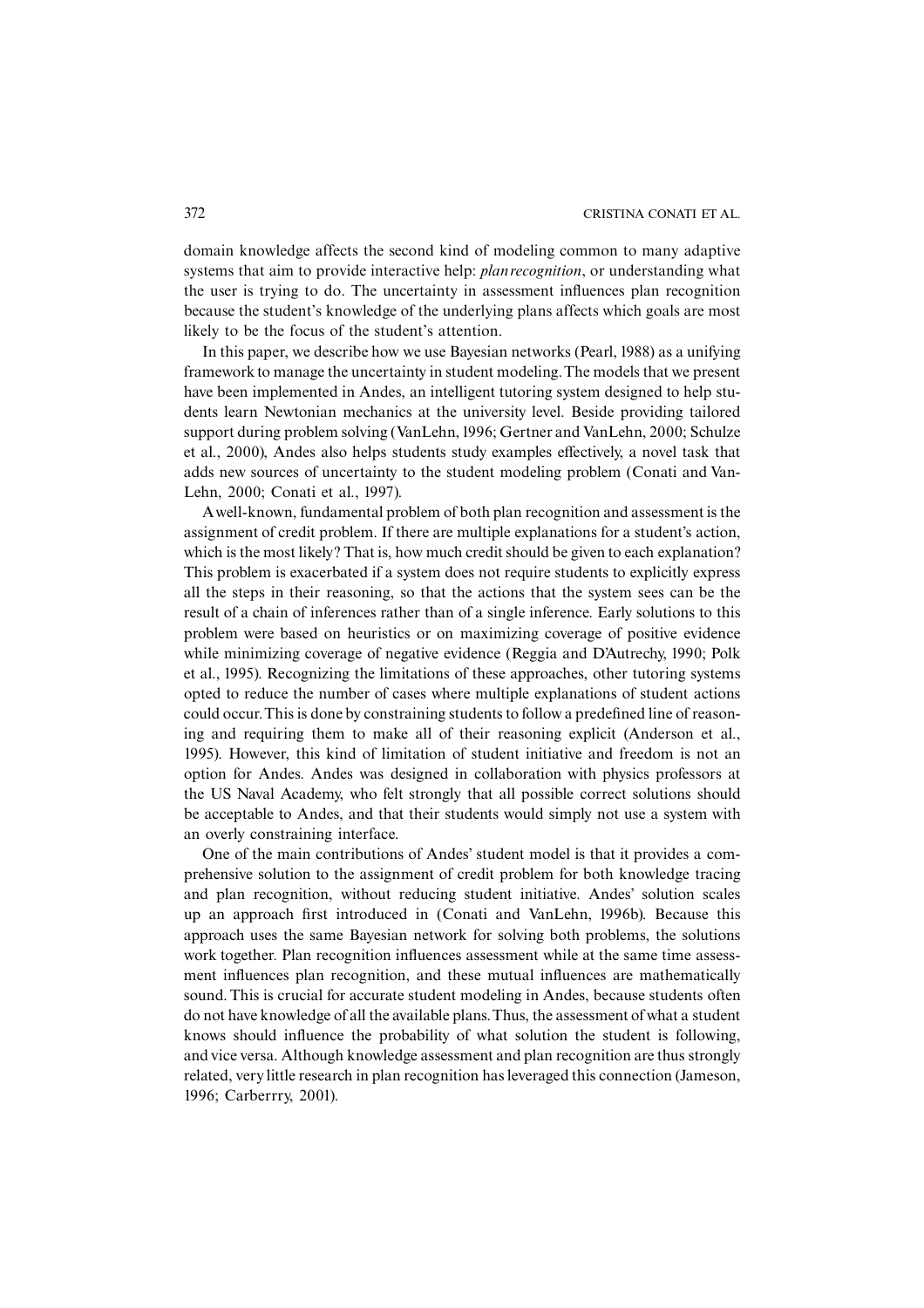domain knowledge affects the second kind of modeling common to many adaptive systems that aim to provide interactive help: *plan recognition*, or understanding what the user is trying to do. The uncertainty in assessment influences plan recognition because the student's knowledge of the underlying plans affects which goals are most likely to be the focus of the student's attention.

In this paper, we describe how we use Bayesian networks (Pearl, 1988) as a unifying framework to manage the uncertainty in student modeling. The models that we present have been implemented in Andes, an intelligent tutoring system designed to help students learn Newtonian mechanics at the university level. Beside providing tailored support during problem solving (VanLehn, 1996; Gertner and VanLehn, 2000; Schulze et al., 2000), Andes also helps students study examples effectively, a novel task that adds new sources of uncertainty to the student modeling problem (Conati and VanLehn, 2000; Conati et al., 1997).

A well-known, fundamental problem of both plan recognition and assessment is the assignment of credit problem. If there are multiple explanations for a student's action, which is the most likely? That is, how much credit should be given to each explanation? This problem is exacerbated if a system does not require students to explicitly express all the steps in their reasoning, so that the actions that the system sees can be the result of a chain of inferences rather than of a single inference. Early solutions to this problem were based on heuristics or on maximizing coverage of positive evidence while minimizing coverage of negative evidence (Reggia and D'Autrechy, 1990; Polk et al., 1995). Recognizing the limitations of these approaches, other tutoring systems opted to reduce the number of cases where multiple explanations of student actions could occur. This is done by constraining students to follow a predefined line of reasoning and requiring them to make all of their reasoning explicit (Anderson et al., 1995). However, this kind of limitation of student initiative and freedom is not an option for Andes. Andes was designed in collaboration with physics professors at the US Naval Academy, who felt strongly that all possible correct solutions should be acceptable to Andes, and that their students would simply not use a system with an overly constraining interface.

One of the main contributions of Andes' student model is that it provides a comprehensive solution to the assignment of credit problem for both knowledge tracing and plan recognition, without reducing student initiative. Andes' solution scales up an approach first introduced in (Conati and VanLehn, 1996b). Because this approach uses the same Bayesian network for solving both problems, the solutions work together. Plan recognition influences assessment while at the same time assessment influences plan recognition, and these mutual influences are mathematically sound. This is crucial for accurate student modeling in Andes, because students often do not have knowledge of all the available plans. Thus, the assessment of what a student knows should influence the probability of what solution the student is following, and vice versa. Although knowledge assessment and plan recognition are thus strongly related, very little research in plan recognition has leveraged this connection (Jameson, 1996; Carberrry, 2001).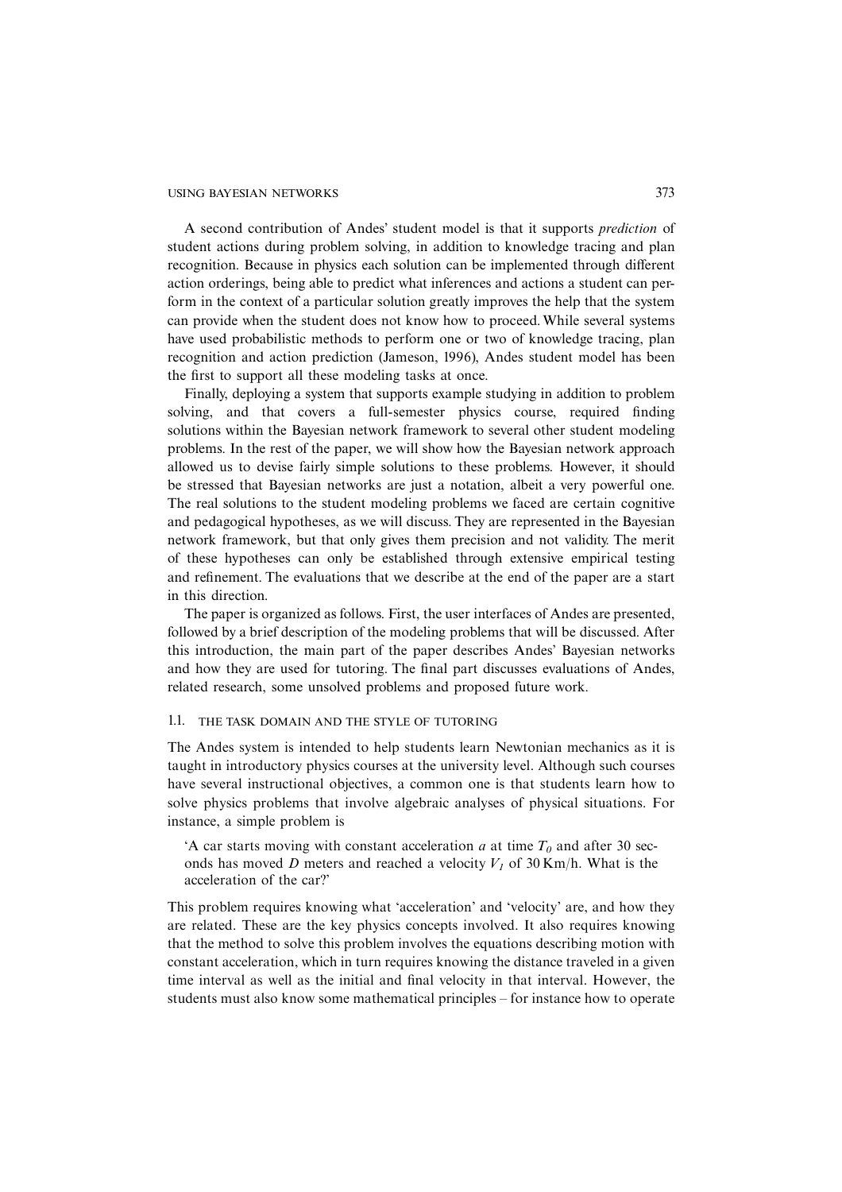A second contribution of Andes' student model is that it supports *prediction* of student actions during problem solving, in addition to knowledge tracing and plan recognition. Because in physics each solution can be implemented through different action orderings, being able to predict what inferences and actions a student can perform in the context of a particular solution greatly improves the help that the system can provide when the student does not know how to proceed. While several systems have used probabilistic methods to perform one or two of knowledge tracing, plan recognition and action prediction (Jameson, 1996), Andes student model has been the first to support all these modeling tasks at once.

Finally, deploying a system that supports example studying in addition to problem solving, and that covers a full-semester physics course, required finding solutions within the Bayesian network framework to several other student modeling problems. In the rest of the paper, we will show how the Bayesian network approach allowed us to devise fairly simple solutions to these problems. However, it should be stressed that Bayesian networks are just a notation, albeit a very powerful one. The real solutions to the student modeling problems we faced are certain cognitive and pedagogical hypotheses, as we will discuss. They are represented in the Bayesian network framework, but that only gives them precision and not validity. The merit of these hypotheses can only be established through extensive empirical testing and refinement. The evaluations that we describe at the end of the paper are a start in this direction.

The paper is organized as follows. First, the user interfaces of Andes are presented, followed by a brief description of the modeling problems that will be discussed. After this introduction, the main part of the paper describes Andes' Bayesian networks and how they are used for tutoring. The final part discusses evaluations of Andes, related research, some unsolved problems and proposed future work.

### 1.1. THE TASK DOMAIN AND THE STYLE OF TUTORING

The Andes system is intended to help students learn Newtonian mechanics as it is taught in introductory physics courses at the university level. Although such courses have several instructional objectives, a common one is that students learn how to solve physics problems that involve algebraic analyses of physical situations. For instance, a simple problem is

> 'A car starts moving with constant acceleration $a$ at time $T_0$ and after 30 seconds has moved $D$ meters and reached a velocity $V_1$ of 30 Km/h. What is the acceleration of the car?'

This problem requires knowing what 'acceleration' and 'velocity' are, and how they are related. These are the key physics concepts involved. It also requires knowing that the method to solve this problem involves the equations describing motion with constant acceleration, which in turn requires knowing the distance traveled in a given time interval as well as the initial and final velocity in that interval. However, the students must also know some mathematical principles – for instance how to operate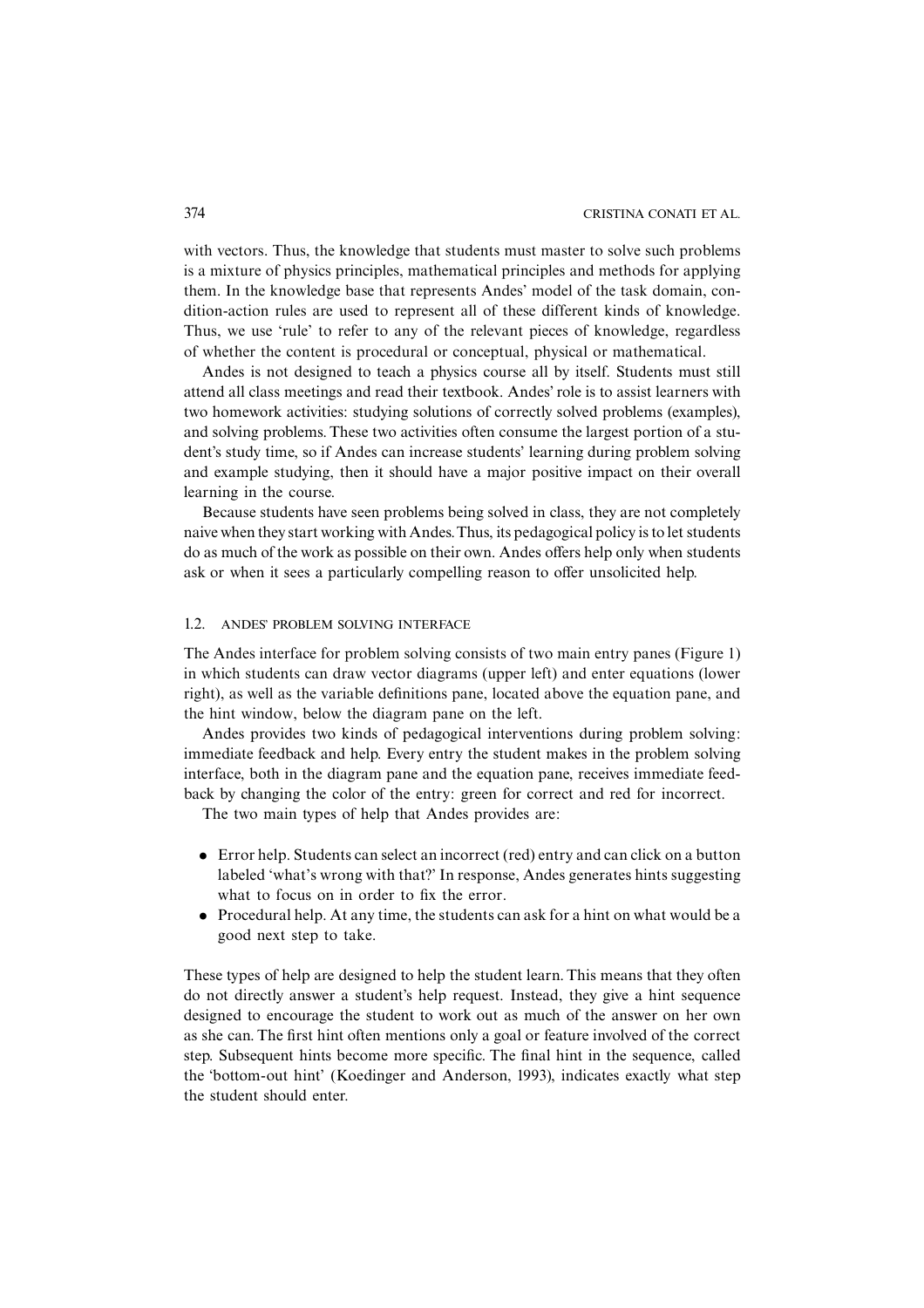with vectors. Thus, the knowledge that students must master to solve such problems is a mixture of physics principles, mathematical principles and methods for applying them. In the knowledge base that represents Andes' model of the task domain, condition-action rules are used to represent all of these different kinds of knowledge. Thus, we use 'rule' to refer to any of the relevant pieces of knowledge, regardless of whether the content is procedural or conceptual, physical or mathematical.

Andes is not designed to teach a physics course all by itself. Students must still attend all class meetings and read their textbook. Andes' role is to assist learners with two homework activities: studying solutions of correctly solved problems (examples), and solving problems. These two activities often consume the largest portion of a student's study time, so if Andes can increase students' learning during problem solving and example studying, then it should have a major positive impact on their overall learning in the course.

Because students have seen problems being solved in class, they are not completely naive when they start working with Andes. Thus, its pedagogical policy is to let students do as much of the work as possible on their own. Andes offers help only when students ask or when it sees a particularly compelling reason to offer unsolicited help.

### 1.2. ANDES' PROBLEM SOLVING INTERFACE

The Andes interface for problem solving consists of two main entry panes (Figure 1) in which students can draw vector diagrams (upper left) and enter equations (lower right), as well as the variable definitions pane, located above the equation pane, and the hint window, below the diagram pane on the left.

Andes provides two kinds of pedagogical interventions during problem solving: immediate feedback and help. Every entry the student makes in the problem solving interface, both in the diagram pane and the equation pane, receives immediate feedback by changing the color of the entry: green for correct and red for incorrect.

The two main types of help that Andes provides are:

- Error help. Students can select an incorrect (red) entry and can click on a button labeled 'what's wrong with that?' In response, Andes generates hints suggesting what to focus on in order to fix the error.
- Procedural help. At any time, the students can ask for a hint on what would be a good next step to take.

These types of help are designed to help the student learn. This means that they often do not directly answer a student's help request. Instead, they give a hint sequence designed to encourage the student to work out as much of the answer on her own as she can. The first hint often mentions only a goal or feature involved of the correct step. Subsequent hints become more specific. The final hint in the sequence, called the 'bottom-out hint' (Koedinger and Anderson, 1993), indicates exactly what step the student should enter.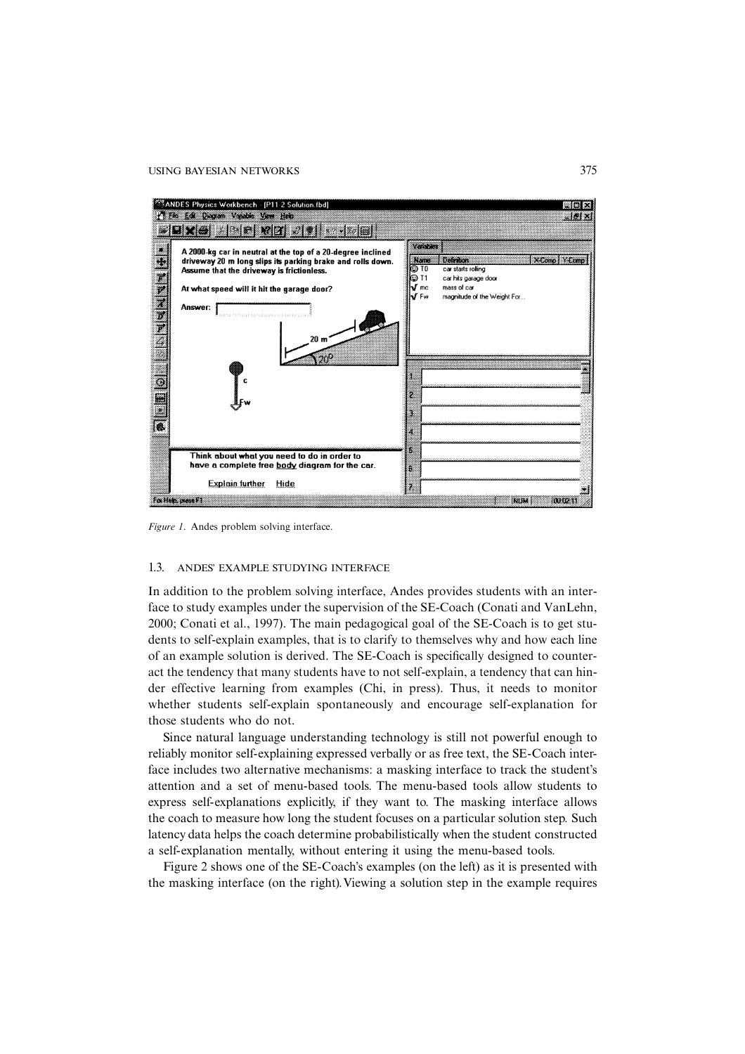*Figure 1.* Andes problem solving interface.

### 1.3. ANDES' EXAMPLE STUDYING INTERFACE

In addition to the problem solving interface, Andes provides students with an interface to study examples under the supervision of the SE-Coach (Conati and VanLehn, 2000; Conati et al., 1997). The main pedagogical goal of the SE-Coach is to get students to self-explain examples, that is to clarify to themselves why and how each line of an example solution is derived. The SE-Coach is specifically designed to counteract the tendency that many students have to not self-explain, a tendency that can hinder effective learning from examples (Chi, in press). Thus, it needs to monitor whether students self-explain spontaneously and encourage self-explanation for those students who do not.

Since natural language understanding technology is still not powerful enough to reliably monitor self-explaining expressed verbally or as free text, the SE-Coach interface includes two alternative mechanisms: a masking interface to track the student's attention and a set of menu-based tools. The menu-based tools allow students to express self-explanations explicitly, if they want to. The masking interface allows the coach to measure how long the student focuses on a particular solution step. Such latency data helps the coach determine probabilistically when the student constructed a self-explanation mentally, without entering it using the menu-based tools.

Figure 2 shows one of the SE-Coach's examples (on the left) as it is presented with the masking interface (on the right). Viewing a solution step in the example requires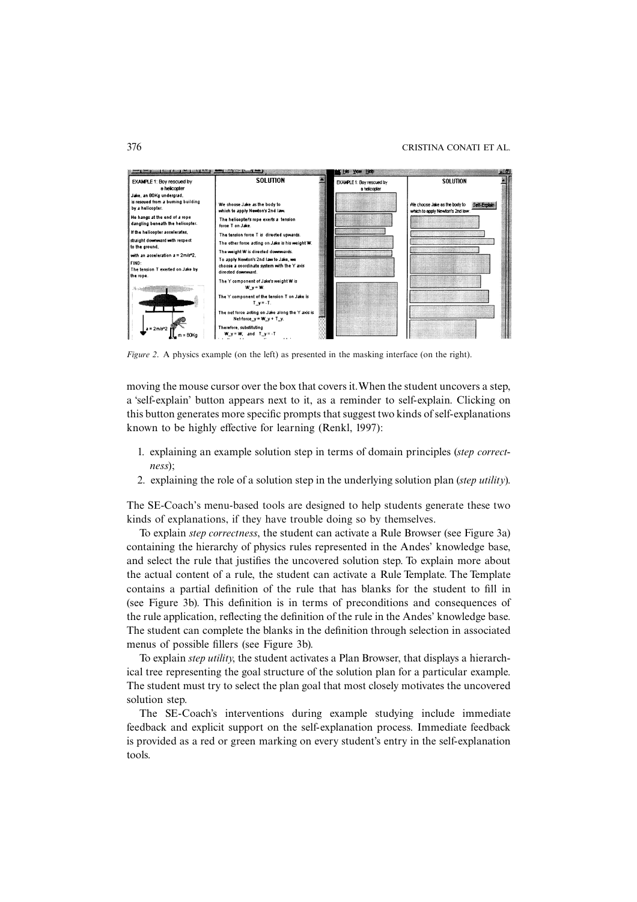*Figure 2*. A physics example (on the left) as presented in the masking interface (on the right).

moving the mouse cursor over the box that covers it. When the student uncovers a step, a 'self-explain' button appears next to it, as a reminder to self-explain. Clicking on this button generates more specific prompts that suggest two kinds of self-explanations known to be highly effective for learning (Renkl, 1997):

1. explaining an example solution step in terms of domain principles (*step correctness*);
2. explaining the role of a solution step in the underlying solution plan (*step utility*).

The SE-Coach's menu-based tools are designed to help students generate these two kinds of explanations, if they have trouble doing so by themselves.

To explain *step correctness*, the student can activate a Rule Browser (see Figure 3a) containing the hierarchy of physics rules represented in the Andes' knowledge base, and select the rule that justifies the uncovered solution step. To explain more about the actual content of a rule, the student can activate a Rule Template. The Template contains a partial definition of the rule that has blanks for the student to fill in (see Figure 3b). This definition is in terms of preconditions and consequences of the rule application, reflecting the definition of the rule in the Andes' knowledge base. The student can complete the blanks in the definition through selection in associated menus of possible fillers (see Figure 3b).

To explain *step utility*, the student activates a Plan Browser, that displays a hierarchical tree representing the goal structure of the solution plan for a particular example. The student must try to select the plan goal that most closely motivates the uncovered solution step.

The SE-Coach's interventions during example studying include immediate feedback and explicit support on the self-explanation process. Immediate feedback is provided as a red or green marking on every student's entry in the self-explanation tools.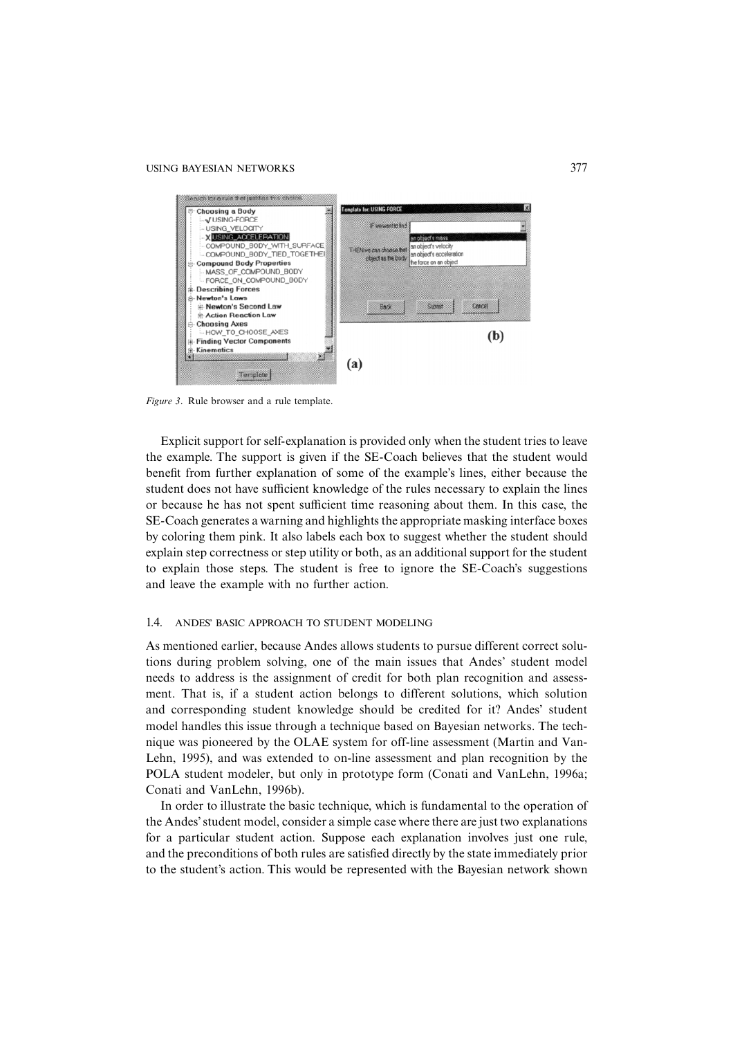*Figure 3*. Rule browser and a rule template.

Explicit support for self-explanation is provided only when the student tries to leave the example. The support is given if the SE-Coach believes that the student would benefit from further explanation of some of the example's lines, either because the student does not have sufficient knowledge of the rules necessary to explain the lines or because he has not spent sufficient time reasoning about them. In this case, the SE-Coach generates a warning and highlights the appropriate masking interface boxes by coloring them pink. It also labels each box to suggest whether the student should explain step correctness or step utility or both, as an additional support for the student to explain those steps. The student is free to ignore the SE-Coach's suggestions and leave the example with no further action.

### 1.4. ANDES' BASIC APPROACH TO STUDENT MODELING

As mentioned earlier, because Andes allows students to pursue different correct solutions during problem solving, one of the main issues that Andes' student model needs to address is the assignment of credit for both plan recognition and assessment. That is, if a student action belongs to different solutions, which solution and corresponding student knowledge should be credited for it? Andes' student model handles this issue through a technique based on Bayesian networks. The technique was pioneered by the OLAE system for off-line assessment (Martin and VanLehn, 1995), and was extended to on-line assessment and plan recognition by the POLA student modeler, but only in prototype form (Conati and VanLehn, 1996a; Conati and VanLehn, 1996b).

In order to illustrate the basic technique, which is fundamental to the operation of the Andes' student model, consider a simple case where there are just two explanations for a particular student action. Suppose each explanation involves just one rule, and the preconditions of both rules are satisfied directly by the state immediately prior to the student's action. This would be represented with the Bayesian network shown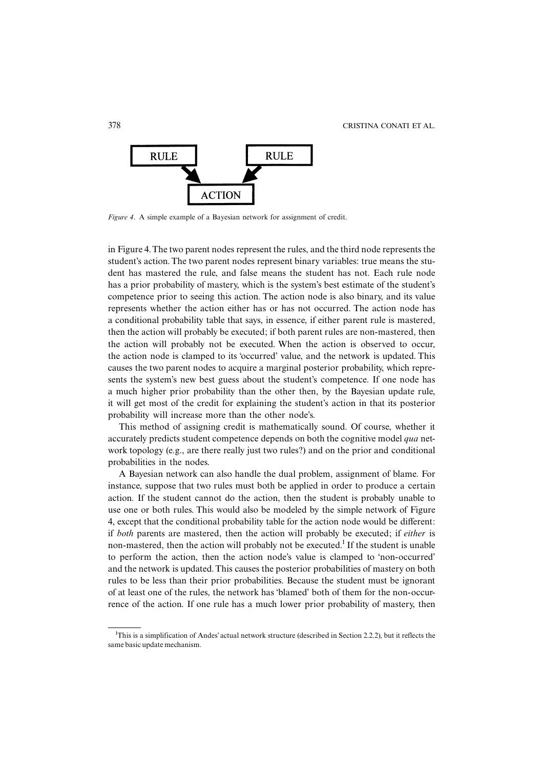RULE

RULE

ACTION

*Figure 4*. A simple example of a Bayesian network for assignment of credit.

in Figure 4. The two parent nodes represent the rules, and the third node represents the student's action. The two parent nodes represent binary variables: true means the student has mastered the rule, and false means the student has not. Each rule node has a prior probability of mastery, which is the system's best estimate of the student's competence prior to seeing this action. The action node is also binary, and its value represents whether the action either has or has not occurred. The action node has a conditional probability table that says, in essence, if either parent rule is mastered, then the action will probably be executed; if both parent rules are non-mastered, then the action will probably not be executed. When the action is observed to occur, the action node is clamped to its 'occurred' value, and the network is updated. This causes the two parent nodes to acquire a marginal posterior probability, which represents the system's new best guess about the student's competence. If one node has a much higher prior probability than the other then, by the Bayesian update rule, it will get most of the credit for explaining the student's action in that its posterior probability will increase more than the other node's.

This method of assigning credit is mathematically sound. Of course, whether it accurately predicts student competence depends on both the cognitive model *qua* network topology (e.g., are there really just two rules?) and on the prior and conditional probabilities in the nodes.

A Bayesian network can also handle the dual problem, assignment of blame. For instance, suppose that two rules must both be applied in order to produce a certain action. If the student cannot do the action, then the student is probably unable to use one or both rules. This would also be modeled by the simple network of Figure 4, except that the conditional probability table for the action node would be different: if *both* parents are mastered, then the action will probably be executed; if *either* is non-mastered, then the action will probably not be executed.[1] If the student is unable to perform the action, then the action node's value is clamped to 'non-occurred' and the network is updated. This causes the posterior probabilities of mastery on both rules to be less than their prior probabilities. Because the student must be ignorant of at least one of the rules, the network has 'blamed' both of them for the non-occurrence of the action. If one rule has a much lower prior probability of mastery, then

[1] This is a simplification of Andes' actual network structure (described in Section 2.2.2), but it reflects the same basic update mechanism.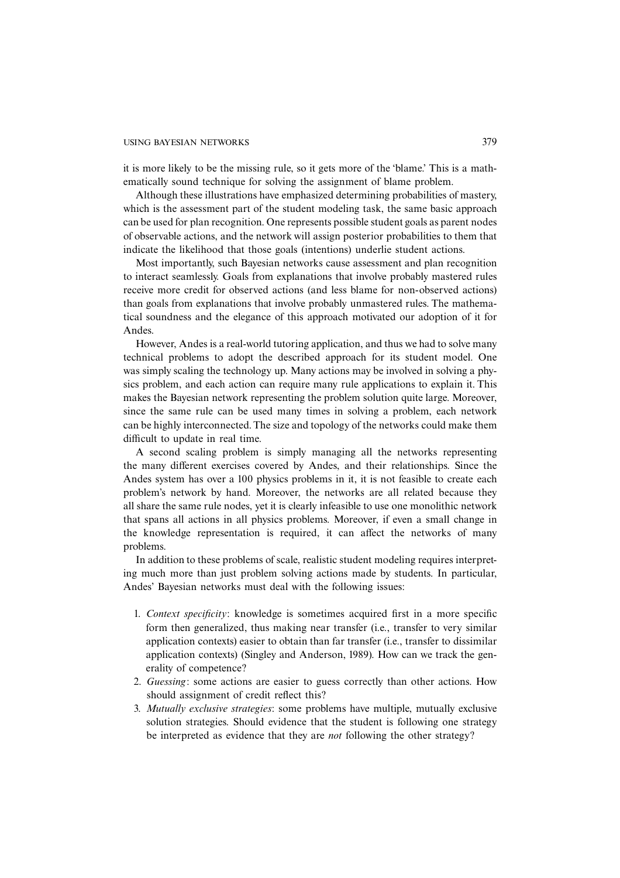it is more likely to be the missing rule, so it gets more of the 'blame.' This is a mathematically sound technique for solving the assignment of blame problem.

Although these illustrations have emphasized determining probabilities of mastery, which is the assessment part of the student modeling task, the same basic approach can be used for plan recognition. One represents possible student goals as parent nodes of observable actions, and the network will assign posterior probabilities to them that indicate the likelihood that those goals (intentions) underlie student actions.

Most importantly, such Bayesian networks cause assessment and plan recognition to interact seamlessly. Goals from explanations that involve probably mastered rules receive more credit for observed actions (and less blame for non-observed actions) than goals from explanations that involve probably unmastered rules. The mathematical soundness and the elegance of this approach motivated our adoption of it for Andes.

However, Andes is a real-world tutoring application, and thus we had to solve many technical problems to adopt the described approach for its student model. One was simply scaling the technology up. Many actions may be involved in solving a physics problem, and each action can require many rule applications to explain it. This makes the Bayesian network representing the problem solution quite large. Moreover, since the same rule can be used many times in solving a problem, each network can be highly interconnected. The size and topology of the networks could make them difficult to update in real time.

A second scaling problem is simply managing all the networks representing the many different exercises covered by Andes, and their relationships. Since the Andes system has over a 100 physics problems in it, it is not feasible to create each problem's network by hand. Moreover, the networks are all related because they all share the same rule nodes, yet it is clearly infeasible to use one monolithic network that spans all actions in all physics problems. Moreover, if even a small change in the knowledge representation is required, it can affect the networks of many problems.

In addition to these problems of scale, realistic student modeling requires interpreting much more than just problem solving actions made by students. In particular, Andes' Bayesian networks must deal with the following issues:

1. *Context specificity*: knowledge is sometimes acquired first in a more specific form then generalized, thus making near transfer (i.e., transfer to very similar application contexts) easier to obtain than far transfer (i.e., transfer to dissimilar application contexts) (Singley and Anderson, 1989). How can we track the generality of competence?
2. *Guessing*: some actions are easier to guess correctly than other actions. How should assignment of credit reflect this?
3. *Mutually exclusive strategies*: some problems have multiple, mutually exclusive solution strategies. Should evidence that the student is following one strategy be interpreted as evidence that they are *not* following the other strategy?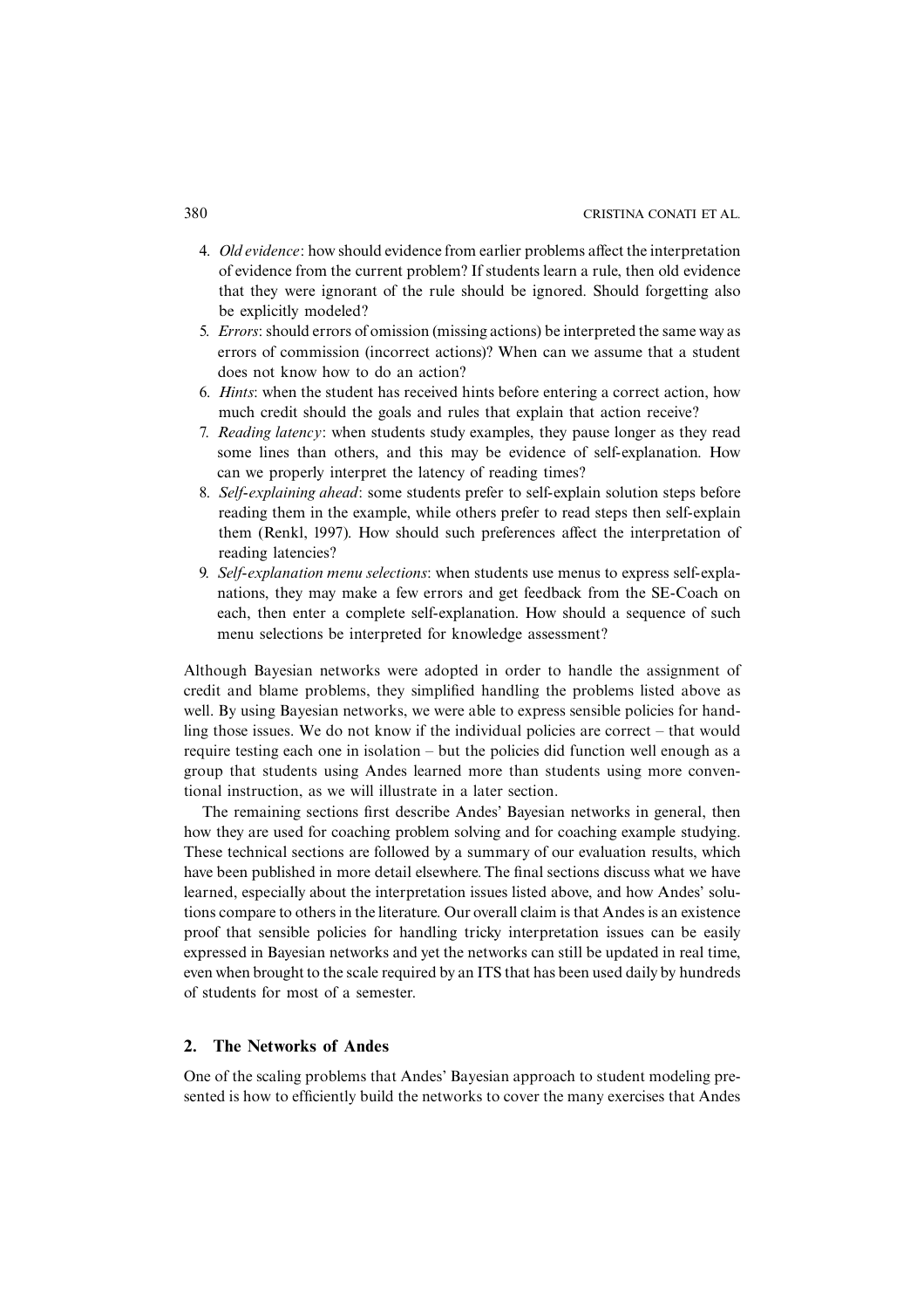4. *Old evidence*: how should evidence from earlier problems affect the interpretation of evidence from the current problem? If students learn a rule, then old evidence that they were ignorant of the rule should be ignored. Should forgetting also be explicitly modeled?
5. *Errors*: should errors of omission (missing actions) be interpreted the same way as errors of commission (incorrect actions)? When can we assume that a student does not know how to do an action?
6. *Hints*: when the student has received hints before entering a correct action, how much credit should the goals and rules that explain that action receive?
7. *Reading latency*: when students study examples, they pause longer as they read some lines than others, and this may be evidence of self-explanation. How can we properly interpret the latency of reading times?
8. *Self-explaining ahead*: some students prefer to self-explain solution steps before reading them in the example, while others prefer to read steps then self-explain them (Renkl, 1997). How should such preferences affect the interpretation of reading latencies?
9. *Self-explanation menu selections*: when students use menus to express self-explanations, they may make a few errors and get feedback from the SE-Coach on each, then enter a complete self-explanation. How should a sequence of such menu selections be interpreted for knowledge assessment?

Although Bayesian networks were adopted in order to handle the assignment of credit and blame problems, they simplified handling the problems listed above as well. By using Bayesian networks, we were able to express sensible policies for handling those issues. We do not know if the individual policies are correct – that would require testing each one in isolation – but the policies did function well enough as a group that students using Andes learned more than students using more conventional instruction, as we will illustrate in a later section.

The remaining sections first describe Andes' Bayesian networks in general, then how they are used for coaching problem solving and for coaching example studying. These technical sections are followed by a summary of our evaluation results, which have been published in more detail elsewhere. The final sections discuss what we have learned, especially about the interpretation issues listed above, and how Andes' solutions compare to others in the literature. Our overall claim is that Andes is an existence proof that sensible policies for handling tricky interpretation issues can be easily expressed in Bayesian networks and yet the networks can still be updated in real time, even when brought to the scale required by an ITS that has been used daily by hundreds of students for most of a semester.

## 2. The Networks of Andes

One of the scaling problems that Andes' Bayesian approach to student modeling presented is how to efficiently build the networks to cover the many exercises that Andes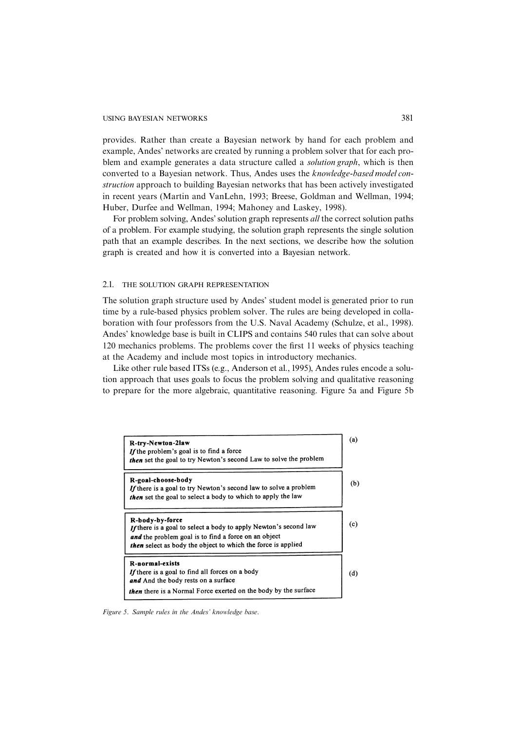provides. Rather than create a Bayesian network by hand for each problem and example, Andes' networks are created by running a problem solver that for each problem and example generates a data structure called a *solution graph*, which is then converted to a Bayesian network. Thus, Andes uses the *knowledge-based model construction* approach to building Bayesian networks that has been actively investigated in recent years (Martin and VanLehn, 1993; Breese, Goldman and Wellman, 1994; Huber, Durfee and Wellman, 1994; Mahoney and Laskey, 1998).

For problem solving, Andes' solution graph represents *all* the correct solution paths of a problem. For example studying, the solution graph represents the single solution path that an example describes. In the next sections, we describe how the solution graph is created and how it is converted into a Bayesian network.

### 2.1. THE SOLUTION GRAPH REPRESENTATION

The solution graph structure used by Andes' student model is generated prior to run time by a rule-based physics problem solver. The rules are being developed in collaboration with four professors from the U.S. Naval Academy (Schulze, et al., 1998). Andes' knowledge base is built in CLIPS and contains 540 rules that can solve about 120 mechanics problems. The problems cover the first 11 weeks of physics teaching at the Academy and include most topics in introductory mechanics.

Like other rule based ITSs (e.g., Anderson et al., 1995), Andes rules encode a solution approach that uses goals to focus the problem solving and qualitative reasoning to prepare for the more algebraic, quantitative reasoning. Figure 5a and Figure 5b

**R-try-Newton-2law** (a)
*If* the problem's goal is to find a force
*then* set the goal to try Newton's second Law to solve the problem

**R-goal-choose-body** (b)
*If* there is a goal to try Newton's second law to solve a problem
*then* set the goal to select a body to which to apply the law

**R-body-by-force** (c)
*If* there is a goal to select a body to apply Newton's second law
*and* the problem goal is to find a force on an object
*then* select as body the object to which the force is applied

**R-normal-exists** (d)
*If* there is a goal to find all forces on a body
*and* And the body rests on a surface
*then* there is a Normal Force exerted on the body by the surface

*Figure 5. Sample rules in the Andes' knowledge base.*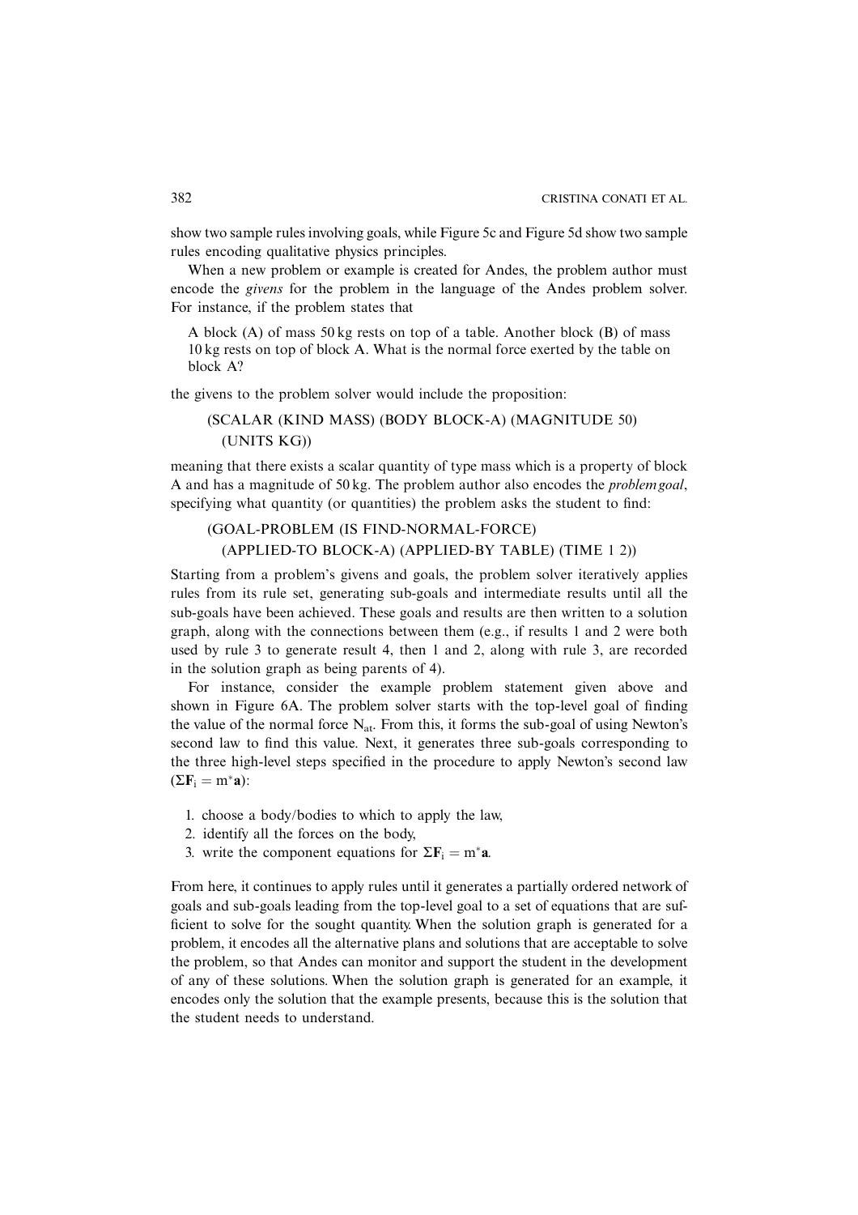show two sample rules involving goals, while Figure 5c and Figure 5d show two sample rules encoding qualitative physics principles.

When a new problem or example is created for Andes, the problem author must encode the *givens* for the problem in the language of the Andes problem solver. For instance, if the problem states that

> A block (A) of mass 50 kg rests on top of a table. Another block (B) of mass 10 kg rests on top of block A. What is the normal force exerted by the table on block A?

the givens to the problem solver would include the proposition:

```
(SCALAR (KIND MASS) (BODY BLOCK-A) (MAGNITUDE 50)
  (UNITS KG))
```

meaning that there exists a scalar quantity of type mass which is a property of block A and has a magnitude of 50 kg. The problem author also encodes the *problem goal*, specifying what quantity (or quantities) the problem asks the student to find:

```
(GOAL-PROBLEM (IS FIND-NORMAL-FORCE)
  (APPLIED-TO BLOCK-A) (APPLIED-BY TABLE) (TIME 1 2))
```

Starting from a problem's givens and goals, the problem solver iteratively applies rules from its rule set, generating sub-goals and intermediate results until all the sub-goals have been achieved. These goals and results are then written to a solution graph, along with the connections between them (e.g., if results 1 and 2 were both used by rule 3 to generate result 4, then 1 and 2, along with rule 3, are recorded in the solution graph as being parents of 4).

For instance, consider the example problem statement given above and shown in Figure 6A. The problem solver starts with the top-level goal of finding the value of the normal force $N_{at}$. From this, it forms the sub-goal of using Newton's second law to find this value. Next, it generates three sub-goals corresponding to the three high-level steps specified in the procedure to apply Newton's second law ($\Sigma \mathbf{F}_i = m^* \mathbf{a}$):

1. choose a body/bodies to which to apply the law,
2. identify all the forces on the body,
3. write the component equations for $\Sigma \mathbf{F}_i = m^* \mathbf{a}$.

From here, it continues to apply rules until it generates a partially ordered network of goals and sub-goals leading from the top-level goal to a set of equations that are sufficient to solve for the sought quantity. When the solution graph is generated for a problem, it encodes all the alternative plans and solutions that are acceptable to solve the problem, so that Andes can monitor and support the student in the development of any of these solutions. When the solution graph is generated for an example, it encodes only the solution that the example presents, because this is the solution that the student needs to understand.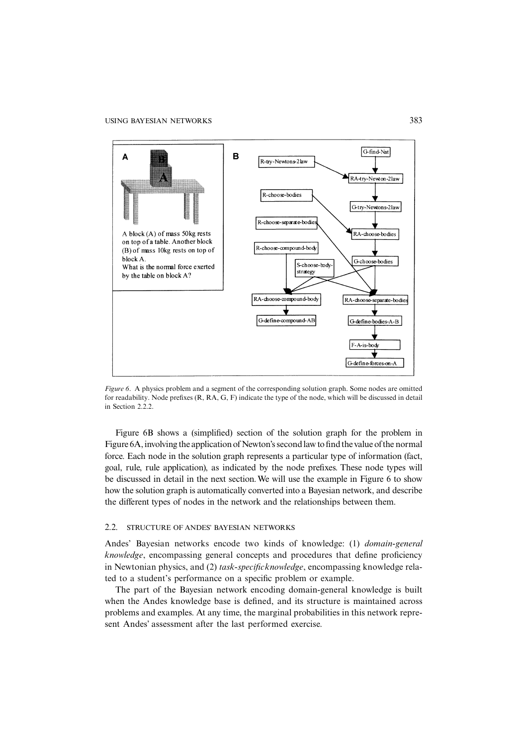*Figure 6*. A physics problem and a segment of the corresponding solution graph. Some nodes are omitted for readability. Node prefixes (R, RA, G, F) indicate the type of the node, which will be discussed in detail in Section 2.2.2.

Figure 6B shows a (simplified) section of the solution graph for the problem in Figure 6A, involving the application of Newton's second law to find the value of the normal force. Each node in the solution graph represents a particular type of information (fact, goal, rule, rule application), as indicated by the node prefixes. These node types will be discussed in detail in the next section. We will use the example in Figure 6 to show how the solution graph is automatically converted into a Bayesian network, and describe the different types of nodes in the network and the relationships between them.

## 2.2. STRUCTURE OF ANDES' BAYESIAN NETWORKS

Andes' Bayesian networks encode two kinds of knowledge: (1) *domain-general knowledge*, encompassing general concepts and procedures that define proficiency in Newtonian physics, and (2) *task-specific knowledge*, encompassing knowledge related to a student's performance on a specific problem or example.

The part of the Bayesian network encoding domain-general knowledge is built when the Andes knowledge base is defined, and its structure is maintained across problems and examples. At any time, the marginal probabilities in this network represent Andes' assessment after the last performed exercise.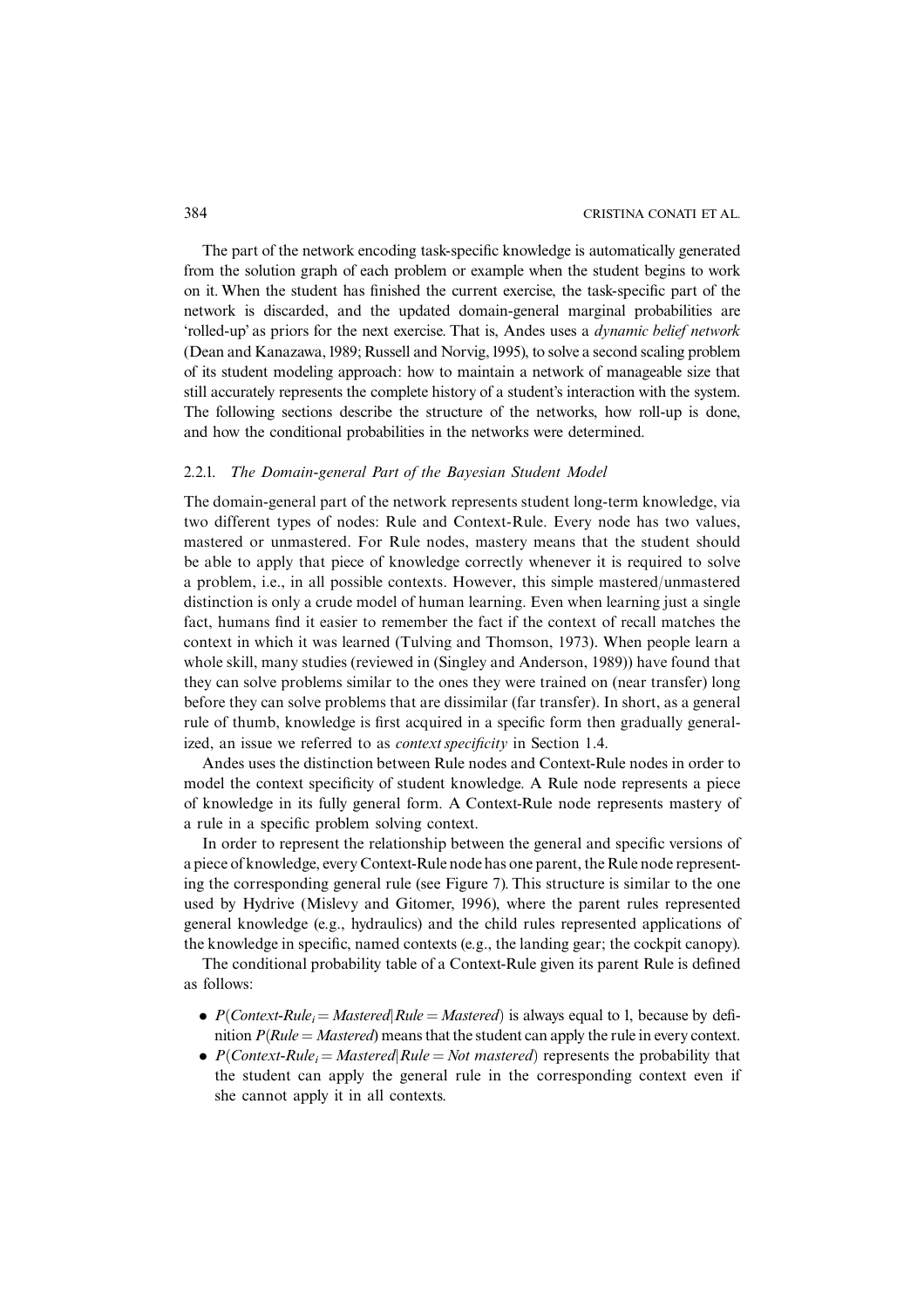The part of the network encoding task-specific knowledge is automatically generated from the solution graph of each problem or example when the student begins to work on it. When the student has finished the current exercise, the task-specific part of the network is discarded, and the updated domain-general marginal probabilities are 'rolled-up' as priors for the next exercise. That is, Andes uses a *dynamic belief network* (Dean and Kanazawa, 1989; Russell and Norvig, 1995), to solve a second scaling problem of its student modeling approach: how to maintain a network of manageable size that still accurately represents the complete history of a student's interaction with the system. The following sections describe the structure of the networks, how roll-up is done, and how the conditional probabilities in the networks were determined.

### 2.2.1. *The Domain-general Part of the Bayesian Student Model*

The domain-general part of the network represents student long-term knowledge, via two different types of nodes: Rule and Context-Rule. Every node has two values, mastered or unmastered. For Rule nodes, mastery means that the student should be able to apply that piece of knowledge correctly whenever it is required to solve a problem, i.e., in all possible contexts. However, this simple mastered/unmastered distinction is only a crude model of human learning. Even when learning just a single fact, humans find it easier to remember the fact if the context of recall matches the context in which it was learned (Tulving and Thomson, 1973). When people learn a whole skill, many studies (reviewed in (Singley and Anderson, 1989)) have found that they can solve problems similar to the ones they were trained on (near transfer) long before they can solve problems that are dissimilar (far transfer). In short, as a general rule of thumb, knowledge is first acquired in a specific form then gradually generalized, an issue we referred to as *context specificity* in Section 1.4.

Andes uses the distinction between Rule nodes and Context-Rule nodes in order to model the context specificity of student knowledge. A Rule node represents a piece of knowledge in its fully general form. A Context-Rule node represents mastery of a rule in a specific problem solving context.

In order to represent the relationship between the general and specific versions of a piece of knowledge, every Context-Rule node has one parent, the Rule node representing the corresponding general rule (see Figure 7). This structure is similar to the one used by Hydrive (Mislevy and Gitomer, 1996), where the parent rules represented general knowledge (e.g., hydraulics) and the child rules represented applications of the knowledge in specific, named contexts (e.g., the landing gear; the cockpit canopy).

The conditional probability table of a Context-Rule given its parent Rule is defined as follows:

- $P(\textit{Context-Rule}_i = \textit{Mastered} | \textit{Rule} = \textit{Mastered})$ is always equal to 1, because by definition $P(\textit{Rule} = \textit{Mastered})$ means that the student can apply the rule in every context.
- $P(\textit{Context-Rule}_i = \textit{Mastered} | \textit{Rule} = \textit{Not mastered})$ represents the probability that the student can apply the general rule in the corresponding context even if she cannot apply it in all contexts.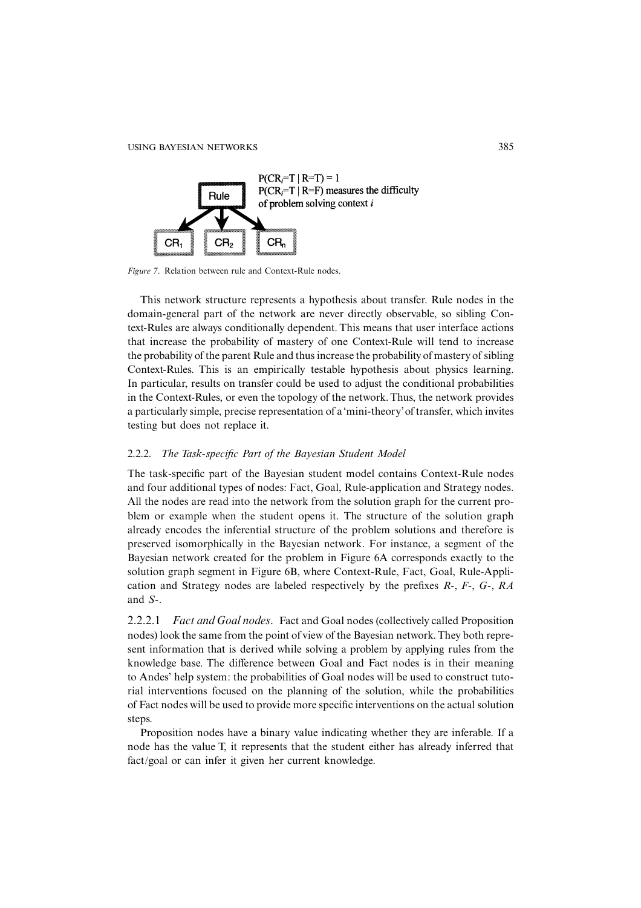$P(CR_i=T \mid R=T) = 1$

$P(CR_i=T \mid R=F)$ measures the difficulty of problem solving context $i$

Rule

$CR_1$

$CR_2$

$CR_n$

*Figure 7*. Relation between rule and Context-Rule nodes.

This network structure represents a hypothesis about transfer. Rule nodes in the domain-general part of the network are never directly observable, so sibling Context-Rules are always conditionally dependent. This means that user interface actions that increase the probability of mastery of one Context-Rule will tend to increase the probability of the parent Rule and thus increase the probability of mastery of sibling Context-Rules. This is an empirically testable hypothesis about physics learning. In particular, results on transfer could be used to adjust the conditional probabilities in the Context-Rules, or even the topology of the network. Thus, the network provides a particularly simple, precise representation of a 'mini-theory' of transfer, which invites testing but does not replace it.

### 2.2.2. *The Task-specific Part of the Bayesian Student Model*

The task-specific part of the Bayesian student model contains Context-Rule nodes and four additional types of nodes: Fact, Goal, Rule-application and Strategy nodes. All the nodes are read into the network from the solution graph for the current problem or example when the student opens it. The structure of the solution graph already encodes the inferential structure of the problem solutions and therefore is preserved isomorphically in the Bayesian network. For instance, a segment of the Bayesian network created for the problem in Figure 6A corresponds exactly to the solution graph segment in Figure 6B, where Context-Rule, Fact, Goal, Rule-Application and Strategy nodes are labeled respectively by the prefixes *R*-, *F*-, *G*-, *RA* and *S*-.

#### 2.2.2.1 *Fact and Goal nodes*.

Fact and Goal nodes (collectively called Proposition nodes) look the same from the point of view of the Bayesian network. They both represent information that is derived while solving a problem by applying rules from the knowledge base. The difference between Goal and Fact nodes is in their meaning to Andes' help system: the probabilities of Goal nodes will be used to construct tutorial interventions focused on the planning of the solution, while the probabilities of Fact nodes will be used to provide more specific interventions on the actual solution steps.

Proposition nodes have a binary value indicating whether they are inferable. If a node has the value T, it represents that the student either has already inferred that fact/goal or can infer it given her current knowledge.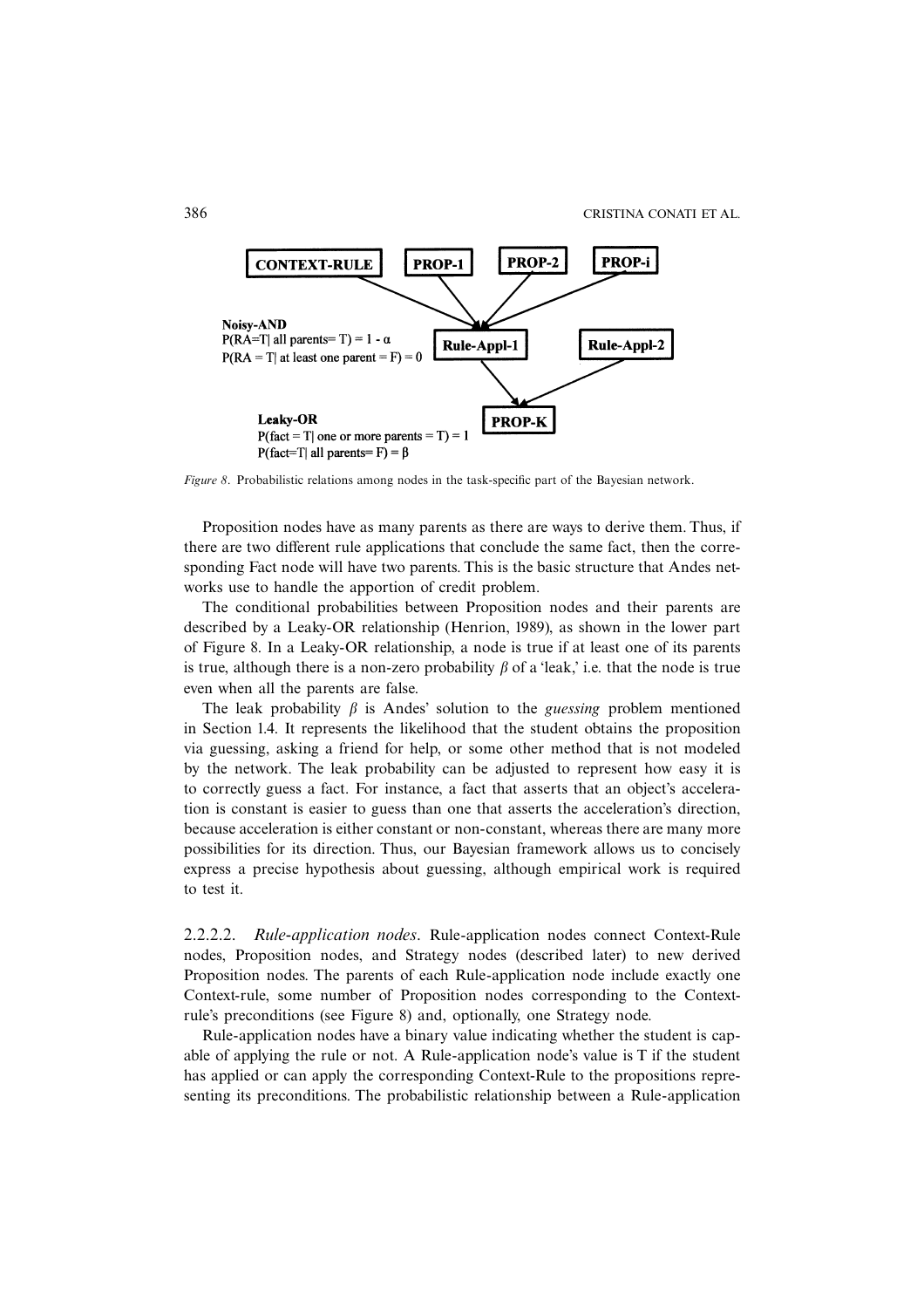CONTEXT-RULE PROP-1 PROP-2 PROP-i

**Noisy-AND**
P(RA=T| all parents= T) = 1 - α
P(RA = T| at least one parent = F) = 0

Rule-Appl-1 Rule-Appl-2

PROP-K

**Leaky-OR**
P(fact = T| one or more parents = T) = 1
P(fact=T| all parents= F) = β

*Figure 8*. Probabilistic relations among nodes in the task-specific part of the Bayesian network.

Proposition nodes have as many parents as there are ways to derive them. Thus, if there are two different rule applications that conclude the same fact, then the corresponding Fact node will have two parents. This is the basic structure that Andes networks use to handle the apportion of credit problem.

The conditional probabilities between Proposition nodes and their parents are described by a Leaky-OR relationship (Henrion, 1989), as shown in the lower part of Figure 8. In a Leaky-OR relationship, a node is true if at least one of its parents is true, although there is a non-zero probability $\beta$ of a 'leak,' i.e. that the node is true even when all the parents are false.

The leak probability $\beta$ is Andes' solution to the *guessing* problem mentioned in Section 1.4. It represents the likelihood that the student obtains the proposition via guessing, asking a friend for help, or some other method that is not modeled by the network. The leak probability can be adjusted to represent how easy it is to correctly guess a fact. For instance, a fact that asserts that an object's acceleration is constant is easier to guess than one that asserts the acceleration's direction, because acceleration is either constant or non-constant, whereas there are many more possibilities for its direction. Thus, our Bayesian framework allows us to concisely express a precise hypothesis about guessing, although empirical work is required to test it.

2.2.2.2. *Rule-application nodes*. Rule-application nodes connect Context-Rule nodes, Proposition nodes, and Strategy nodes (described later) to new derived Proposition nodes. The parents of each Rule-application node include exactly one Context-rule, some number of Proposition nodes corresponding to the Context-rule's preconditions (see Figure 8) and, optionally, one Strategy node.

Rule-application nodes have a binary value indicating whether the student is capable of applying the rule or not. A Rule-application node's value is T if the student has applied or can apply the corresponding Context-Rule to the propositions representing its preconditions. The probabilistic relationship between a Rule-application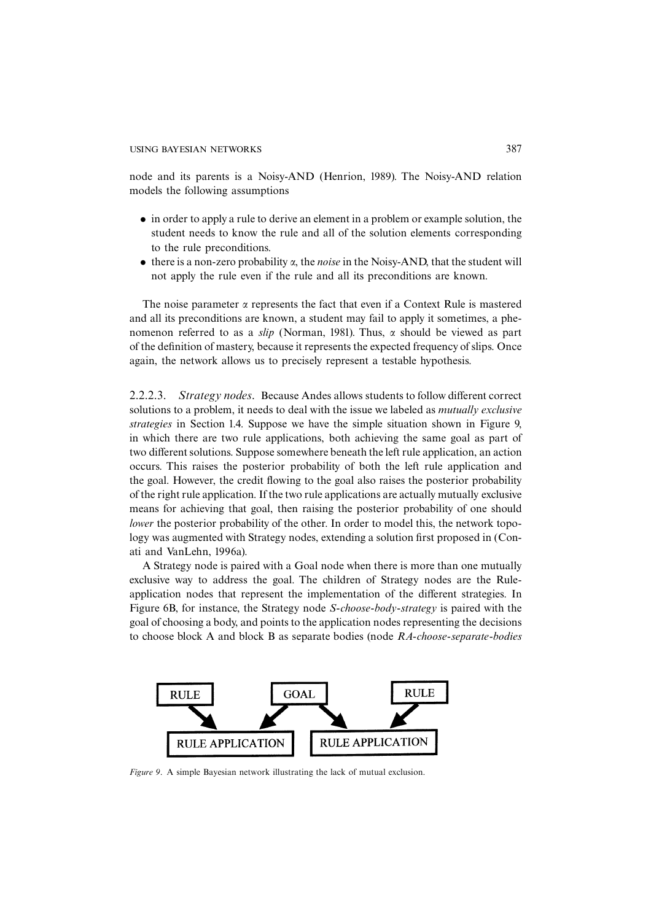node and its parents is a Noisy-AND (Henrion, 1989). The Noisy-AND relation models the following assumptions

- in order to apply a rule to derive an element in a problem or example solution, the student needs to know the rule and all of the solution elements corresponding to the rule preconditions.
- there is a non-zero probability $\alpha$, the *noise* in the Noisy-AND, that the student will not apply the rule even if the rule and all its preconditions are known.

The noise parameter $\alpha$ represents the fact that even if a Context Rule is mastered and all its preconditions are known, a student may fail to apply it sometimes, a phenomenon referred to as a *slip* (Norman, 1981). Thus, $\alpha$ should be viewed as part of the definition of mastery, because it represents the expected frequency of slips. Once again, the network allows us to precisely represent a testable hypothesis.

2.2.2.3. *Strategy nodes*. Because Andes allows students to follow different correct solutions to a problem, it needs to deal with the issue we labeled as *mutually exclusive strategies* in Section 1.4. Suppose we have the simple situation shown in Figure 9, in which there are two rule applications, both achieving the same goal as part of two different solutions. Suppose somewhere beneath the left rule application, an action occurs. This raises the posterior probability of both the left rule application and the goal. However, the credit flowing to the goal also raises the posterior probability of the right rule application. If the two rule applications are actually mutually exclusive means for achieving that goal, then raising the posterior probability of one should *lower* the posterior probability of the other. In order to model this, the network topology was augmented with Strategy nodes, extending a solution first proposed in (Conati and VanLehn, 1996a).

A Strategy node is paired with a Goal node when there is more than one mutually exclusive way to address the goal. The children of Strategy nodes are the Rule-application nodes that represent the implementation of the different strategies. In Figure 6B, for instance, the Strategy node *S-choose-body-strategy* is paired with the goal of choosing a body, and points to the application nodes representing the decisions to choose block A and block B as separate bodies (node *RA-choose-separate-bodies*

Figure 9. A simple Bayesian network illustrating the lack of mutual exclusion.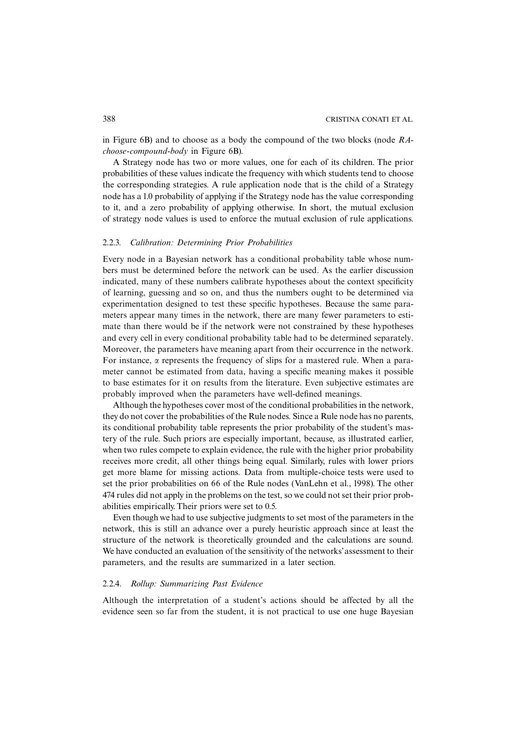in Figure 6B) and to choose as a body the compound of the two blocks (node *RA-choose-compound-body* in Figure 6B).

A Strategy node has two or more values, one for each of its children. The prior probabilities of these values indicate the frequency with which students tend to choose the corresponding strategies. A rule application node that is the child of a Strategy node has a 1.0 probability of applying if the Strategy node has the value corresponding to it, and a zero probability of applying otherwise. In short, the mutual exclusion of strategy node values is used to enforce the mutual exclusion of rule applications.

### 2.2.3. *Calibration: Determining Prior Probabilities*

Every node in a Bayesian network has a conditional probability table whose numbers must be determined before the network can be used. As the earlier discussion indicated, many of these numbers calibrate hypotheses about the context specificity of learning, guessing and so on, and thus the numbers ought to be determined via experimentation designed to test these specific hypotheses. Because the same parameters appear many times in the network, there are many fewer parameters to estimate than there would be if the network were not constrained by these hypotheses and every cell in every conditional probability table had to be determined separately. Moreover, the parameters have meaning apart from their occurrence in the network. For instance, $\alpha$ represents the frequency of slips for a mastered rule. When a parameter cannot be estimated from data, having a specific meaning makes it possible to base estimates for it on results from the literature. Even subjective estimates are probably improved when the parameters have well-defined meanings.

Although the hypotheses cover most of the conditional probabilities in the network, they do not cover the probabilities of the Rule nodes. Since a Rule node has no parents, its conditional probability table represents the prior probability of the student's mastery of the rule. Such priors are especially important, because, as illustrated earlier, when two rules compete to explain evidence, the rule with the higher prior probability receives more credit, all other things being equal. Similarly, rules with lower priors get more blame for missing actions. Data from multiple-choice tests were used to set the prior probabilities on 66 of the Rule nodes (VanLehn et al., 1998). The other 474 rules did not apply in the problems on the test, so we could not set their prior probabilities empirically. Their priors were set to 0.5.

Even though we had to use subjective judgments to set most of the parameters in the network, this is still an advance over a purely heuristic approach since at least the structure of the network is theoretically grounded and the calculations are sound. We have conducted an evaluation of the sensitivity of the networks' assessment to their parameters, and the results are summarized in a later section.

### 2.2.4. *Rollup: Summarizing Past Evidence*

Although the interpretation of a student's actions should be affected by all the evidence seen so far from the student, it is not practical to use one huge Bayesian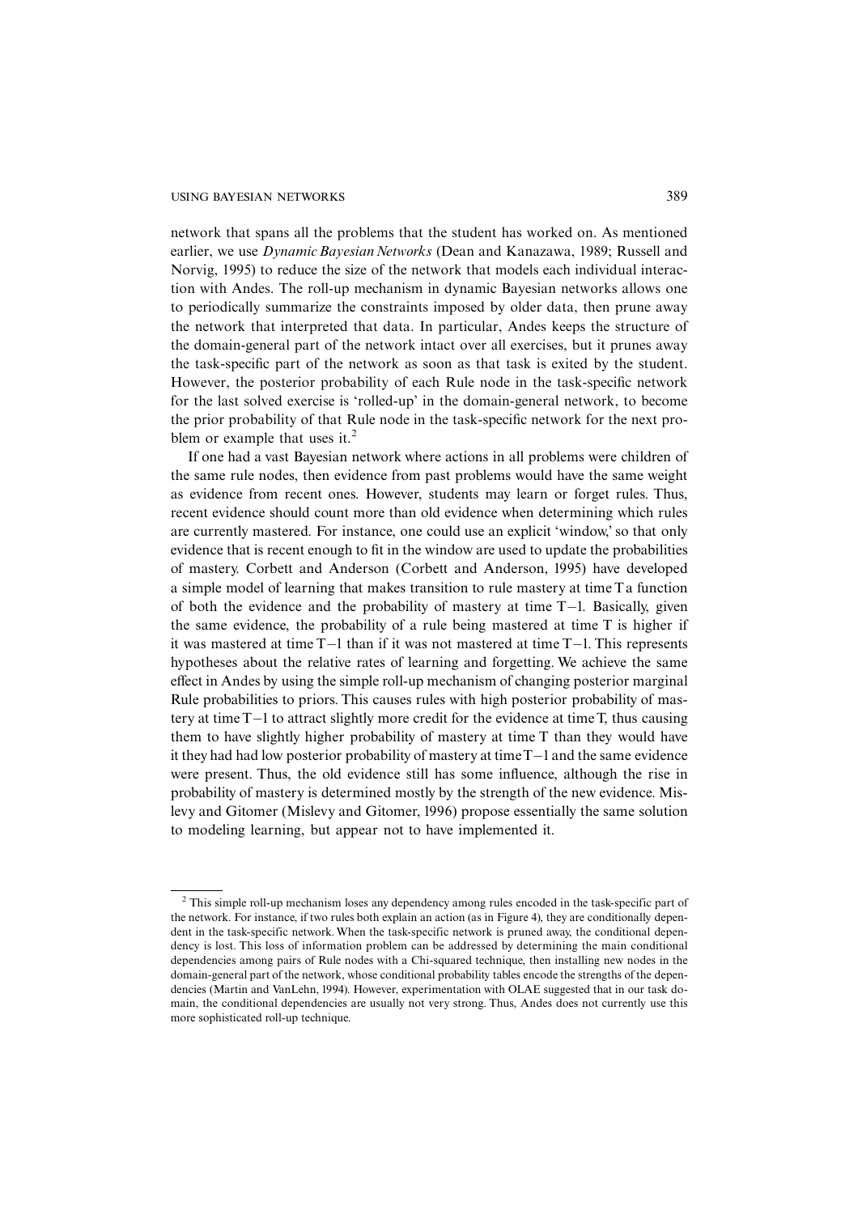network that spans all the problems that the student has worked on. As mentioned earlier, we use *Dynamic Bayesian Networks* (Dean and Kanazawa, 1989; Russell and Norvig, 1995) to reduce the size of the network that models each individual interaction with Andes. The roll-up mechanism in dynamic Bayesian networks allows one to periodically summarize the constraints imposed by older data, then prune away the network that interpreted that data. In particular, Andes keeps the structure of the domain-general part of the network intact over all exercises, but it prunes away the task-specific part of the network as soon as that task is exited by the student. However, the posterior probability of each Rule node in the task-specific network for the last solved exercise is 'rolled-up' in the domain-general network, to become the prior probability of that Rule node in the task-specific network for the next problem or example that uses it.[2]

If one had a vast Bayesian network where actions in all problems were children of the same rule nodes, then evidence from past problems would have the same weight as evidence from recent ones. However, students may learn or forget rules. Thus, recent evidence should count more than old evidence when determining which rules are currently mastered. For instance, one could use an explicit 'window,' so that only evidence that is recent enough to fit in the window are used to update the probabilities of mastery. Corbett and Anderson (Corbett and Anderson, 1995) have developed a simple model of learning that makes transition to rule mastery at time T a function of both the evidence and the probability of mastery at time T−1. Basically, given the same evidence, the probability of a rule being mastered at time T is higher if it was mastered at time T−1 than if it was not mastered at time T−1. This represents hypotheses about the relative rates of learning and forgetting. We achieve the same effect in Andes by using the simple roll-up mechanism of changing posterior marginal Rule probabilities to priors. This causes rules with high posterior probability of mastery at time T−1 to attract slightly more credit for the evidence at time T, thus causing them to have slightly higher probability of mastery at time T than they would have it they had had low posterior probability of mastery at time T−1 and the same evidence were present. Thus, the old evidence still has some influence, although the rise in probability of mastery is determined mostly by the strength of the new evidence. Mislevy and Gitomer (Mislevy and Gitomer, 1996) propose essentially the same solution to modeling learning, but appear not to have implemented it.

---

[2] This simple roll-up mechanism loses any dependency among rules encoded in the task-specific part of the network. For instance, if two rules both explain an action (as in Figure 4), they are conditionally dependent in the task-specific network. When the task-specific network is pruned away, the conditional dependency is lost. This loss of information problem can be addressed by determining the main conditional dependencies among pairs of Rule nodes with a Chi-squared technique, then installing new nodes in the domain-general part of the network, whose conditional probability tables encode the strengths of the dependencies (Martin and VanLehn, 1994). However, experimentation with OLAE suggested that in our task domain, the conditional dependencies are usually not very strong. Thus, Andes does not currently use this more sophisticated roll-up technique.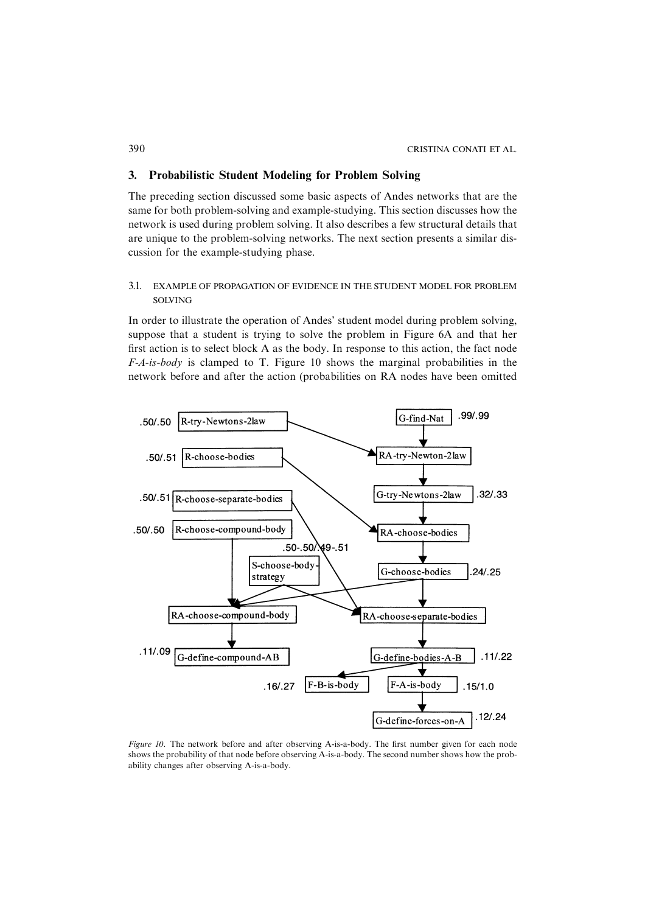## 3. Probabilistic Student Modeling for Problem Solving

The preceding section discussed some basic aspects of Andes networks that are the same for both problem-solving and example-studying. This section discusses how the network is used during problem solving. It also describes a few structural details that are unique to the problem-solving networks. The next section presents a similar discussion for the example-studying phase.

### 3.1. EXAMPLE OF PROPAGATION OF EVIDENCE IN THE STUDENT MODEL FOR PROBLEM SOLVING

In order to illustrate the operation of Andes' student model during problem solving, suppose that a student is trying to solve the problem in Figure 6A and that her first action is to select block A as the body. In response to this action, the fact node *F-A-is-body* is clamped to T. Figure 10 shows the marginal probabilities in the network before and after the action (probabilities on RA nodes have been omitted

*Figure 10*. The network before and after observing A-is-a-body. The first number given for each node shows the probability of that node before observing A-is-a-body. The second number shows how the probability changes after observing A-is-a-body.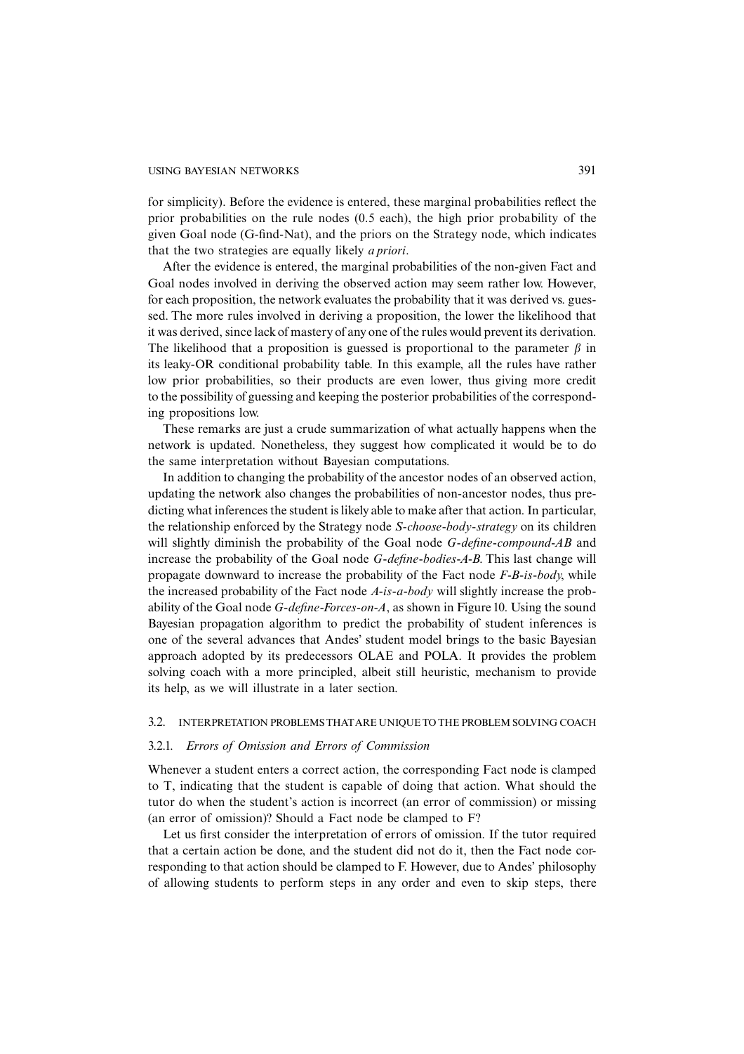for simplicity). Before the evidence is entered, these marginal probabilities reflect the prior probabilities on the rule nodes (0.5 each), the high prior probability of the given Goal node (G-find-Nat), and the priors on the Strategy node, which indicates that the two strategies are equally likely *a priori*.

After the evidence is entered, the marginal probabilities of the non-given Fact and Goal nodes involved in deriving the observed action may seem rather low. However, for each proposition, the network evaluates the probability that it was derived vs. guessed. The more rules involved in deriving a proposition, the lower the likelihood that it was derived, since lack of mastery of any one of the rules would prevent its derivation. The likelihood that a proposition is guessed is proportional to the parameter $\beta$ in its leaky-OR conditional probability table. In this example, all the rules have rather low prior probabilities, so their products are even lower, thus giving more credit to the possibility of guessing and keeping the posterior probabilities of the corresponding propositions low.

These remarks are just a crude summarization of what actually happens when the network is updated. Nonetheless, they suggest how complicated it would be to do the same interpretation without Bayesian computations.

In addition to changing the probability of the ancestor nodes of an observed action, updating the network also changes the probabilities of non-ancestor nodes, thus predicting what inferences the student is likely able to make after that action. In particular, the relationship enforced by the Strategy node *S-choose-body-strategy* on its children will slightly diminish the probability of the Goal node *G-define-compound-AB* and increase the probability of the Goal node *G-define-bodies-A-B*. This last change will propagate downward to increase the probability of the Fact node *F-B-is-body*, while the increased probability of the Fact node *A-is-a-body* will slightly increase the probability of the Goal node *G-define-Forces-on-A*, as shown in Figure 10. Using the sound Bayesian propagation algorithm to predict the probability of student inferences is one of the several advances that Andes' student model brings to the basic Bayesian approach adopted by its predecessors OLAE and POLA. It provides the problem solving coach with a more principled, albeit still heuristic, mechanism to provide its help, as we will illustrate in a later section.

## 3.2. INTERPRETATION PROBLEMS THAT ARE UNIQUE TO THE PROBLEM SOLVING COACH

### 3.2.1. *Errors of Omission and Errors of Commission*

Whenever a student enters a correct action, the corresponding Fact node is clamped to T, indicating that the student is capable of doing that action. What should the tutor do when the student's action is incorrect (an error of commission) or missing (an error of omission)? Should a Fact node be clamped to F?

Let us first consider the interpretation of errors of omission. If the tutor required that a certain action be done, and the student did not do it, then the Fact node corresponding to that action should be clamped to F. However, due to Andes' philosophy of allowing students to perform steps in any order and even to skip steps, there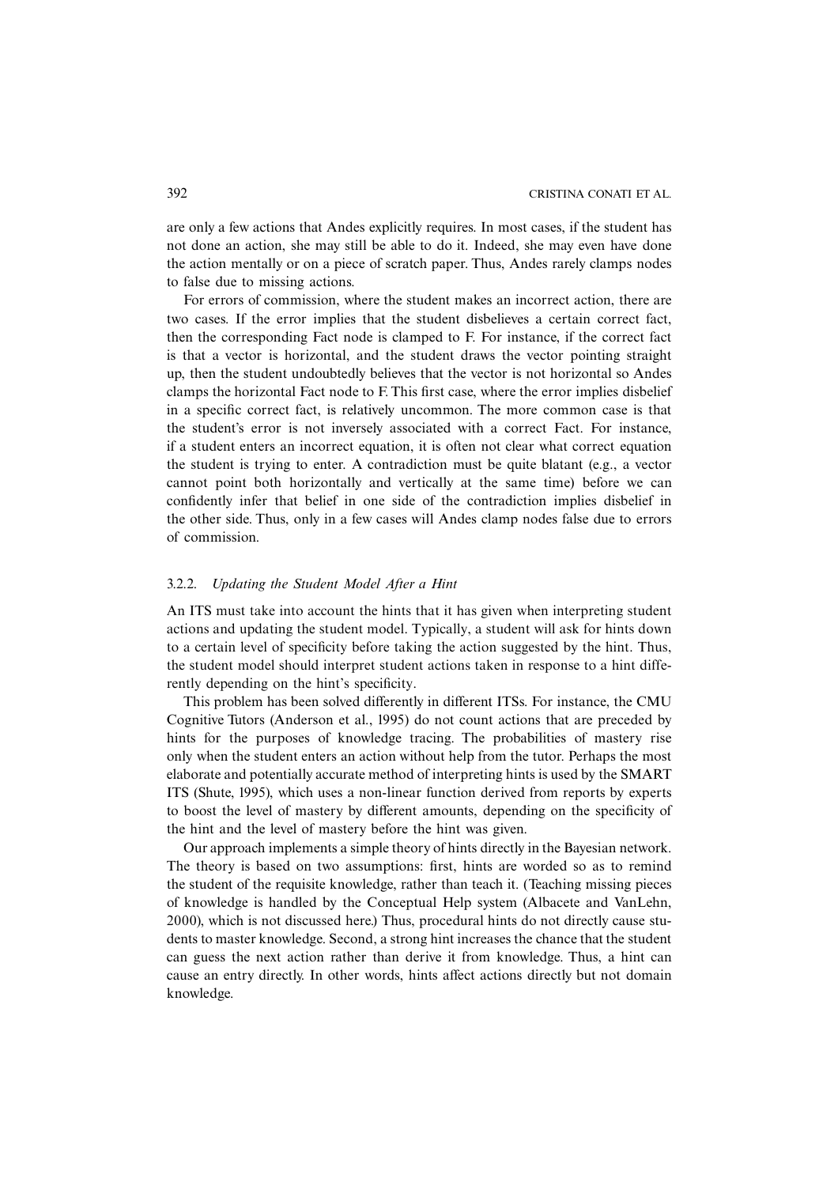are only a few actions that Andes explicitly requires. In most cases, if the student has not done an action, she may still be able to do it. Indeed, she may even have done the action mentally or on a piece of scratch paper. Thus, Andes rarely clamps nodes to false due to missing actions.

For errors of commission, where the student makes an incorrect action, there are two cases. If the error implies that the student disbelieves a certain correct fact, then the corresponding Fact node is clamped to F. For instance, if the correct fact is that a vector is horizontal, and the student draws the vector pointing straight up, then the student undoubtedly believes that the vector is not horizontal so Andes clamps the horizontal Fact node to F. This first case, where the error implies disbelief in a specific correct fact, is relatively uncommon. The more common case is that the student's error is not inversely associated with a correct Fact. For instance, if a student enters an incorrect equation, it is often not clear what correct equation the student is trying to enter. A contradiction must be quite blatant (e.g., a vector cannot point both horizontally and vertically at the same time) before we can confidently infer that belief in one side of the contradiction implies disbelief in the other side. Thus, only in a few cases will Andes clamp nodes false due to errors of commission.

### 3.2.2. *Updating the Student Model After a Hint*

An ITS must take into account the hints that it has given when interpreting student actions and updating the student model. Typically, a student will ask for hints down to a certain level of specificity before taking the action suggested by the hint. Thus, the student model should interpret student actions taken in response to a hint differently depending on the hint's specificity.

This problem has been solved differently in different ITSs. For instance, the CMU Cognitive Tutors (Anderson et al., 1995) do not count actions that are preceded by hints for the purposes of knowledge tracing. The probabilities of mastery rise only when the student enters an action without help from the tutor. Perhaps the most elaborate and potentially accurate method of interpreting hints is used by the SMART ITS (Shute, 1995), which uses a non-linear function derived from reports by experts to boost the level of mastery by different amounts, depending on the specificity of the hint and the level of mastery before the hint was given.

Our approach implements a simple theory of hints directly in the Bayesian network. The theory is based on two assumptions: first, hints are worded so as to remind the student of the requisite knowledge, rather than teach it. (Teaching missing pieces of knowledge is handled by the Conceptual Help system (Albacete and VanLehn, 2000), which is not discussed here.) Thus, procedural hints do not directly cause students to master knowledge. Second, a strong hint increases the chance that the student can guess the next action rather than derive it from knowledge. Thus, a hint can cause an entry directly. In other words, hints affect actions directly but not domain knowledge.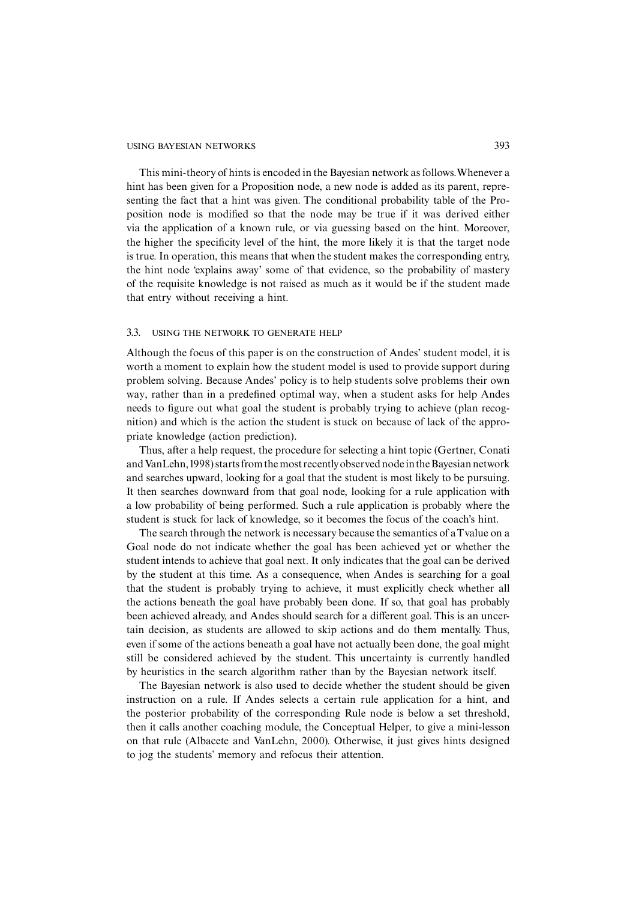This mini-theory of hints is encoded in the Bayesian network as follows. Whenever a hint has been given for a Proposition node, a new node is added as its parent, representing the fact that a hint was given. The conditional probability table of the Proposition node is modified so that the node may be true if it was derived either via the application of a known rule, or via guessing based on the hint. Moreover, the higher the specificity level of the hint, the more likely it is that the target node is true. In operation, this means that when the student makes the corresponding entry, the hint node 'explains away' some of that evidence, so the probability of mastery of the requisite knowledge is not raised as much as it would be if the student made that entry without receiving a hint.

### 3.3. USING THE NETWORK TO GENERATE HELP

Although the focus of this paper is on the construction of Andes' student model, it is worth a moment to explain how the student model is used to provide support during problem solving. Because Andes' policy is to help students solve problems their own way, rather than in a predefined optimal way, when a student asks for help Andes needs to figure out what goal the student is probably trying to achieve (plan recognition) and which is the action the student is stuck on because of lack of the appropriate knowledge (action prediction).

Thus, after a help request, the procedure for selecting a hint topic (Gertner, Conati and VanLehn, 1998) starts from the most recently observed node in the Bayesian network and searches upward, looking for a goal that the student is most likely to be pursuing. It then searches downward from that goal node, looking for a rule application with a low probability of being performed. Such a rule application is probably where the student is stuck for lack of knowledge, so it becomes the focus of the coach's hint.

The search through the network is necessary because the semantics of a T value on a Goal node do not indicate whether the goal has been achieved yet or whether the student intends to achieve that goal next. It only indicates that the goal can be derived by the student at this time. As a consequence, when Andes is searching for a goal that the student is probably trying to achieve, it must explicitly check whether all the actions beneath the goal have probably been done. If so, that goal has probably been achieved already, and Andes should search for a different goal. This is an uncertain decision, as students are allowed to skip actions and do them mentally. Thus, even if some of the actions beneath a goal have not actually been done, the goal might still be considered achieved by the student. This uncertainty is currently handled by heuristics in the search algorithm rather than by the Bayesian network itself.

The Bayesian network is also used to decide whether the student should be given instruction on a rule. If Andes selects a certain rule application for a hint, and the posterior probability of the corresponding Rule node is below a set threshold, then it calls another coaching module, the Conceptual Helper, to give a mini-lesson on that rule (Albacete and VanLehn, 2000). Otherwise, it just gives hints designed to jog the students' memory and refocus their attention.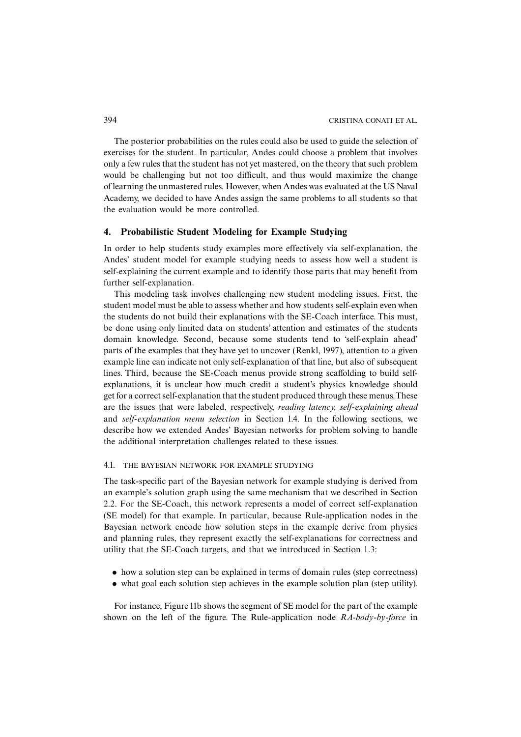The posterior probabilities on the rules could also be used to guide the selection of exercises for the student. In particular, Andes could choose a problem that involves only a few rules that the student has not yet mastered, on the theory that such problem would be challenging but not too difficult, and thus would maximize the change of learning the unmastered rules. However, when Andes was evaluated at the US Naval Academy, we decided to have Andes assign the same problems to all students so that the evaluation would be more controlled.

## 4. Probabilistic Student Modeling for Example Studying

In order to help students study examples more effectively via self-explanation, the Andes' student model for example studying needs to assess how well a student is self-explaining the current example and to identify those parts that may benefit from further self-explanation.

This modeling task involves challenging new student modeling issues. First, the student model must be able to assess whether and how students self-explain even when the students do not build their explanations with the SE-Coach interface. This must, be done using only limited data on students' attention and estimates of the students domain knowledge. Second, because some students tend to 'self-explain ahead' parts of the examples that they have yet to uncover (Renkl, 1997), attention to a given example line can indicate not only self-explanation of that line, but also of subsequent lines. Third, because the SE-Coach menus provide strong scaffolding to build self-explanations, it is unclear how much credit a student's physics knowledge should get for a correct self-explanation that the student produced through these menus. These are the issues that were labeled, respectively, *reading latency, self-explaining ahead* and *self-explanation menu selection* in Section 1.4. In the following sections, we describe how we extended Andes' Bayesian networks for problem solving to handle the additional interpretation challenges related to these issues.

### 4.1. THE BAYESIAN NETWORK FOR EXAMPLE STUDYING

The task-specific part of the Bayesian network for example studying is derived from an example's solution graph using the same mechanism that we described in Section 2.2. For the SE-Coach, this network represents a model of correct self-explanation (SE model) for that example. In particular, because Rule-application nodes in the Bayesian network encode how solution steps in the example derive from physics and planning rules, they represent exactly the self-explanations for correctness and utility that the SE-Coach targets, and that we introduced in Section 1.3:

- how a solution step can be explained in terms of domain rules (step correctness)
- what goal each solution step achieves in the example solution plan (step utility).

For instance, Figure 11b shows the segment of SE model for the part of the example shown on the left of the figure. The Rule-application node *RA-body-by-force* in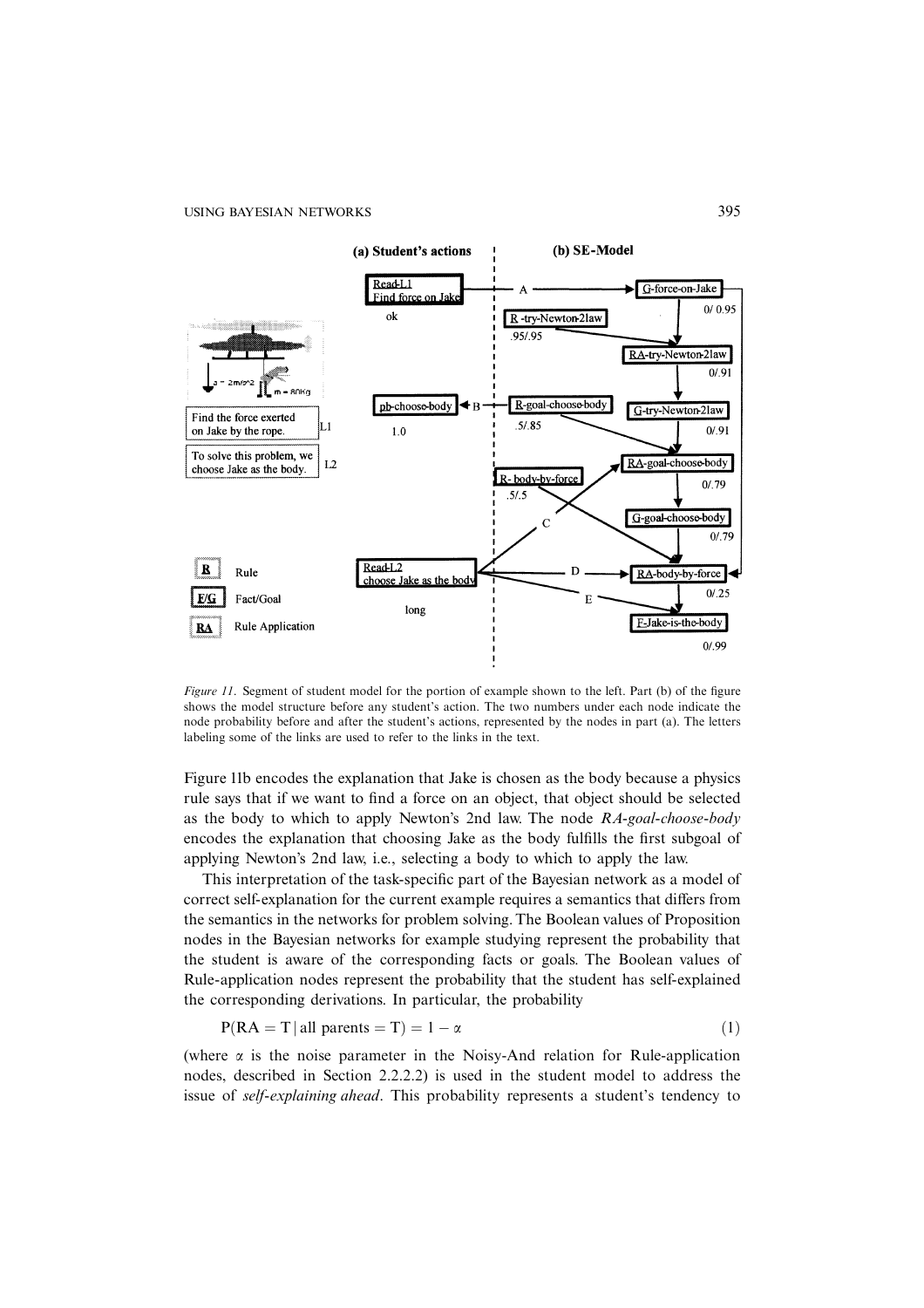*Figure 11*. Segment of student model for the portion of example shown to the left. Part (b) of the figure shows the model structure before any student's action. The two numbers under each node indicate the node probability before and after the student's actions, represented by the nodes in part (a). The letters labeling some of the links are used to refer to the links in the text.

Figure 11b encodes the explanation that Jake is chosen as the body because a physics rule says that if we want to find a force on an object, that object should be selected as the body to which to apply Newton's 2nd law. The node *RA-goal-choose-body* encodes the explanation that choosing Jake as the body fulfills the first subgoal of applying Newton's 2nd law, i.e., selecting a body to which to apply the law.

This interpretation of the task-specific part of the Bayesian network as a model of correct self-explanation for the current example requires a semantics that differs from the semantics in the networks for problem solving. The Boolean values of Proposition nodes in the Bayesian networks for example studying represent the probability that the student is aware of the corresponding facts or goals. The Boolean values of Rule-application nodes represent the probability that the student has self-explained the corresponding derivations. In particular, the probability

$$P(\mathrm{RA} = \mathrm{T} \mid \text{all parents} = \mathrm{T}) = 1 - \alpha \tag{1}$$

(where $\alpha$ is the noise parameter in the Noisy-And relation for Rule-application nodes, described in Section 2.2.2.2) is used in the student model to address the issue of *self-explaining ahead*. This probability represents a student's tendency to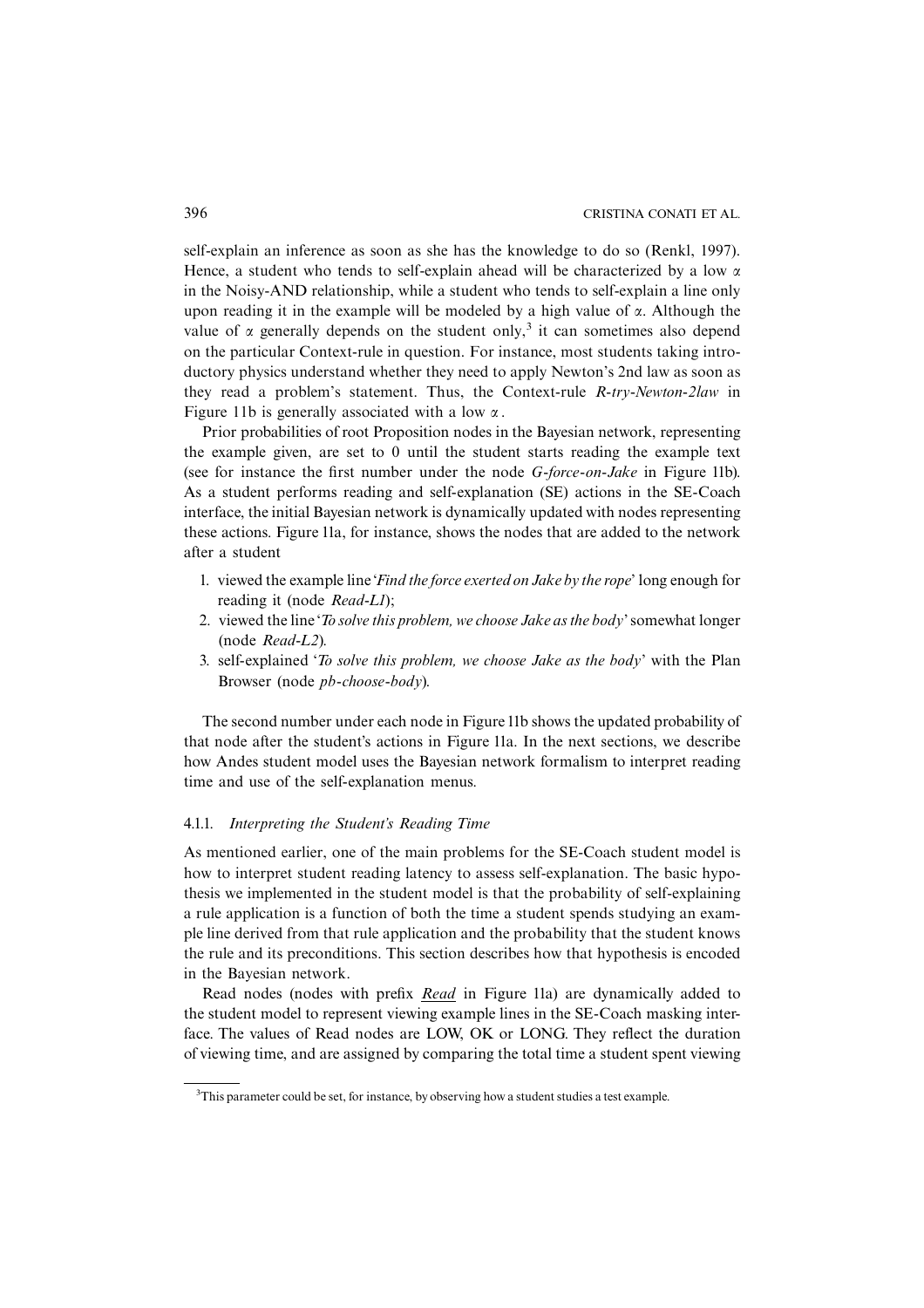self-explain an inference as soon as she has the knowledge to do so (Renkl, 1997). Hence, a student who tends to self-explain ahead will be characterized by a low $\alpha$ in the Noisy-AND relationship, while a student who tends to self-explain a line only upon reading it in the example will be modeled by a high value of $\alpha$. Although the value of $\alpha$ generally depends on the student only,[3] it can sometimes also depend on the particular Context-rule in question. For instance, most students taking introductory physics understand whether they need to apply Newton's 2nd law as soon as they read a problem's statement. Thus, the Context-rule *R-try-Newton-2law* in Figure 11b is generally associated with a low $\alpha$.

Prior probabilities of root Proposition nodes in the Bayesian network, representing the example given, are set to 0 until the student starts reading the example text (see for instance the first number under the node *G-force-on-Jake* in Figure 11b). As a student performs reading and self-explanation (SE) actions in the SE-Coach interface, the initial Bayesian network is dynamically updated with nodes representing these actions. Figure 11a, for instance, shows the nodes that are added to the network after a student

1. viewed the example line '*Find the force exerted on Jake by the rope*' long enough for reading it (node *Read-L1*);
2. viewed the line '*To solve this problem, we choose Jake as the body*' somewhat longer (node *Read-L2*).
3. self-explained '*To solve this problem, we choose Jake as the body*' with the Plan Browser (node *pb-choose-body*).

The second number under each node in Figure 11b shows the updated probability of that node after the student's actions in Figure 11a. In the next sections, we describe how Andes student model uses the Bayesian network formalism to interpret reading time and use of the self-explanation menus.

#### 4.1.1. *Interpreting the Student's Reading Time*

As mentioned earlier, one of the main problems for the SE-Coach student model is how to interpret student reading latency to assess self-explanation. The basic hypothesis we implemented in the student model is that the probability of self-explaining a rule application is a function of both the time a student spends studying an example line derived from that rule application and the probability that the student knows the rule and its preconditions. This section describes how that hypothesis is encoded in the Bayesian network.

Read nodes (nodes with prefix ***Read*** in Figure 11a) are dynamically added to the student model to represent viewing example lines in the SE-Coach masking interface. The values of Read nodes are LOW, OK or LONG. They reflect the duration of viewing time, and are assigned by comparing the total time a student spent viewing

[3] This parameter could be set, for instance, by observing how a student studies a test example.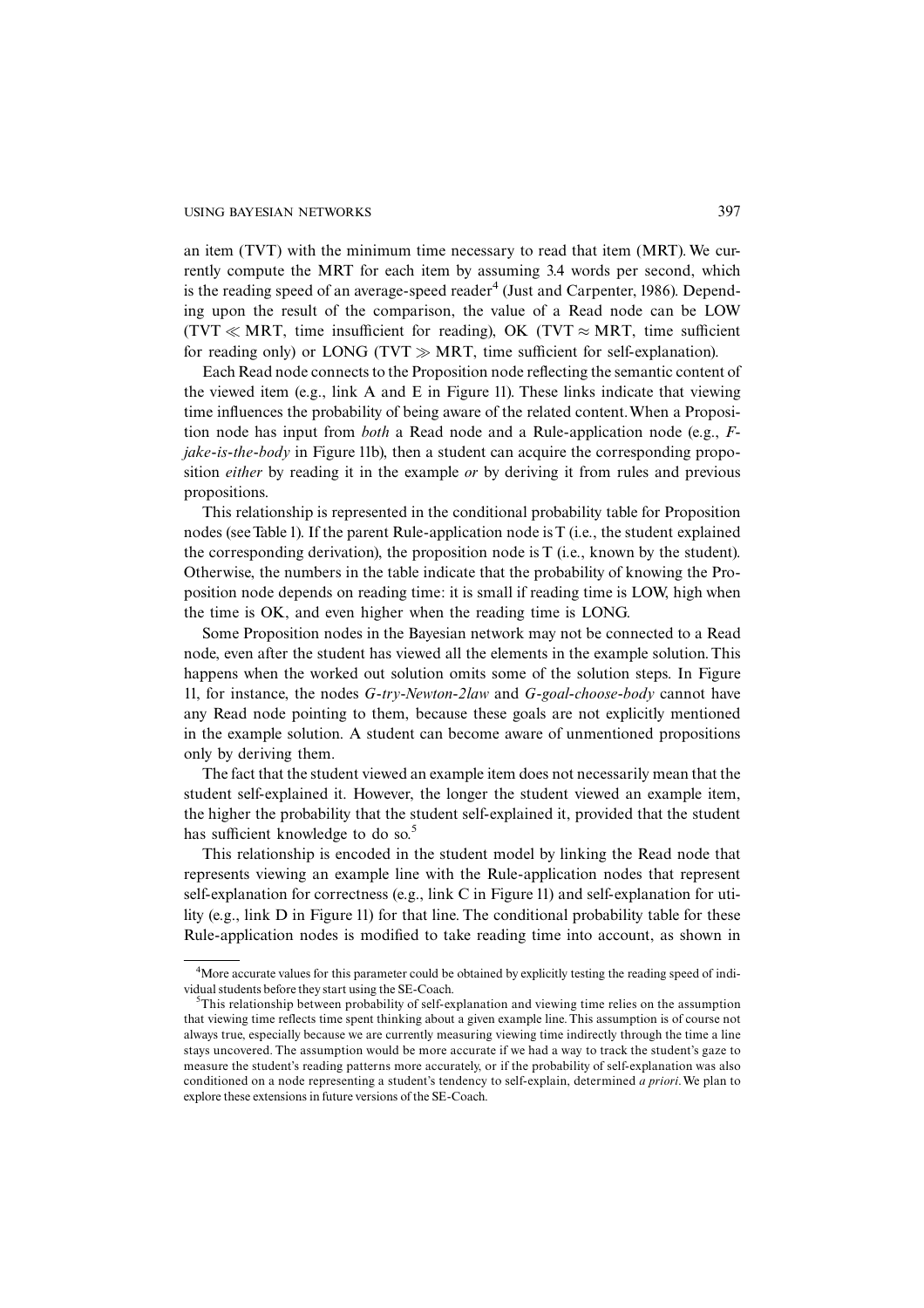an item (TVT) with the minimum time necessary to read that item (MRT). We currently compute the MRT for each item by assuming 3.4 words per second, which is the reading speed of an average-speed reader[4] (Just and Carpenter, 1986). Depending upon the result of the comparison, the value of a Read node can be LOW ($TVT \ll MRT$, time insufficient for reading), OK ($TVT \approx MRT$, time sufficient for reading only) or LONG ($TVT \gg MRT$, time sufficient for self-explanation).

Each Read node connects to the Proposition node reflecting the semantic content of the viewed item (e.g., link A and E in Figure 11). These links indicate that viewing time influences the probability of being aware of the related content. When a Proposition node has input from *both* a Read node and a Rule-application node (e.g., *F-jake-is-the-body* in Figure 11b), then a student can acquire the corresponding proposition *either* by reading it in the example *or* by deriving it from rules and previous propositions.

This relationship is represented in the conditional probability table for Proposition nodes (see Table 1). If the parent Rule-application node is T (i.e., the student explained the corresponding derivation), the proposition node is T (i.e., known by the student). Otherwise, the numbers in the table indicate that the probability of knowing the Proposition node depends on reading time: it is small if reading time is LOW, high when the time is OK, and even higher when the reading time is LONG.

Some Proposition nodes in the Bayesian network may not be connected to a Read node, even after the student has viewed all the elements in the example solution. This happens when the worked out solution omits some of the solution steps. In Figure 11, for instance, the nodes *G-try-Newton-2law* and *G-goal-choose-body* cannot have any Read node pointing to them, because these goals are not explicitly mentioned in the example solution. A student can become aware of unmentioned propositions only by deriving them.

The fact that the student viewed an example item does not necessarily mean that the student self-explained it. However, the longer the student viewed an example item, the higher the probability that the student self-explained it, provided that the student has sufficient knowledge to do so.[5]

This relationship is encoded in the student model by linking the Read node that represents viewing an example line with the Rule-application nodes that represent self-explanation for correctness (e.g., link C in Figure 11) and self-explanation for utility (e.g., link D in Figure 11) for that line. The conditional probability table for these Rule-application nodes is modified to take reading time into account, as shown in

[4]More accurate values for this parameter could be obtained by explicitly testing the reading speed of individual students before they start using the SE-Coach.

[5]This relationship between probability of self-explanation and viewing time relies on the assumption that viewing time reflects time spent thinking about a given example line. This assumption is of course not always true, especially because we are currently measuring viewing time indirectly through the time a line stays uncovered. The assumption would be more accurate if we had a way to track the student's gaze to measure the student's reading patterns more accurately, or if the probability of self-explanation was also conditioned on a node representing a student's tendency to self-explain, determined *a priori*. We plan to explore these extensions in future versions of the SE-Coach.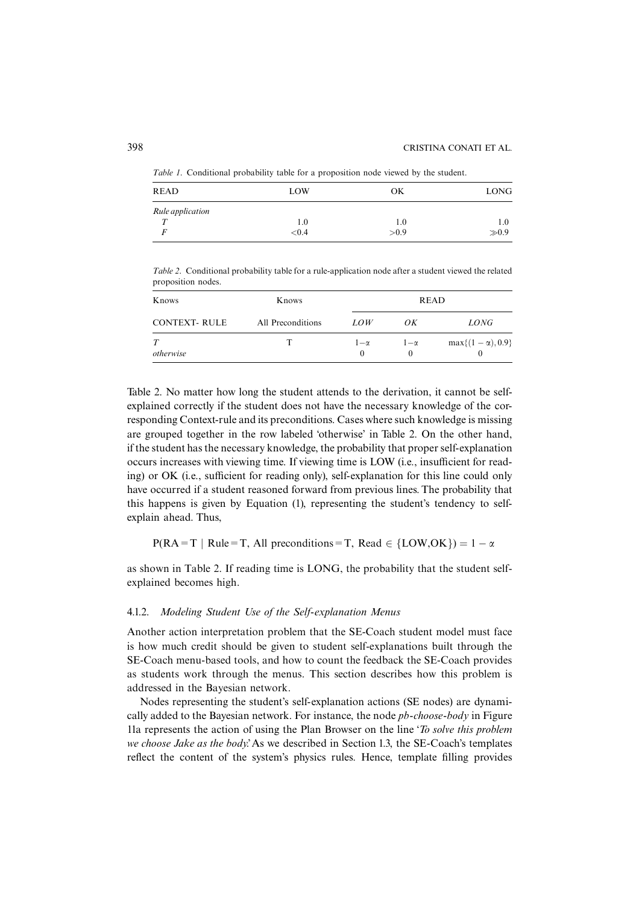*Table 1*. Conditional probability table for a proposition node viewed by the student.

| READ | LOW | OK | LONG |
|---|---|---|---|
| *Rule application* | | | |
| *T* | 1.0 | 1.0 | 1.0 |
| *F* | <0.4 | >0.9 | $\gg$0.9 |

*Table 2*. Conditional probability table for a rule-application node after a student viewed the related proposition nodes.

| Knows | Knows | READ | | |
|---|---|---|---|---|
| CONTEXT- RULE | All Preconditions | *LOW* | *OK* | *LONG* |
| *T* | T | $1-\alpha$ | $1-\alpha$ | $\max\{(1-\alpha), 0.9\}$ |
| *otherwise* | | 0 | 0 | 0 |

Table 2. No matter how long the student attends to the derivation, it cannot be self-explained correctly if the student does not have the necessary knowledge of the corresponding Context-rule and its preconditions. Cases where such knowledge is missing are grouped together in the row labeled 'otherwise' in Table 2. On the other hand, if the student has the necessary knowledge, the probability that proper self-explanation occurs increases with viewing time. If viewing time is LOW (i.e., insufficient for reading) or OK (i.e., sufficient for reading only), self-explanation for this line could only have occurred if a student reasoned forward from previous lines. The probability that this happens is given by Equation (1), representing the student's tendency to self-explain ahead. Thus,

$$P(\text{RA} = \text{T} \mid \text{Rule} = \text{T, All preconditions} = \text{T, Read} \in \{\text{LOW,OK}\}) = 1 - \alpha$$

as shown in Table 2. If reading time is LONG, the probability that the student self-explained becomes high.

### 4.1.2. *Modeling Student Use of the Self-explanation Menus*

Another action interpretation problem that the SE-Coach student model must face is how much credit should be given to student self-explanations built through the SE-Coach menu-based tools, and how to count the feedback the SE-Coach provides as students work through the menus. This section describes how this problem is addressed in the Bayesian network.

Nodes representing the student's self-explanation actions (SE nodes) are dynamically added to the Bayesian network. For instance, the node *pb-choose-body* in Figure 11a represents the action of using the Plan Browser on the line '*To solve this problem we choose Jake as the body*.' As we described in Section 1.3, the SE-Coach's templates reflect the content of the system's physics rules. Hence, template filling provides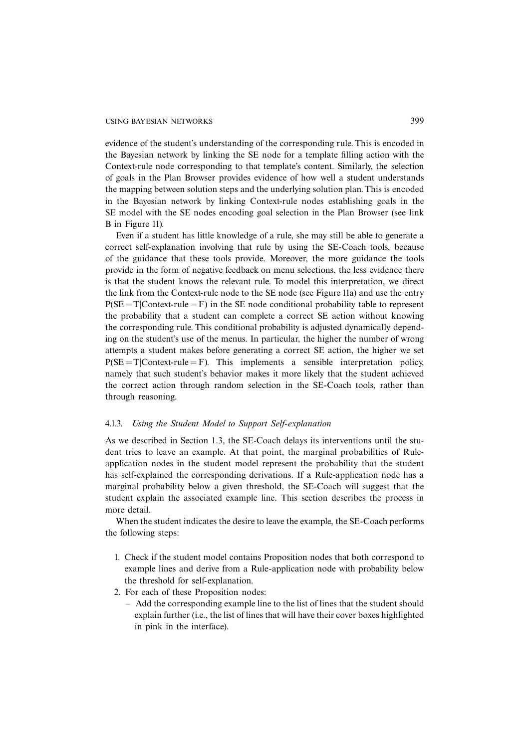evidence of the student's understanding of the corresponding rule. This is encoded in the Bayesian network by linking the SE node for a template filling action with the Context-rule node corresponding to that template's content. Similarly, the selection of goals in the Plan Browser provides evidence of how well a student understands the mapping between solution steps and the underlying solution plan. This is encoded in the Bayesian network by linking Context-rule nodes establishing goals in the SE model with the SE nodes encoding goal selection in the Plan Browser (see link B in Figure 11).

Even if a student has little knowledge of a rule, she may still be able to generate a correct self-explanation involving that rule by using the SE-Coach tools, because of the guidance that these tools provide. Moreover, the more guidance the tools provide in the form of negative feedback on menu selections, the less evidence there is that the student knows the relevant rule. To model this interpretation, we direct the link from the Context-rule node to the SE node (see Figure 11a) and use the entry $P(SE = T|\text{Context-rule} = F)$ in the SE node conditional probability table to represent the probability that a student can complete a correct SE action without knowing the corresponding rule. This conditional probability is adjusted dynamically depending on the student's use of the menus. In particular, the higher the number of wrong attempts a student makes before generating a correct SE action, the higher we set $P(SE = T|\text{Context-rule} = F)$. This implements a sensible interpretation policy, namely that such student's behavior makes it more likely that the student achieved the correct action through random selection in the SE-Coach tools, rather than through reasoning.

### 4.1.3. *Using the Student Model to Support Self-explanation*

As we described in Section 1.3, the SE-Coach delays its interventions until the student tries to leave an example. At that point, the marginal probabilities of Rule-application nodes in the student model represent the probability that the student has self-explained the corresponding derivations. If a Rule-application node has a marginal probability below a given threshold, the SE-Coach will suggest that the student explain the associated example line. This section describes the process in more detail.

When the student indicates the desire to leave the example, the SE-Coach performs the following steps:

1. Check if the student model contains Proposition nodes that both correspond to example lines and derive from a Rule-application node with probability below the threshold for self-explanation.
2. For each of these Proposition nodes:
   - Add the corresponding example line to the list of lines that the student should explain further (i.e., the list of lines that will have their cover boxes highlighted in pink in the interface).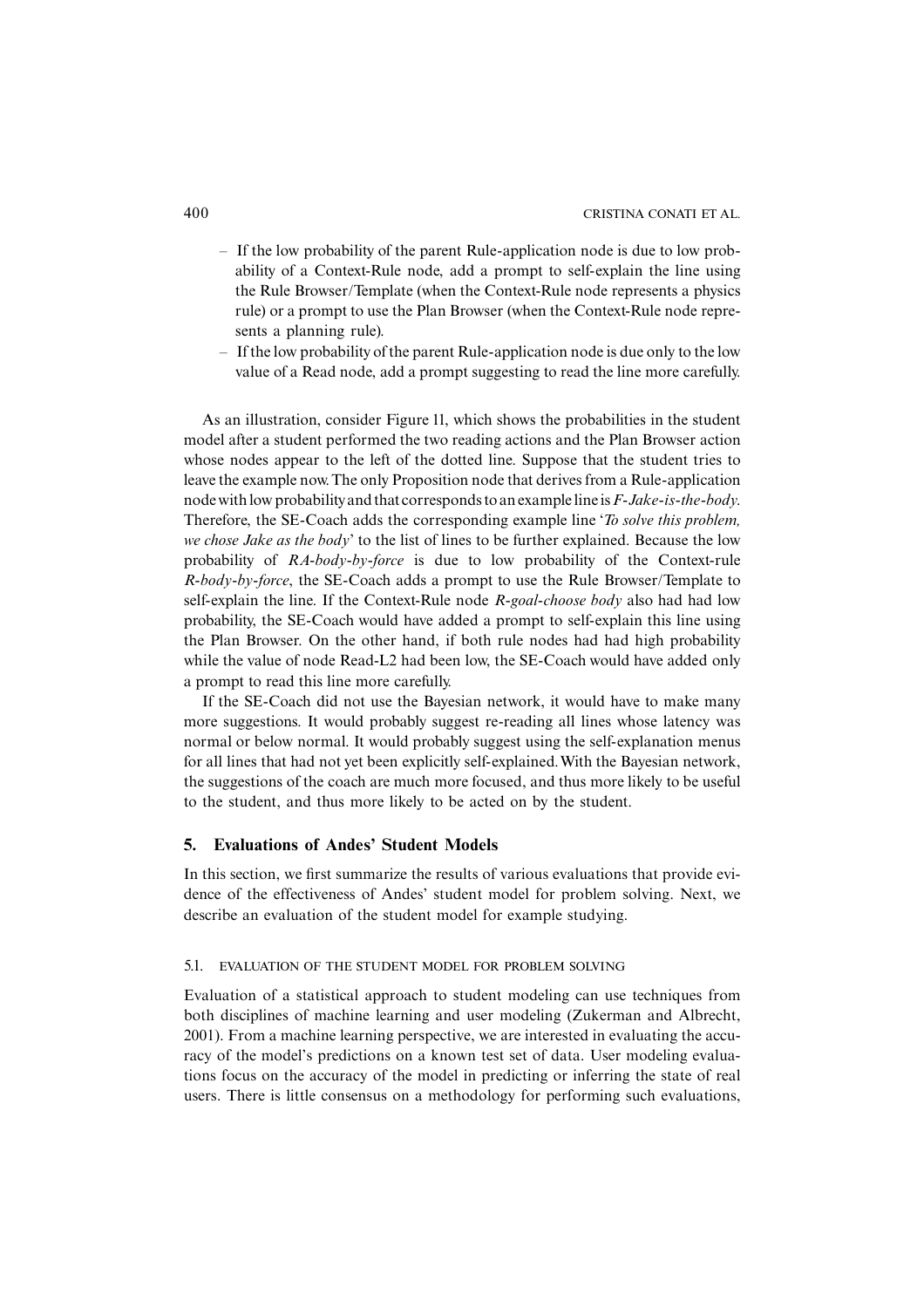- If the low probability of the parent Rule-application node is due to low probability of a Context-Rule node, add a prompt to self-explain the line using the Rule Browser/Template (when the Context-Rule node represents a physics rule) or a prompt to use the Plan Browser (when the Context-Rule node represents a planning rule).
- If the low probability of the parent Rule-application node is due only to the low value of a Read node, add a prompt suggesting to read the line more carefully.

As an illustration, consider Figure 11, which shows the probabilities in the student model after a student performed the two reading actions and the Plan Browser action whose nodes appear to the left of the dotted line. Suppose that the student tries to leave the example now. The only Proposition node that derives from a Rule-application node with low probability and that corresponds to an example line is *F-Jake-is-the-body*. Therefore, the SE-Coach adds the corresponding example line '*To solve this problem, we chose Jake as the body*' to the list of lines to be further explained. Because the low probability of *RA-body-by-force* is due to low probability of the Context-rule *R-body-by-force*, the SE-Coach adds a prompt to use the Rule Browser/Template to self-explain the line. If the Context-Rule node *R-goal-choose body* also had had low probability, the SE-Coach would have added a prompt to self-explain this line using the Plan Browser. On the other hand, if both rule nodes had had high probability while the value of node Read-L2 had been low, the SE-Coach would have added only a prompt to read this line more carefully.

If the SE-Coach did not use the Bayesian network, it would have to make many more suggestions. It would probably suggest re-reading all lines whose latency was normal or below normal. It would probably suggest using the self-explanation menus for all lines that had not yet been explicitly self-explained. With the Bayesian network, the suggestions of the coach are much more focused, and thus more likely to be useful to the student, and thus more likely to be acted on by the student.

## 5. Evaluations of Andes' Student Models

In this section, we first summarize the results of various evaluations that provide evidence of the effectiveness of Andes' student model for problem solving. Next, we describe an evaluation of the student model for example studying.

### 5.1. EVALUATION OF THE STUDENT MODEL FOR PROBLEM SOLVING

Evaluation of a statistical approach to student modeling can use techniques from both disciplines of machine learning and user modeling (Zukerman and Albrecht, 2001). From a machine learning perspective, we are interested in evaluating the accuracy of the model's predictions on a known test set of data. User modeling evaluations focus on the accuracy of the model in predicting or inferring the state of real users. There is little consensus on a methodology for performing such evaluations,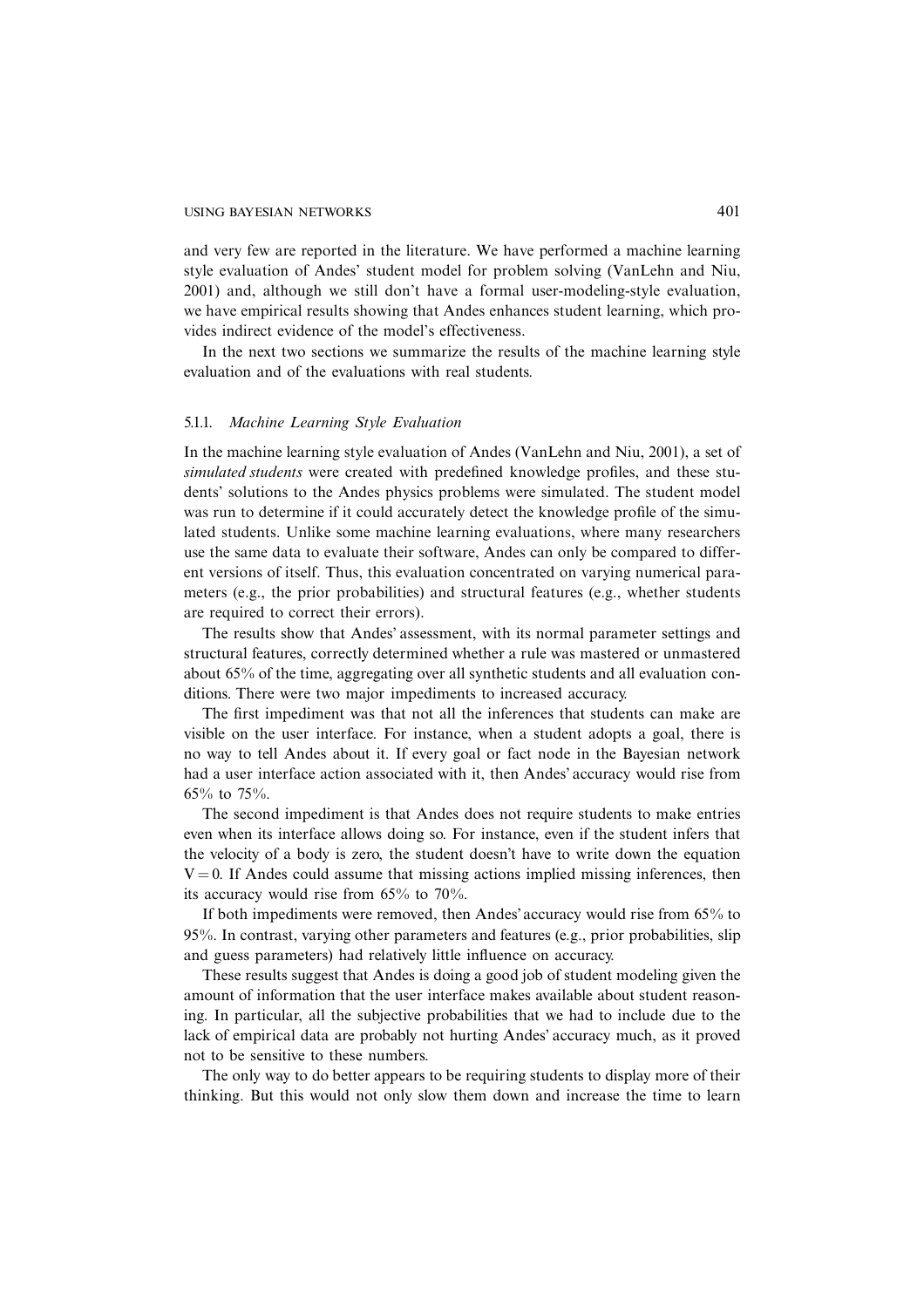and very few are reported in the literature. We have performed a machine learning style evaluation of Andes' student model for problem solving (VanLehn and Niu, 2001) and, although we still don't have a formal user-modeling-style evaluation, we have empirical results showing that Andes enhances student learning, which provides indirect evidence of the model's effectiveness.

In the next two sections we summarize the results of the machine learning style evaluation and of the evaluations with real students.

#### 5.1.1. *Machine Learning Style Evaluation*

In the machine learning style evaluation of Andes (VanLehn and Niu, 2001), a set of *simulated students* were created with predefined knowledge profiles, and these students' solutions to the Andes physics problems were simulated. The student model was run to determine if it could accurately detect the knowledge profile of the simulated students. Unlike some machine learning evaluations, where many researchers use the same data to evaluate their software, Andes can only be compared to different versions of itself. Thus, this evaluation concentrated on varying numerical parameters (e.g., the prior probabilities) and structural features (e.g., whether students are required to correct their errors).

The results show that Andes' assessment, with its normal parameter settings and structural features, correctly determined whether a rule was mastered or unmastered about 65% of the time, aggregating over all synthetic students and all evaluation conditions. There were two major impediments to increased accuracy.

The first impediment was that not all the inferences that students can make are visible on the user interface. For instance, when a student adopts a goal, there is no way to tell Andes about it. If every goal or fact node in the Bayesian network had a user interface action associated with it, then Andes' accuracy would rise from 65% to 75%.

The second impediment is that Andes does not require students to make entries even when its interface allows doing so. For instance, even if the student infers that the velocity of a body is zero, the student doesn't have to write down the equation $V = 0$. If Andes could assume that missing actions implied missing inferences, then its accuracy would rise from 65% to 70%.

If both impediments were removed, then Andes' accuracy would rise from 65% to 95%. In contrast, varying other parameters and features (e.g., prior probabilities, slip and guess parameters) had relatively little influence on accuracy.

These results suggest that Andes is doing a good job of student modeling given the amount of information that the user interface makes available about student reasoning. In particular, all the subjective probabilities that we had to include due to the lack of empirical data are probably not hurting Andes' accuracy much, as it proved not to be sensitive to these numbers.

The only way to do better appears to be requiring students to display more of their thinking. But this would not only slow them down and increase the time to learn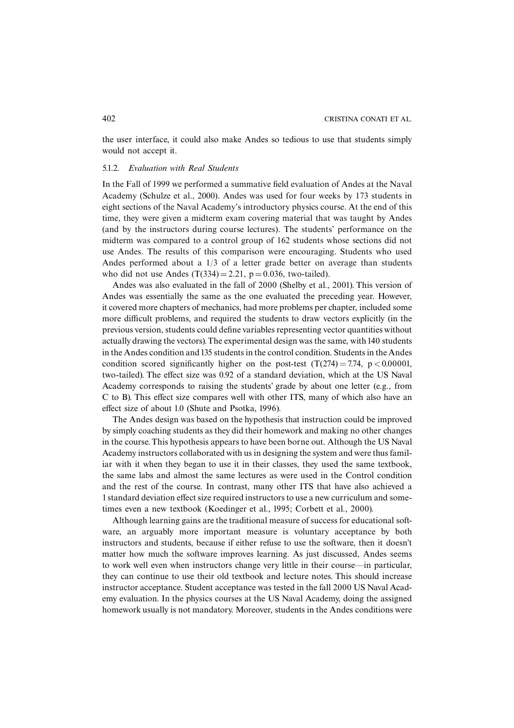the user interface, it could also make Andes so tedious to use that students simply would not accept it.

### 5.1.2. *Evaluation with Real Students*

In the Fall of 1999 we performed a summative field evaluation of Andes at the Naval Academy (Schulze et al., 2000). Andes was used for four weeks by 173 students in eight sections of the Naval Academy's introductory physics course. At the end of this time, they were given a midterm exam covering material that was taught by Andes (and by the instructors during course lectures). The students' performance on the midterm was compared to a control group of 162 students whose sections did not use Andes. The results of this comparison were encouraging. Students who used Andes performed about a 1/3 of a letter grade better on average than students who did not use Andes ($T(334) = 2.21$, $p = 0.036$, two-tailed).

Andes was also evaluated in the fall of 2000 (Shelby et al., 2001). This version of Andes was essentially the same as the one evaluated the preceding year. However, it covered more chapters of mechanics, had more problems per chapter, included some more difficult problems, and required the students to draw vectors explicitly (in the previous version, students could define variables representing vector quantities without actually drawing the vectors). The experimental design was the same, with 140 students in the Andes condition and 135 students in the control condition. Students in the Andes condition scored significantly higher on the post-test ($T(274) = 7.74$, $p < 0.00001$, two-tailed). The effect size was 0.92 of a standard deviation, which at the US Naval Academy corresponds to raising the students' grade by about one letter (e.g., from C to B). This effect size compares well with other ITS, many of which also have an effect size of about 1.0 (Shute and Psotka, 1996).

The Andes design was based on the hypothesis that instruction could be improved by simply coaching students as they did their homework and making no other changes in the course. This hypothesis appears to have been borne out. Although the US Naval Academy instructors collaborated with us in designing the system and were thus familiar with it when they began to use it in their classes, they used the same textbook, the same labs and almost the same lectures as were used in the Control condition and the rest of the course. In contrast, many other ITS that have also achieved a 1 standard deviation effect size required instructors to use a new curriculum and sometimes even a new textbook (Koedinger et al., 1995; Corbett et al., 2000).

Although learning gains are the traditional measure of success for educational software, an arguably more important measure is voluntary acceptance by both instructors and students, because if either refuse to use the software, then it doesn't matter how much the software improves learning. As just discussed, Andes seems to work well even when instructors change very little in their course—in particular, they can continue to use their old textbook and lecture notes. This should increase instructor acceptance. Student acceptance was tested in the fall 2000 US Naval Academy evaluation. In the physics courses at the US Naval Academy, doing the assigned homework usually is not mandatory. Moreover, students in the Andes conditions were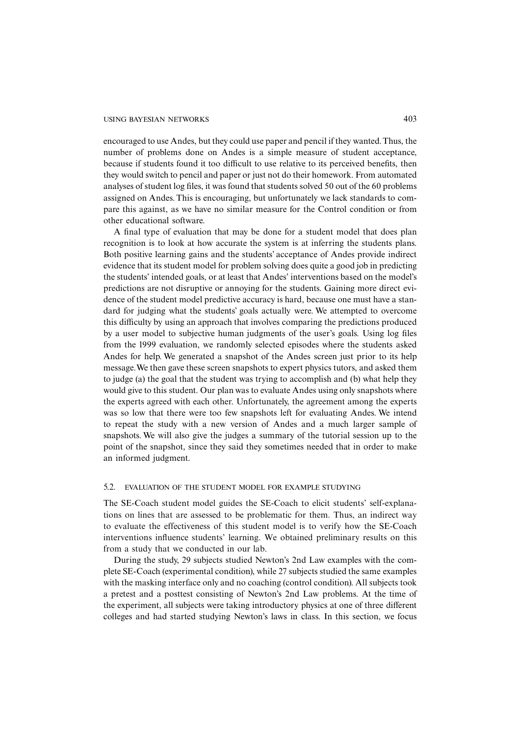encouraged to use Andes, but they could use paper and pencil if they wanted. Thus, the number of problems done on Andes is a simple measure of student acceptance, because if students found it too difficult to use relative to its perceived benefits, then they would switch to pencil and paper or just not do their homework. From automated analyses of student log files, it was found that students solved 50 out of the 60 problems assigned on Andes. This is encouraging, but unfortunately we lack standards to compare this against, as we have no similar measure for the Control condition or from other educational software.

A final type of evaluation that may be done for a student model that does plan recognition is to look at how accurate the system is at inferring the students plans. Both positive learning gains and the students' acceptance of Andes provide indirect evidence that its student model for problem solving does quite a good job in predicting the students' intended goals, or at least that Andes' interventions based on the model's predictions are not disruptive or annoying for the students. Gaining more direct evidence of the student model predictive accuracy is hard, because one must have a standard for judging what the students' goals actually were. We attempted to overcome this difficulty by using an approach that involves comparing the predictions produced by a user model to subjective human judgments of the user's goals. Using log files from the 1999 evaluation, we randomly selected episodes where the students asked Andes for help. We generated a snapshot of the Andes screen just prior to its help message. We then gave these screen snapshots to expert physics tutors, and asked them to judge (a) the goal that the student was trying to accomplish and (b) what help they would give to this student. Our plan was to evaluate Andes using only snapshots where the experts agreed with each other. Unfortunately, the agreement among the experts was so low that there were too few snapshots left for evaluating Andes. We intend to repeat the study with a new version of Andes and a much larger sample of snapshots. We will also give the judges a summary of the tutorial session up to the point of the snapshot, since they said they sometimes needed that in order to make an informed judgment.

## 5.2. EVALUATION OF THE STUDENT MODEL FOR EXAMPLE STUDYING

The SE-Coach student model guides the SE-Coach to elicit students' self-explanations on lines that are assessed to be problematic for them. Thus, an indirect way to evaluate the effectiveness of this student model is to verify how the SE-Coach interventions influence students' learning. We obtained preliminary results on this from a study that we conducted in our lab.

During the study, 29 subjects studied Newton's 2nd Law examples with the complete SE-Coach (experimental condition), while 27 subjects studied the same examples with the masking interface only and no coaching (control condition). All subjects took a pretest and a posttest consisting of Newton's 2nd Law problems. At the time of the experiment, all subjects were taking introductory physics at one of three different colleges and had started studying Newton's laws in class. In this section, we focus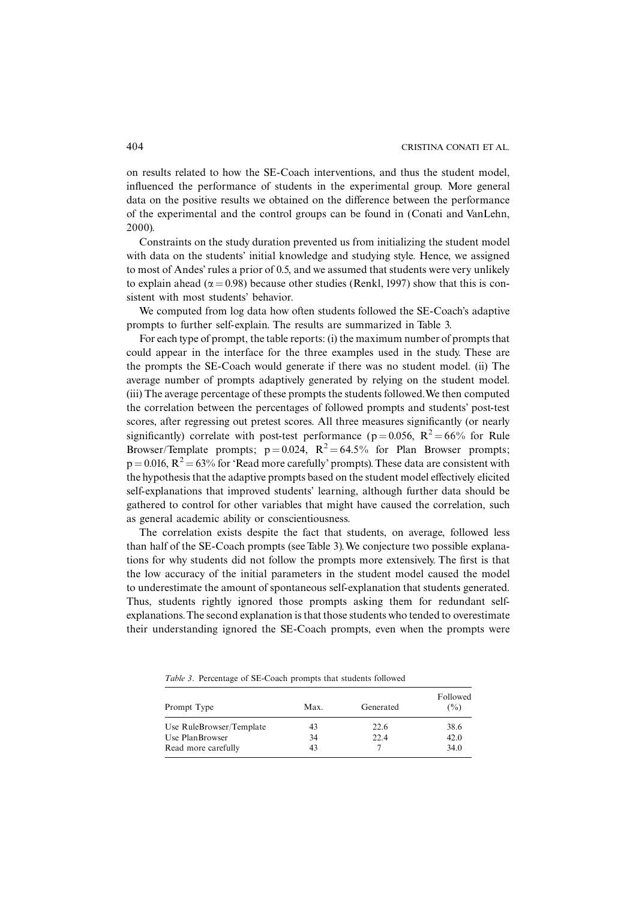on results related to how the SE-Coach interventions, and thus the student model, influenced the performance of students in the experimental group. More general data on the positive results we obtained on the difference between the performance of the experimental and the control groups can be found in (Conati and VanLehn, 2000).

Constraints on the study duration prevented us from initializing the student model with data on the students' initial knowledge and studying style. Hence, we assigned to most of Andes' rules a prior of 0.5, and we assumed that students were very unlikely to explain ahead ($\alpha = 0.98$) because other studies (Renkl, 1997) show that this is consistent with most students' behavior.

We computed from log data how often students followed the SE-Coach's adaptive prompts to further self-explain. The results are summarized in Table 3.

For each type of prompt, the table reports: (i) the maximum number of prompts that could appear in the interface for the three examples used in the study. These are the prompts the SE-Coach would generate if there was no student model. (ii) The average number of prompts adaptively generated by relying on the student model. (iii) The average percentage of these prompts the students followed. We then computed the correlation between the percentages of followed prompts and students' post-test scores, after regressing out pretest scores. All three measures significantly (or nearly significantly) correlate with post-test performance ($p = 0.056$, $R^2 = 66\%$ for Rule Browser/Template prompts; $p = 0.024$, $R^2 = 64.5\%$ for Plan Browser prompts; $p = 0.016$, $R^2 = 63\%$ for 'Read more carefully' prompts). These data are consistent with the hypothesis that the adaptive prompts based on the student model effectively elicited self-explanations that improved students' learning, although further data should be gathered to control for other variables that might have caused the correlation, such as general academic ability or conscientiousness.

The correlation exists despite the fact that students, on average, followed less than half of the SE-Coach prompts (see Table 3). We conjecture two possible explanations for why students did not follow the prompts more extensively. The first is that the low accuracy of the initial parameters in the student model caused the model to underestimate the amount of spontaneous self-explanation that students generated. Thus, students rightly ignored those prompts asking them for redundant self-explanations. The second explanation is that those students who tended to overestimate their understanding ignored the SE-Coach prompts, even when the prompts were

*Table 3*. Percentage of SE-Coach prompts that students followed

| Prompt Type | Max. | Generated | Followed (%) |
|---|---|---|---|
| Use RuleBrowser/Template | 43 | 22.6 | 38.6 |
| Use PlanBrowser | 34 | 22.4 | 42.0 |
| Read more carefully | 43 | 7 | 34.0 |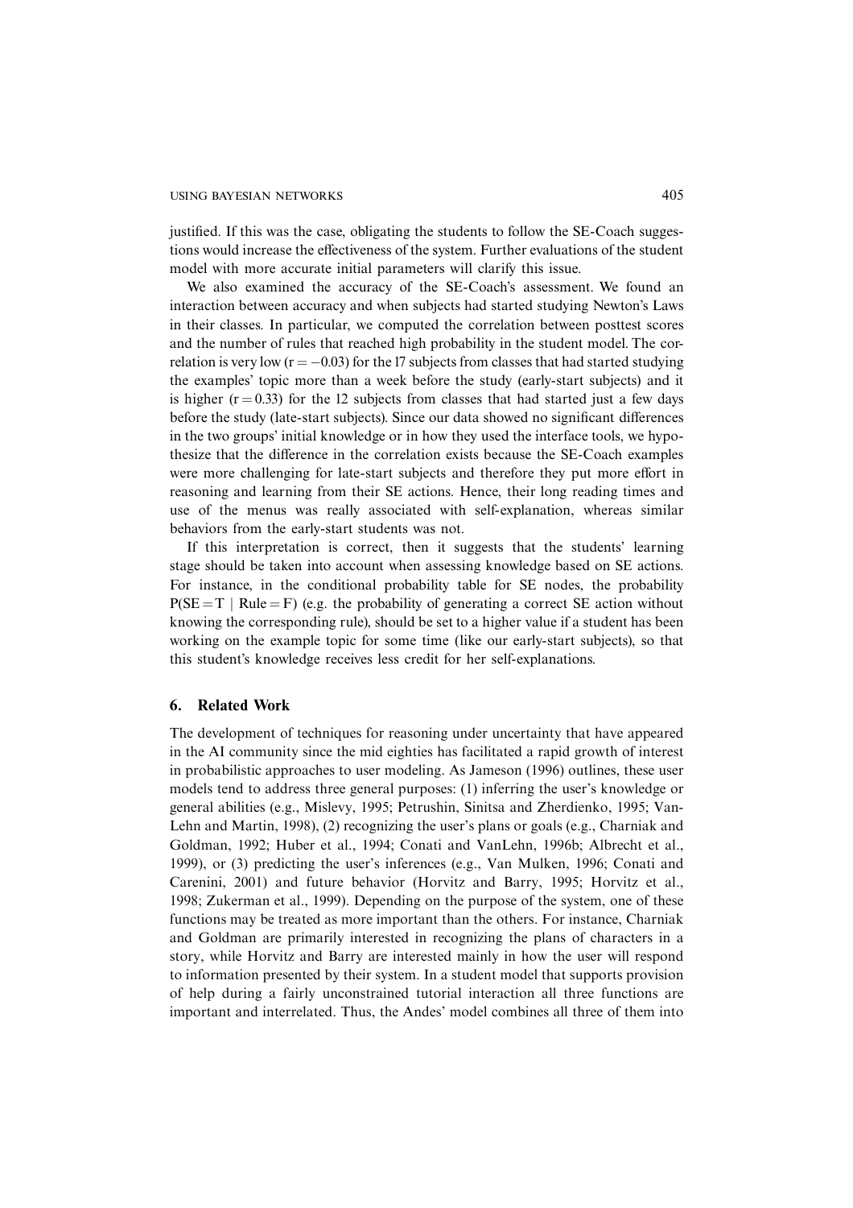justified. If this was the case, obligating the students to follow the SE-Coach suggestions would increase the effectiveness of the system. Further evaluations of the student model with more accurate initial parameters will clarify this issue.

We also examined the accuracy of the SE-Coach's assessment. We found an interaction between accuracy and when subjects had started studying Newton's Laws in their classes. In particular, we computed the correlation between posttest scores and the number of rules that reached high probability in the student model. The correlation is very low ($r = -0.03$) for the 17 subjects from classes that had started studying the examples' topic more than a week before the study (early-start subjects) and it is higher ($r = 0.33$) for the 12 subjects from classes that had started just a few days before the study (late-start subjects). Since our data showed no significant differences in the two groups' initial knowledge or in how they used the interface tools, we hypothesize that the difference in the correlation exists because the SE-Coach examples were more challenging for late-start subjects and therefore they put more effort in reasoning and learning from their SE actions. Hence, their long reading times and use of the menus was really associated with self-explanation, whereas similar behaviors from the early-start students was not.

If this interpretation is correct, then it suggests that the students' learning stage should be taken into account when assessing knowledge based on SE actions. For instance, in the conditional probability table for SE nodes, the probability $P(SE = T \mid Rule = F)$ (e.g. the probability of generating a correct SE action without knowing the corresponding rule), should be set to a higher value if a student has been working on the example topic for some time (like our early-start subjects), so that this student's knowledge receives less credit for her self-explanations.

## 6. Related Work

The development of techniques for reasoning under uncertainty that have appeared in the AI community since the mid eighties has facilitated a rapid growth of interest in probabilistic approaches to user modeling. As Jameson (1996) outlines, these user models tend to address three general purposes: (1) inferring the user's knowledge or general abilities (e.g., Mislevy, 1995; Petrushin, Sinitsa and Zherdienko, 1995; VanLehn and Martin, 1998), (2) recognizing the user's plans or goals (e.g., Charniak and Goldman, 1992; Huber et al., 1994; Conati and VanLehn, 1996b; Albrecht et al., 1999), or (3) predicting the user's inferences (e.g., Van Mulken, 1996; Conati and Carenini, 2001) and future behavior (Horvitz and Barry, 1995; Horvitz et al., 1998; Zukerman et al., 1999). Depending on the purpose of the system, one of these functions may be treated as more important than the others. For instance, Charniak and Goldman are primarily interested in recognizing the plans of characters in a story, while Horvitz and Barry are interested mainly in how the user will respond to information presented by their system. In a student model that supports provision of help during a fairly unconstrained tutorial interaction all three functions are important and interrelated. Thus, the Andes' model combines all three of them into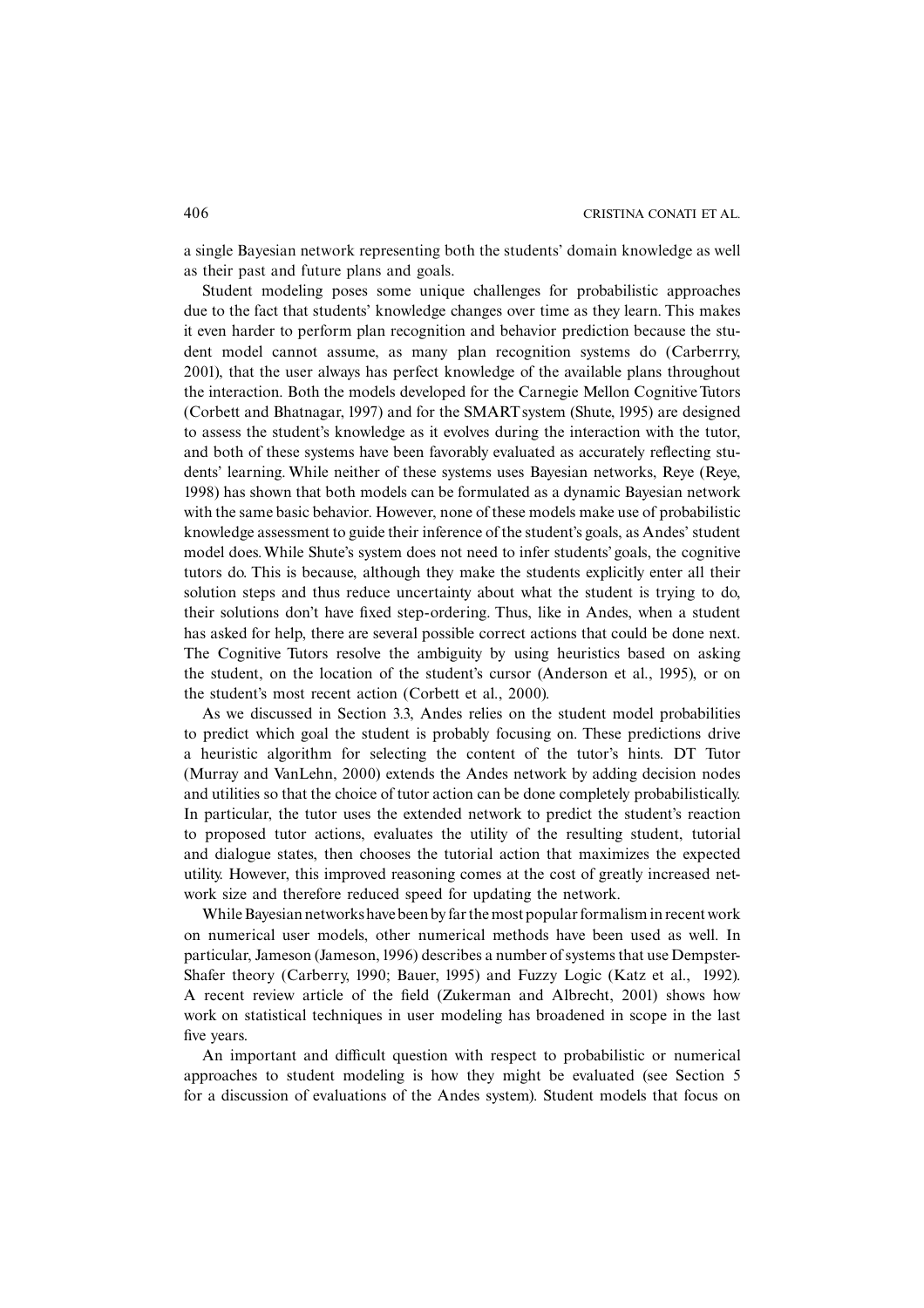a single Bayesian network representing both the students' domain knowledge as well as their past and future plans and goals.

Student modeling poses some unique challenges for probabilistic approaches due to the fact that students' knowledge changes over time as they learn. This makes it even harder to perform plan recognition and behavior prediction because the student model cannot assume, as many plan recognition systems do (Carberrry, 2001), that the user always has perfect knowledge of the available plans throughout the interaction. Both the models developed for the Carnegie Mellon Cognitive Tutors (Corbett and Bhatnagar, 1997) and for the SMART system (Shute, 1995) are designed to assess the student's knowledge as it evolves during the interaction with the tutor, and both of these systems have been favorably evaluated as accurately reflecting students' learning. While neither of these systems uses Bayesian networks, Reye (Reye, 1998) has shown that both models can be formulated as a dynamic Bayesian network with the same basic behavior. However, none of these models make use of probabilistic knowledge assessment to guide their inference of the student's goals, as Andes' student model does. While Shute's system does not need to infer students' goals, the cognitive tutors do. This is because, although they make the students explicitly enter all their solution steps and thus reduce uncertainty about what the student is trying to do, their solutions don't have fixed step-ordering. Thus, like in Andes, when a student has asked for help, there are several possible correct actions that could be done next. The Cognitive Tutors resolve the ambiguity by using heuristics based on asking the student, on the location of the student's cursor (Anderson et al., 1995), or on the student's most recent action (Corbett et al., 2000).

As we discussed in Section 3.3, Andes relies on the student model probabilities to predict which goal the student is probably focusing on. These predictions drive a heuristic algorithm for selecting the content of the tutor's hints. DT Tutor (Murray and VanLehn, 2000) extends the Andes network by adding decision nodes and utilities so that the choice of tutor action can be done completely probabilistically. In particular, the tutor uses the extended network to predict the student's reaction to proposed tutor actions, evaluates the utility of the resulting student, tutorial and dialogue states, then chooses the tutorial action that maximizes the expected utility. However, this improved reasoning comes at the cost of greatly increased network size and therefore reduced speed for updating the network.

While Bayesian networks have been by far the most popular formalism in recent work on numerical user models, other numerical methods have been used as well. In particular, Jameson (Jameson, 1996) describes a number of systems that use Dempster-Shafer theory (Carberry, 1990; Bauer, 1995) and Fuzzy Logic (Katz et al., 1992). A recent review article of the field (Zukerman and Albrecht, 2001) shows how work on statistical techniques in user modeling has broadened in scope in the last five years.

An important and difficult question with respect to probabilistic or numerical approaches to student modeling is how they might be evaluated (see Section 5 for a discussion of evaluations of the Andes system). Student models that focus on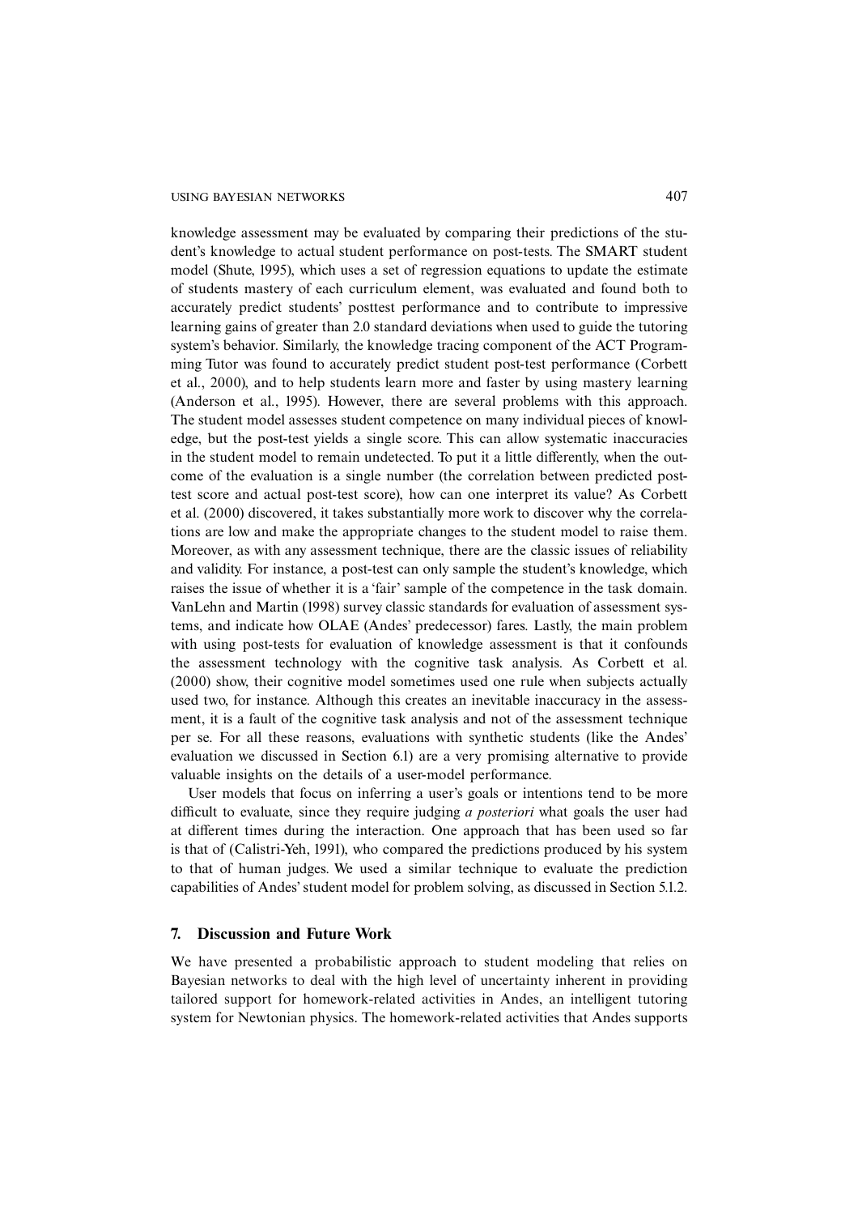knowledge assessment may be evaluated by comparing their predictions of the student's knowledge to actual student performance on post-tests. The SMART student model (Shute, 1995), which uses a set of regression equations to update the estimate of students mastery of each curriculum element, was evaluated and found both to accurately predict students' posttest performance and to contribute to impressive learning gains of greater than 2.0 standard deviations when used to guide the tutoring system's behavior. Similarly, the knowledge tracing component of the ACT Programming Tutor was found to accurately predict student post-test performance (Corbett et al., 2000), and to help students learn more and faster by using mastery learning (Anderson et al., 1995). However, there are several problems with this approach. The student model assesses student competence on many individual pieces of knowledge, but the post-test yields a single score. This can allow systematic inaccuracies in the student model to remain undetected. To put it a little differently, when the outcome of the evaluation is a single number (the correlation between predicted post-test score and actual post-test score), how can one interpret its value? As Corbett et al. (2000) discovered, it takes substantially more work to discover why the correlations are low and make the appropriate changes to the student model to raise them. Moreover, as with any assessment technique, there are the classic issues of reliability and validity. For instance, a post-test can only sample the student's knowledge, which raises the issue of whether it is a 'fair' sample of the competence in the task domain. VanLehn and Martin (1998) survey classic standards for evaluation of assessment systems, and indicate how OLAE (Andes' predecessor) fares. Lastly, the main problem with using post-tests for evaluation of knowledge assessment is that it confounds the assessment technology with the cognitive task analysis. As Corbett et al. (2000) show, their cognitive model sometimes used one rule when subjects actually used two, for instance. Although this creates an inevitable inaccuracy in the assessment, it is a fault of the cognitive task analysis and not of the assessment technique per se. For all these reasons, evaluations with synthetic students (like the Andes' evaluation we discussed in Section 6.1) are a very promising alternative to provide valuable insights on the details of a user-model performance.

User models that focus on inferring a user's goals or intentions tend to be more difficult to evaluate, since they require judging *a posteriori* what goals the user had at different times during the interaction. One approach that has been used so far is that of (Calistri-Yeh, 1991), who compared the predictions produced by his system to that of human judges. We used a similar technique to evaluate the prediction capabilities of Andes' student model for problem solving, as discussed in Section 5.1.2.

## 7. Discussion and Future Work

We have presented a probabilistic approach to student modeling that relies on Bayesian networks to deal with the high level of uncertainty inherent in providing tailored support for homework-related activities in Andes, an intelligent tutoring system for Newtonian physics. The homework-related activities that Andes supports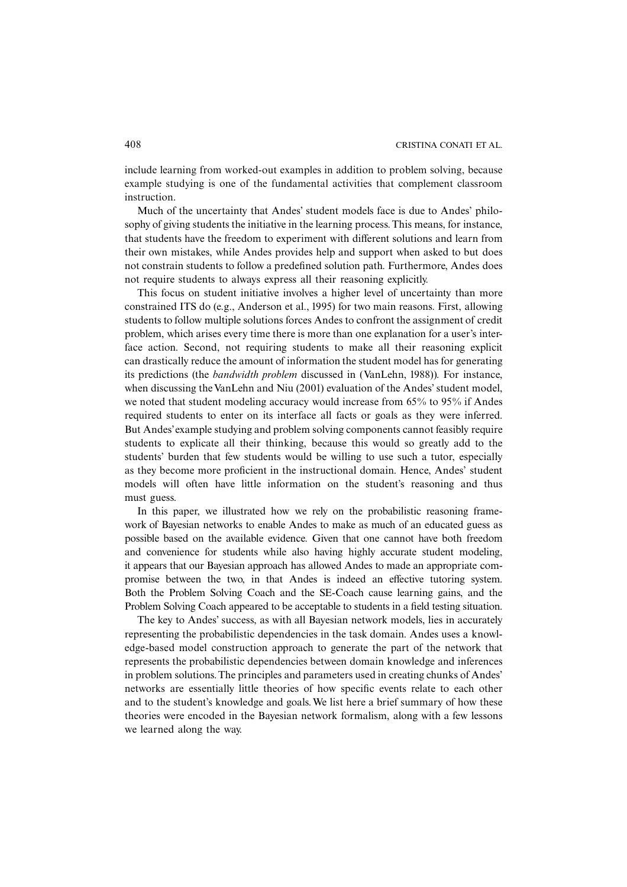include learning from worked-out examples in addition to problem solving, because example studying is one of the fundamental activities that complement classroom instruction.

Much of the uncertainty that Andes' student models face is due to Andes' philosophy of giving students the initiative in the learning process. This means, for instance, that students have the freedom to experiment with different solutions and learn from their own mistakes, while Andes provides help and support when asked to but does not constrain students to follow a predefined solution path. Furthermore, Andes does not require students to always express all their reasoning explicitly.

This focus on student initiative involves a higher level of uncertainty than more constrained ITS do (e.g., Anderson et al., 1995) for two main reasons. First, allowing students to follow multiple solutions forces Andes to confront the assignment of credit problem, which arises every time there is more than one explanation for a user's interface action. Second, not requiring students to make all their reasoning explicit can drastically reduce the amount of information the student model has for generating its predictions (the *bandwidth problem* discussed in (VanLehn, 1988)). For instance, when discussing the VanLehn and Niu (2001) evaluation of the Andes' student model, we noted that student modeling accuracy would increase from 65% to 95% if Andes required students to enter on its interface all facts or goals as they were inferred. But Andes' example studying and problem solving components cannot feasibly require students to explicate all their thinking, because this would so greatly add to the students' burden that few students would be willing to use such a tutor, especially as they become more proficient in the instructional domain. Hence, Andes' student models will often have little information on the student's reasoning and thus must guess.

In this paper, we illustrated how we rely on the probabilistic reasoning framework of Bayesian networks to enable Andes to make as much of an educated guess as possible based on the available evidence. Given that one cannot have both freedom and convenience for students while also having highly accurate student modeling, it appears that our Bayesian approach has allowed Andes to made an appropriate compromise between the two, in that Andes is indeed an effective tutoring system. Both the Problem Solving Coach and the SE-Coach cause learning gains, and the Problem Solving Coach appeared to be acceptable to students in a field testing situation.

The key to Andes' success, as with all Bayesian network models, lies in accurately representing the probabilistic dependencies in the task domain. Andes uses a knowledge-based model construction approach to generate the part of the network that represents the probabilistic dependencies between domain knowledge and inferences in problem solutions. The principles and parameters used in creating chunks of Andes' networks are essentially little theories of how specific events relate to each other and to the student's knowledge and goals. We list here a brief summary of how these theories were encoded in the Bayesian network formalism, along with a few lessons we learned along the way.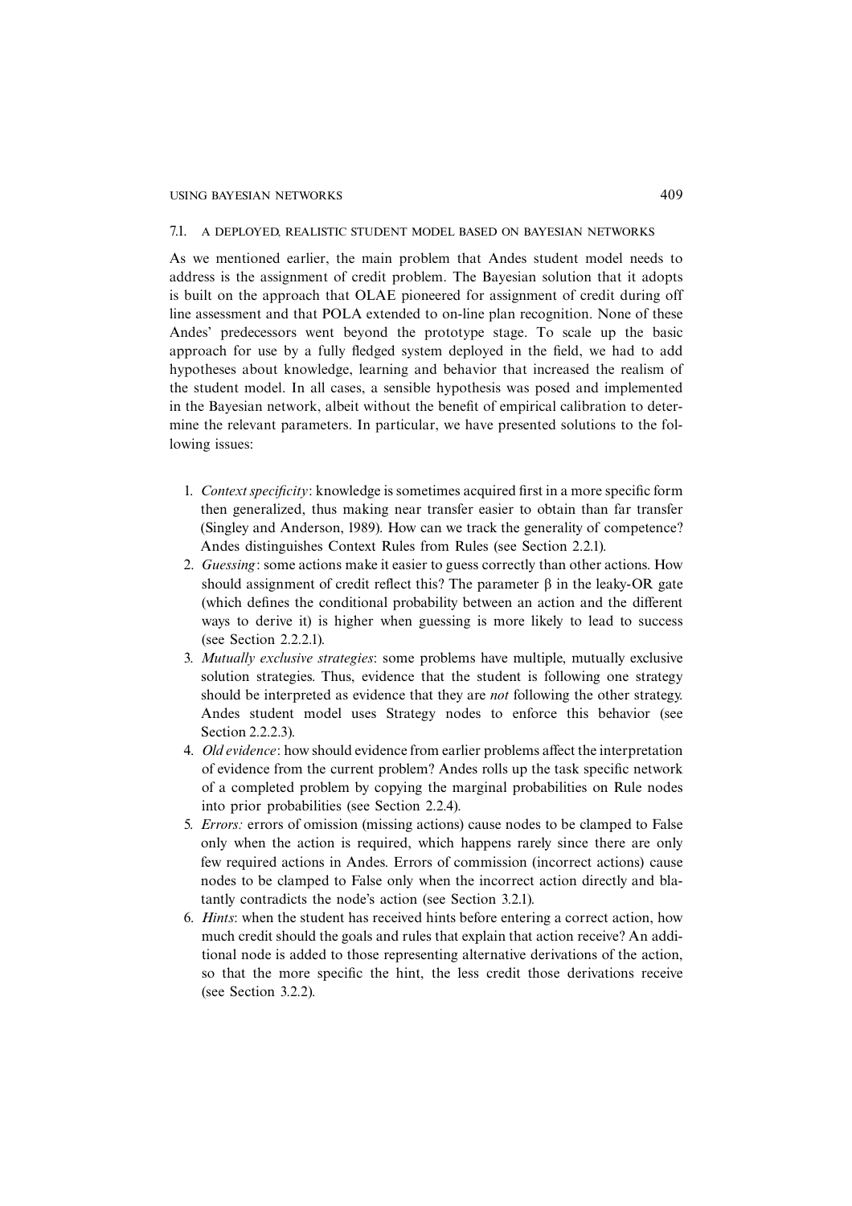### 7.1. A DEPLOYED, REALISTIC STUDENT MODEL BASED ON BAYESIAN NETWORKS

As we mentioned earlier, the main problem that Andes student model needs to address is the assignment of credit problem. The Bayesian solution that it adopts is built on the approach that OLAE pioneered for assignment of credit during off line assessment and that POLA extended to on-line plan recognition. None of these Andes' predecessors went beyond the prototype stage. To scale up the basic approach for use by a fully fledged system deployed in the field, we had to add hypotheses about knowledge, learning and behavior that increased the realism of the student model. In all cases, a sensible hypothesis was posed and implemented in the Bayesian network, albeit without the benefit of empirical calibration to determine the relevant parameters. In particular, we have presented solutions to the following issues:

1. *Context specificity*: knowledge is sometimes acquired first in a more specific form then generalized, thus making near transfer easier to obtain than far transfer (Singley and Anderson, 1989). How can we track the generality of competence? Andes distinguishes Context Rules from Rules (see Section 2.2.1).
2. *Guessing*: some actions make it easier to guess correctly than other actions. How should assignment of credit reflect this? The parameter $\beta$ in the leaky-OR gate (which defines the conditional probability between an action and the different ways to derive it) is higher when guessing is more likely to lead to success (see Section 2.2.2.1).
3. *Mutually exclusive strategies*: some problems have multiple, mutually exclusive solution strategies. Thus, evidence that the student is following one strategy should be interpreted as evidence that they are *not* following the other strategy. Andes student model uses Strategy nodes to enforce this behavior (see Section 2.2.2.3).
4. *Old evidence*: how should evidence from earlier problems affect the interpretation of evidence from the current problem? Andes rolls up the task specific network of a completed problem by copying the marginal probabilities on Rule nodes into prior probabilities (see Section 2.2.4).
5. *Errors:* errors of omission (missing actions) cause nodes to be clamped to False only when the action is required, which happens rarely since there are only few required actions in Andes. Errors of commission (incorrect actions) cause nodes to be clamped to False only when the incorrect action directly and blatantly contradicts the node's action (see Section 3.2.1).
6. *Hints*: when the student has received hints before entering a correct action, how much credit should the goals and rules that explain that action receive? An additional node is added to those representing alternative derivations of the action, so that the more specific the hint, the less credit those derivations receive (see Section 3.2.2).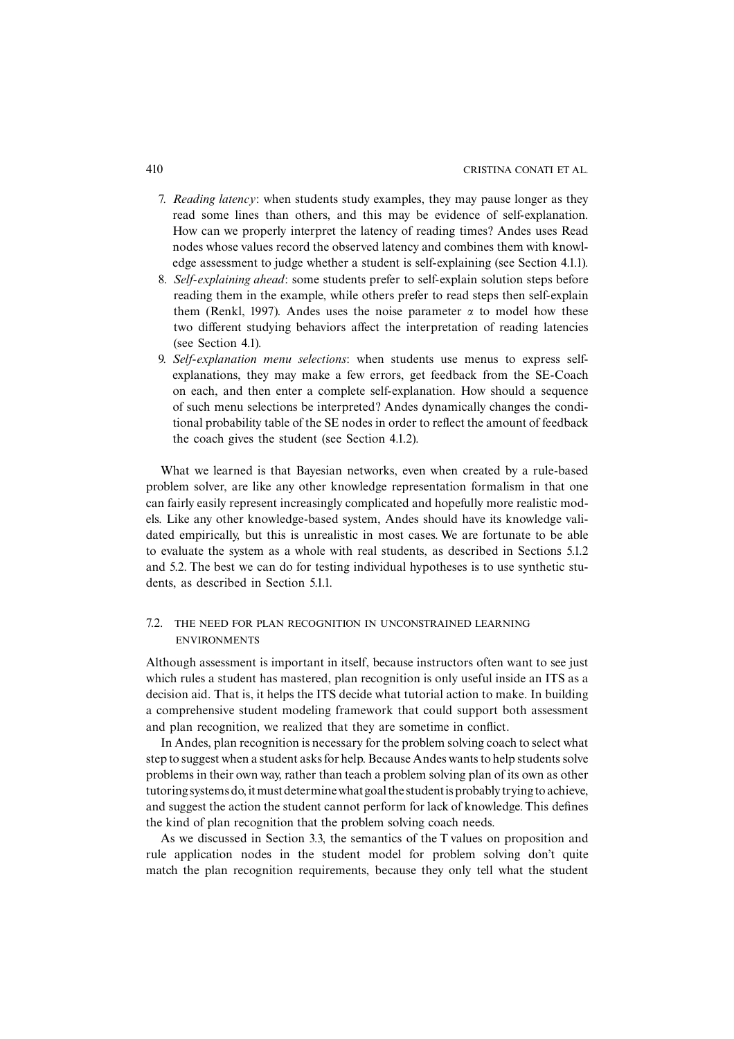7. *Reading latency*: when students study examples, they may pause longer as they read some lines than others, and this may be evidence of self-explanation. How can we properly interpret the latency of reading times? Andes uses Read nodes whose values record the observed latency and combines them with knowledge assessment to judge whether a student is self-explaining (see Section 4.1.1).
8. *Self-explaining ahead*: some students prefer to self-explain solution steps before reading them in the example, while others prefer to read steps then self-explain them (Renkl, 1997). Andes uses the noise parameter $\alpha$ to model how these two different studying behaviors affect the interpretation of reading latencies (see Section 4.1).
9. *Self-explanation menu selections*: when students use menus to express self-explanations, they may make a few errors, get feedback from the SE-Coach on each, and then enter a complete self-explanation. How should a sequence of such menu selections be interpreted? Andes dynamically changes the conditional probability table of the SE nodes in order to reflect the amount of feedback the coach gives the student (see Section 4.1.2).

What we learned is that Bayesian networks, even when created by a rule-based problem solver, are like any other knowledge representation formalism in that one can fairly easily represent increasingly complicated and hopefully more realistic models. Like any other knowledge-based system, Andes should have its knowledge validated empirically, but this is unrealistic in most cases. We are fortunate to be able to evaluate the system as a whole with real students, as described in Sections 5.1.2 and 5.2. The best we can do for testing individual hypotheses is to use synthetic students, as described in Section 5.1.1.

### 7.2. THE NEED FOR PLAN RECOGNITION IN UNCONSTRAINED LEARNING ENVIRONMENTS

Although assessment is important in itself, because instructors often want to see just which rules a student has mastered, plan recognition is only useful inside an ITS as a decision aid. That is, it helps the ITS decide what tutorial action to make. In building a comprehensive student modeling framework that could support both assessment and plan recognition, we realized that they are sometime in conflict.

In Andes, plan recognition is necessary for the problem solving coach to select what step to suggest when a student asks for help. Because Andes wants to help students solve problems in their own way, rather than teach a problem solving plan of its own as other tutoring systems do, it must determine what goal the student is probably trying to achieve, and suggest the action the student cannot perform for lack of knowledge. This defines the kind of plan recognition that the problem solving coach needs.

As we discussed in Section 3.3, the semantics of the T values on proposition and rule application nodes in the student model for problem solving don't quite match the plan recognition requirements, because they only tell what the student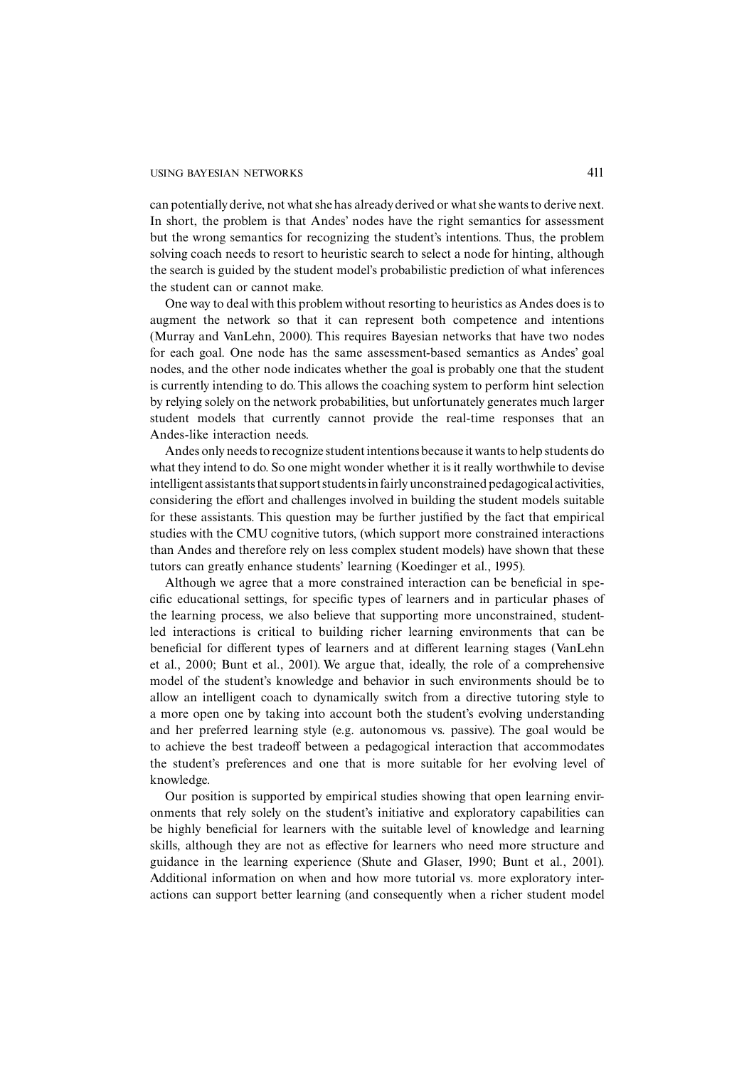can potentially derive, not what she has already derived or what she wants to derive next. In short, the problem is that Andes' nodes have the right semantics for assessment but the wrong semantics for recognizing the student's intentions. Thus, the problem solving coach needs to resort to heuristic search to select a node for hinting, although the search is guided by the student model's probabilistic prediction of what inferences the student can or cannot make.

One way to deal with this problem without resorting to heuristics as Andes does is to augment the network so that it can represent both competence and intentions (Murray and VanLehn, 2000). This requires Bayesian networks that have two nodes for each goal. One node has the same assessment-based semantics as Andes' goal nodes, and the other node indicates whether the goal is probably one that the student is currently intending to do. This allows the coaching system to perform hint selection by relying solely on the network probabilities, but unfortunately generates much larger student models that currently cannot provide the real-time responses that an Andes-like interaction needs.

Andes only needs to recognize student intentions because it wants to help students do what they intend to do. So one might wonder whether it is it really worthwhile to devise intelligent assistants that support students in fairly unconstrained pedagogical activities, considering the effort and challenges involved in building the student models suitable for these assistants. This question may be further justified by the fact that empirical studies with the CMU cognitive tutors, (which support more constrained interactions than Andes and therefore rely on less complex student models) have shown that these tutors can greatly enhance students' learning (Koedinger et al., 1995).

Although we agree that a more constrained interaction can be beneficial in specific educational settings, for specific types of learners and in particular phases of the learning process, we also believe that supporting more unconstrained, student-led interactions is critical to building richer learning environments that can be beneficial for different types of learners and at different learning stages (VanLehn et al., 2000; Bunt et al., 2001). We argue that, ideally, the role of a comprehensive model of the student's knowledge and behavior in such environments should be to allow an intelligent coach to dynamically switch from a directive tutoring style to a more open one by taking into account both the student's evolving understanding and her preferred learning style (e.g. autonomous vs. passive). The goal would be to achieve the best tradeoff between a pedagogical interaction that accommodates the student's preferences and one that is more suitable for her evolving level of knowledge.

Our position is supported by empirical studies showing that open learning environments that rely solely on the student's initiative and exploratory capabilities can be highly beneficial for learners with the suitable level of knowledge and learning skills, although they are not as effective for learners who need more structure and guidance in the learning experience (Shute and Glaser, 1990; Bunt et al., 2001). Additional information on when and how more tutorial vs. more exploratory interactions can support better learning (and consequently when a richer student model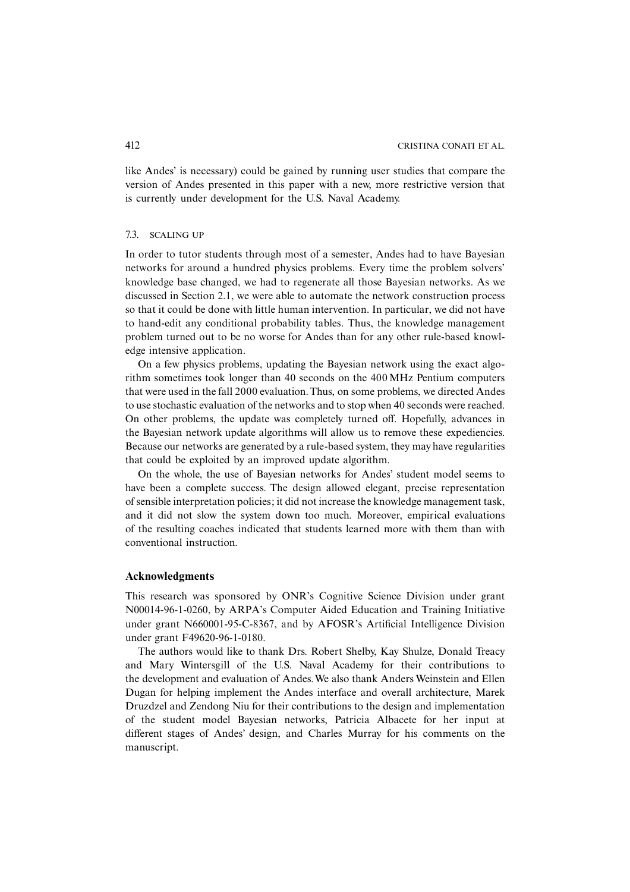like Andes' is necessary) could be gained by running user studies that compare the version of Andes presented in this paper with a new, more restrictive version that is currently under development for the U.S. Naval Academy.

### 7.3. SCALING UP

In order to tutor students through most of a semester, Andes had to have Bayesian networks for around a hundred physics problems. Every time the problem solvers' knowledge base changed, we had to regenerate all those Bayesian networks. As we discussed in Section 2.1, we were able to automate the network construction process so that it could be done with little human intervention. In particular, we did not have to hand-edit any conditional probability tables. Thus, the knowledge management problem turned out to be no worse for Andes than for any other rule-based knowledge intensive application.

On a few physics problems, updating the Bayesian network using the exact algorithm sometimes took longer than 40 seconds on the 400 MHz Pentium computers that were used in the fall 2000 evaluation. Thus, on some problems, we directed Andes to use stochastic evaluation of the networks and to stop when 40 seconds were reached. On other problems, the update was completely turned off. Hopefully, advances in the Bayesian network update algorithms will allow us to remove these expediencies. Because our networks are generated by a rule-based system, they may have regularities that could be exploited by an improved update algorithm.

On the whole, the use of Bayesian networks for Andes' student model seems to have been a complete success. The design allowed elegant, precise representation of sensible interpretation policies; it did not increase the knowledge management task, and it did not slow the system down too much. Moreover, empirical evaluations of the resulting coaches indicated that students learned more with them than with conventional instruction.

## Acknowledgments

This research was sponsored by ONR's Cognitive Science Division under grant N00014-96-1-0260, by ARPA's Computer Aided Education and Training Initiative under grant N660001-95-C-8367, and by AFOSR's Artificial Intelligence Division under grant F49620-96-1-0180.

The authors would like to thank Drs. Robert Shelby, Kay Shulze, Donald Treacy and Mary Wintersgill of the U.S. Naval Academy for their contributions to the development and evaluation of Andes. We also thank Anders Weinstein and Ellen Dugan for helping implement the Andes interface and overall architecture, Marek Druzdzel and Zendong Niu for their contributions to the design and implementation of the student model Bayesian networks, Patricia Albacete for her input at different stages of Andes' design, and Charles Murray for his comments on the manuscript.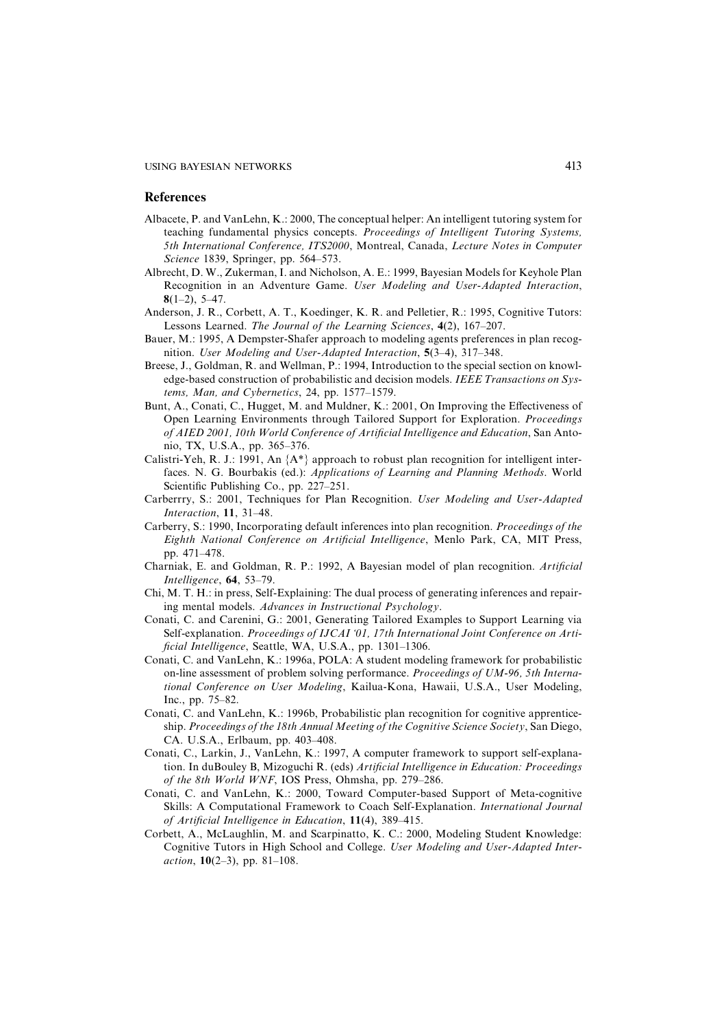## References

Albacete, P. and VanLehn, K.: 2000, The conceptual helper: An intelligent tutoring system for teaching fundamental physics concepts. *Proceedings of Intelligent Tutoring Systems, 5th International Conference, ITS2000*, Montreal, Canada, *Lecture Notes in Computer Science* 1839, Springer, pp. 564–573.

Albrecht, D. W., Zukerman, I. and Nicholson, A. E.: 1999, Bayesian Models for Keyhole Plan Recognition in an Adventure Game. *User Modeling and User-Adapted Interaction*, **8**(1–2), 5–47.

Anderson, J. R., Corbett, A. T., Koedinger, K. R. and Pelletier, R.: 1995, Cognitive Tutors: Lessons Learned. *The Journal of the Learning Sciences*, **4**(2), 167–207.

Bauer, M.: 1995, A Dempster-Shafer approach to modeling agents preferences in plan recognition. *User Modeling and User-Adapted Interaction*, **5**(3–4), 317–348.

Breese, J., Goldman, R. and Wellman, P.: 1994, Introduction to the special section on knowledge-based construction of probabilistic and decision models. *IEEE Transactions on Systems, Man, and Cybernetics*, 24, pp. 1577–1579.

Bunt, A., Conati, C., Hugget, M. and Muldner, K.: 2001, On Improving the Effectiveness of Open Learning Environments through Tailored Support for Exploration. *Proceedings of AIED 2001, 10th World Conference of Artificial Intelligence and Education*, San Antonio, TX, U.S.A., pp. 365–376.

Calistri-Yeh, R. J.: 1991, An {A*} approach to robust plan recognition for intelligent interfaces. N. G. Bourbakis (ed.): *Applications of Learning and Planning Methods*. World Scientific Publishing Co., pp. 227–251.

Carberrry, S.: 2001, Techniques for Plan Recognition. *User Modeling and User-Adapted Interaction*, **11**, 31–48.

Carberry, S.: 1990, Incorporating default inferences into plan recognition. *Proceedings of the Eighth National Conference on Artificial Intelligence*, Menlo Park, CA, MIT Press, pp. 471–478.

Charniak, E. and Goldman, R. P.: 1992, A Bayesian model of plan recognition. *Artificial Intelligence*, **64**, 53–79.

Chi, M. T. H.: in press, Self-Explaining: The dual process of generating inferences and repairing mental models. *Advances in Instructional Psychology*.

Conati, C. and Carenini, G.: 2001, Generating Tailored Examples to Support Learning via Self-explanation. *Proceedings of IJCAI '01, 17th International Joint Conference on Artificial Intelligence*, Seattle, WA, U.S.A., pp. 1301–1306.

Conati, C. and VanLehn, K.: 1996a, POLA: A student modeling framework for probabilistic on-line assessment of problem solving performance. *Proceedings of UM-96, 5th International Conference on User Modeling*, Kailua-Kona, Hawaii, U.S.A., User Modeling, Inc., pp. 75–82.

Conati, C. and VanLehn, K.: 1996b, Probabilistic plan recognition for cognitive apprenticeship. *Proceedings of the 18th Annual Meeting of the Cognitive Science Society*, San Diego, CA. U.S.A., Erlbaum, pp. 403–408.

Conati, C., Larkin, J., VanLehn, K.: 1997, A computer framework to support self-explanation. In duBouley B, Mizoguchi R. (eds) *Artificial Intelligence in Education: Proceedings of the 8th World WNF*, IOS Press, Ohmsha, pp. 279–286.

Conati, C. and VanLehn, K.: 2000, Toward Computer-based Support of Meta-cognitive Skills: A Computational Framework to Coach Self-Explanation. *International Journal of Artificial Intelligence in Education*, **11**(4), 389–415.

Corbett, A., McLaughlin, M. and Scarpinatto, K. C.: 2000, Modeling Student Knowledge: Cognitive Tutors in High School and College. *User Modeling and User-Adapted Interaction*, **10**(2–3), pp. 81–108.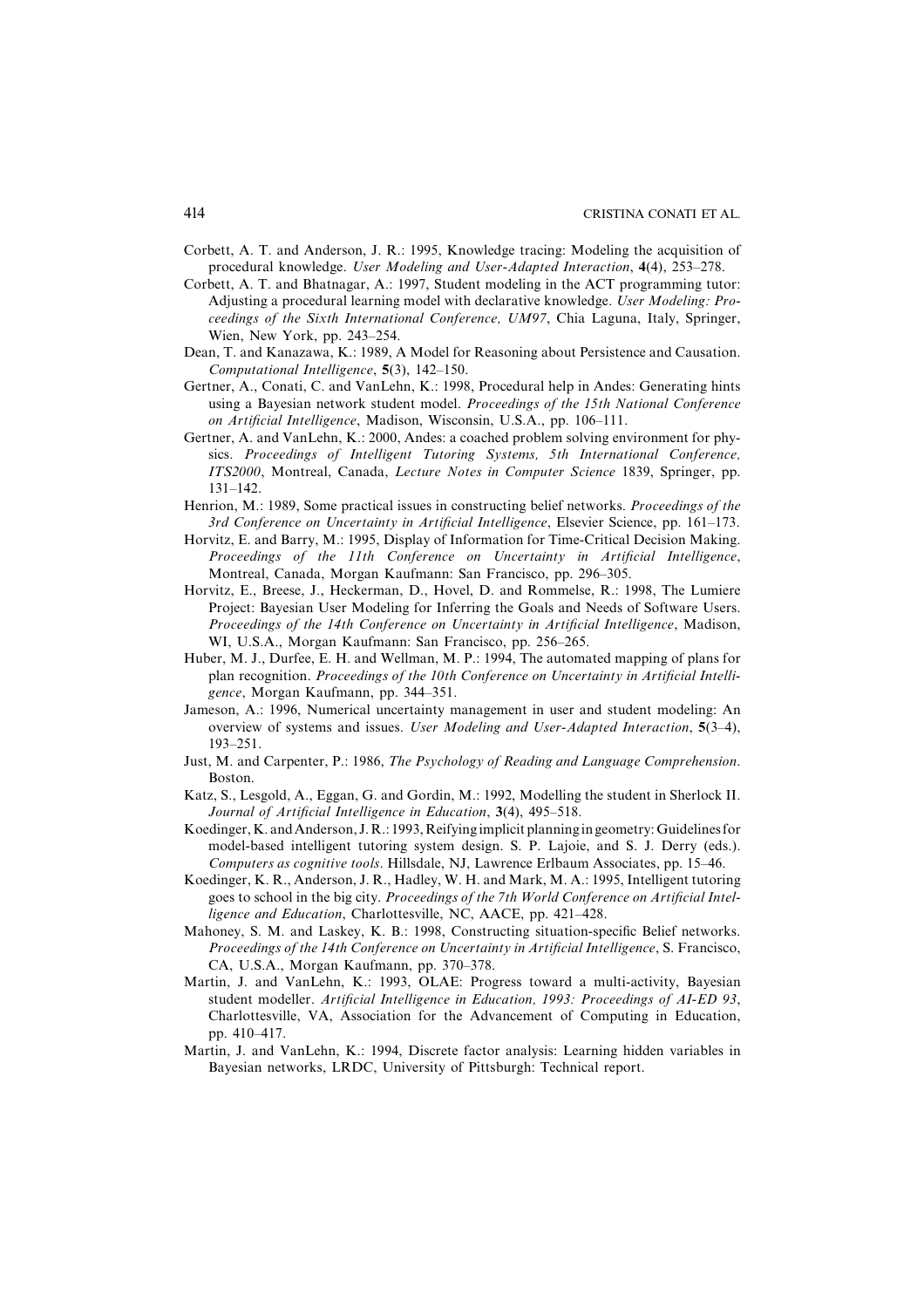Corbett, A. T. and Anderson, J. R.: 1995, Knowledge tracing: Modeling the acquisition of procedural knowledge. *User Modeling and User-Adapted Interaction*, **4**(4), 253–278.

Corbett, A. T. and Bhatnagar, A.: 1997, Student modeling in the ACT programming tutor: Adjusting a procedural learning model with declarative knowledge. *User Modeling: Proceedings of the Sixth International Conference, UM97*, Chia Laguna, Italy, Springer, Wien, New York, pp. 243–254.

Dean, T. and Kanazawa, K.: 1989, A Model for Reasoning about Persistence and Causation. *Computational Intelligence*, **5**(3), 142–150.

Gertner, A., Conati, C. and VanLehn, K.: 1998, Procedural help in Andes: Generating hints using a Bayesian network student model. *Proceedings of the 15th National Conference on Artificial Intelligence*, Madison, Wisconsin, U.S.A., pp. 106–111.

Gertner, A. and VanLehn, K.: 2000, Andes: a coached problem solving environment for physics. *Proceedings of Intelligent Tutoring Systems, 5th International Conference, ITS2000*, Montreal, Canada, *Lecture Notes in Computer Science* 1839, Springer, pp. 131–142.

Henrion, M.: 1989, Some practical issues in constructing belief networks. *Proceedings of the 3rd Conference on Uncertainty in Artificial Intelligence*, Elsevier Science, pp. 161–173.

Horvitz, E. and Barry, M.: 1995, Display of Information for Time-Critical Decision Making. *Proceedings of the 11th Conference on Uncertainty in Artificial Intelligence*, Montreal, Canada, Morgan Kaufmann: San Francisco, pp. 296–305.

Horvitz, E., Breese, J., Heckerman, D., Hovel, D. and Rommelse, R.: 1998, The Lumiere Project: Bayesian User Modeling for Inferring the Goals and Needs of Software Users. *Proceedings of the 14th Conference on Uncertainty in Artificial Intelligence*, Madison, WI, U.S.A., Morgan Kaufmann: San Francisco, pp. 256–265.

Huber, M. J., Durfee, E. H. and Wellman, M. P.: 1994, The automated mapping of plans for plan recognition. *Proceedings of the 10th Conference on Uncertainty in Artificial Intelligence*, Morgan Kaufmann, pp. 344–351.

Jameson, A.: 1996, Numerical uncertainty management in user and student modeling: An overview of systems and issues. *User Modeling and User-Adapted Interaction*, **5**(3–4), 193–251.

Just, M. and Carpenter, P.: 1986, *The Psychology of Reading and Language Comprehension*. Boston.

Katz, S., Lesgold, A., Eggan, G. and Gordin, M.: 1992, Modelling the student in Sherlock II. *Journal of Artificial Intelligence in Education*, **3**(4), 495–518.

Koedinger, K. and Anderson, J. R.: 1993, Reifying implicit planning in geometry: Guidelines for model-based intelligent tutoring system design. S. P. Lajoie, and S. J. Derry (eds.). *Computers as cognitive tools*. Hillsdale, NJ, Lawrence Erlbaum Associates, pp. 15–46.

Koedinger, K. R., Anderson, J. R., Hadley, W. H. and Mark, M. A.: 1995, Intelligent tutoring goes to school in the big city. *Proceedings of the 7th World Conference on Artificial Intelligence and Education*, Charlottesville, NC, AACE, pp. 421–428.

Mahoney, S. M. and Laskey, K. B.: 1998, Constructing situation-specific Belief networks. *Proceedings of the 14th Conference on Uncertainty in Artificial Intelligence*, S. Francisco, CA, U.S.A., Morgan Kaufmann, pp. 370–378.

Martin, J. and VanLehn, K.: 1993, OLAE: Progress toward a multi-activity, Bayesian student modeller. *Artificial Intelligence in Education, 1993: Proceedings of AI-ED 93*, Charlottesville, VA, Association for the Advancement of Computing in Education, pp. 410–417.

Martin, J. and VanLehn, K.: 1994, Discrete factor analysis: Learning hidden variables in Bayesian networks, LRDC, University of Pittsburgh: Technical report.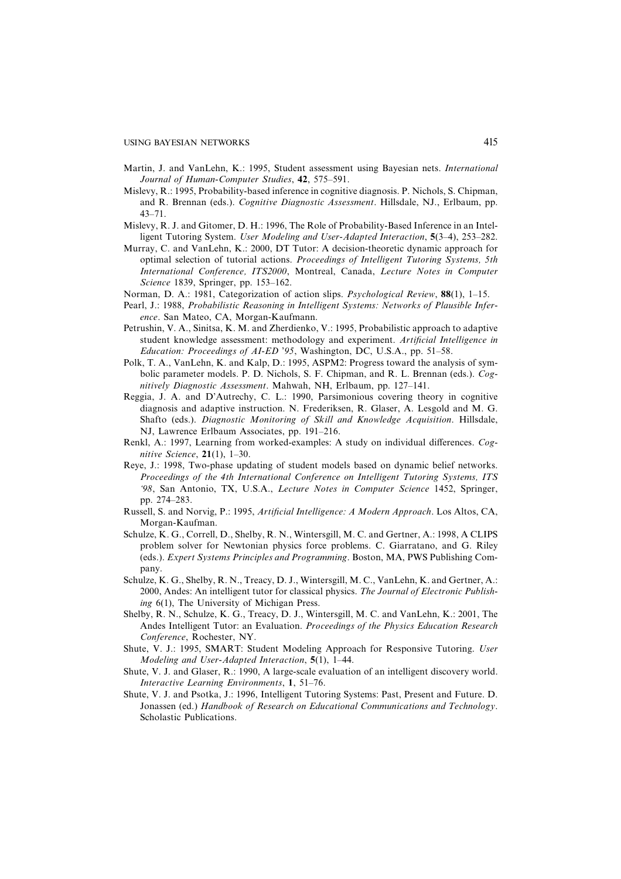Martin, J. and VanLehn, K.: 1995, Student assessment using Bayesian nets. *International Journal of Human-Computer Studies*, **42**, 575–591.

Mislevy, R.: 1995, Probability-based inference in cognitive diagnosis. P. Nichols, S. Chipman, and R. Brennan (eds.). *Cognitive Diagnostic Assessment*. Hillsdale, NJ., Erlbaum, pp. 43–71.

Mislevy, R. J. and Gitomer, D. H.: 1996, The Role of Probability-Based Inference in an Intelligent Tutoring System. *User Modeling and User-Adapted Interaction*, **5**(3–4), 253–282.

Murray, C. and VanLehn, K.: 2000, DT Tutor: A decision-theoretic dynamic approach for optimal selection of tutorial actions. *Proceedings of Intelligent Tutoring Systems, 5th International Conference, ITS2000*, Montreal, Canada, *Lecture Notes in Computer Science* 1839, Springer, pp. 153–162.

Norman, D. A.: 1981, Categorization of action slips. *Psychological Review*, **88**(1), 1–15.

Pearl, J.: 1988, *Probabilistic Reasoning in Intelligent Systems: Networks of Plausible Inference*. San Mateo, CA, Morgan-Kaufmann.

Petrushin, V. A., Sinitsa, K. M. and Zherdienko, V.: 1995, Probabilistic approach to adaptive student knowledge assessment: methodology and experiment. *Artificial Intelligence in Education: Proceedings of AI-ED '95*, Washington, DC, U.S.A., pp. 51–58.

Polk, T. A., VanLehn, K. and Kalp, D.: 1995, ASPM2: Progress toward the analysis of symbolic parameter models. P. D. Nichols, S. F. Chipman, and R. L. Brennan (eds.). *Cognitively Diagnostic Assessment*. Mahwah, NH, Erlbaum, pp. 127–141.

Reggia, J. A. and D'Autrechy, C. L.: 1990, Parsimonious covering theory in cognitive diagnosis and adaptive instruction. N. Frederiksen, R. Glaser, A. Lesgold and M. G. Shafto (eds.). *Diagnostic Monitoring of Skill and Knowledge Acquisition*. Hillsdale, NJ, Lawrence Erlbaum Associates, pp. 191–216.

Renkl, A.: 1997, Learning from worked-examples: A study on individual differences. *Cognitive Science*, **21**(1), 1–30.

Reye, J.: 1998, Two-phase updating of student models based on dynamic belief networks. *Proceedings of the 4th International Conference on Intelligent Tutoring Systems, ITS '98*, San Antonio, TX, U.S.A., *Lecture Notes in Computer Science* 1452, Springer, pp. 274–283.

Russell, S. and Norvig, P.: 1995, *Artificial Intelligence: A Modern Approach*. Los Altos, CA, Morgan-Kaufman.

Schulze, K. G., Correll, D., Shelby, R. N., Wintersgill, M. C. and Gertner, A.: 1998, A CLIPS problem solver for Newtonian physics force problems. C. Giarratano, and G. Riley (eds.). *Expert Systems Principles and Programming*. Boston, MA, PWS Publishing Company.

Schulze, K. G., Shelby, R. N., Treacy, D. J., Wintersgill, M. C., VanLehn, K. and Gertner, A.: 2000, Andes: An intelligent tutor for classical physics. *The Journal of Electronic Publishing* 6(1), The University of Michigan Press.

Shelby, R. N., Schulze, K. G., Treacy, D. J., Wintersgill, M. C. and VanLehn, K.: 2001, The Andes Intelligent Tutor: an Evaluation. *Proceedings of the Physics Education Research Conference*, Rochester, NY.

Shute, V. J.: 1995, SMART: Student Modeling Approach for Responsive Tutoring. *User Modeling and User-Adapted Interaction*, **5**(1), 1–44.

Shute, V. J. and Glaser, R.: 1990, A large-scale evaluation of an intelligent discovery world. *Interactive Learning Environments*, **1**, 51–76.

Shute, V. J. and Psotka, J.: 1996, Intelligent Tutoring Systems: Past, Present and Future. D. Jonassen (ed.) *Handbook of Research on Educational Communications and Technology*. Scholastic Publications.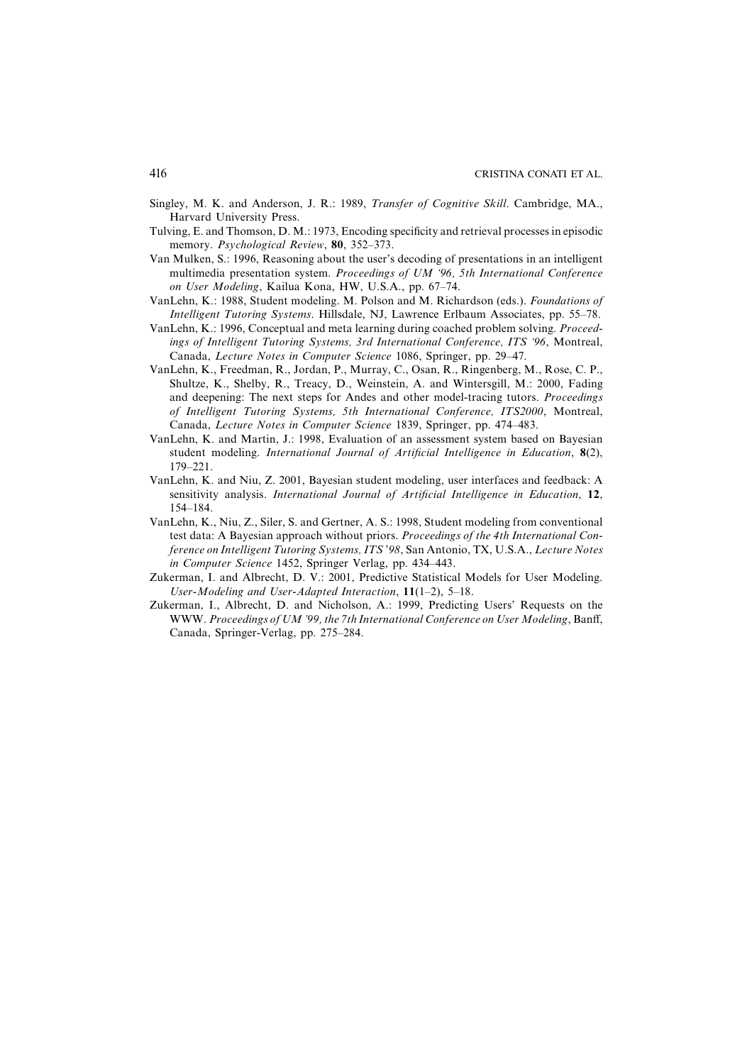Singley, M. K. and Anderson, J. R.: 1989, *Transfer of Cognitive Skill*. Cambridge, MA., Harvard University Press.

Tulving, E. and Thomson, D. M.: 1973, Encoding specificity and retrieval processes in episodic memory. *Psychological Review*, **80**, 352–373.

Van Mulken, S.: 1996, Reasoning about the user's decoding of presentations in an intelligent multimedia presentation system. *Proceedings of UM '96, 5th International Conference on User Modeling*, Kailua Kona, HW, U.S.A., pp. 67–74.

VanLehn, K.: 1988, Student modeling. M. Polson and M. Richardson (eds.). *Foundations of Intelligent Tutoring Systems*. Hillsdale, NJ, Lawrence Erlbaum Associates, pp. 55–78.

VanLehn, K.: 1996, Conceptual and meta learning during coached problem solving. *Proceedings of Intelligent Tutoring Systems, 3rd International Conference, ITS '96*, Montreal, Canada, *Lecture Notes in Computer Science* 1086, Springer, pp. 29–47.

VanLehn, K., Freedman, R., Jordan, P., Murray, C., Osan, R., Ringenberg, M., Rose, C. P., Shultze, K., Shelby, R., Treacy, D., Weinstein, A. and Wintersgill, M.: 2000, Fading and deepening: The next steps for Andes and other model-tracing tutors. *Proceedings of Intelligent Tutoring Systems, 5th International Conference, ITS2000*, Montreal, Canada, *Lecture Notes in Computer Science* 1839, Springer, pp. 474–483.

VanLehn, K. and Martin, J.: 1998, Evaluation of an assessment system based on Bayesian student modeling. *International Journal of Artificial Intelligence in Education*, **8**(2), 179–221.

VanLehn, K. and Niu, Z. 2001, Bayesian student modeling, user interfaces and feedback: A sensitivity analysis. *International Journal of Artificial Intelligence in Education*, **12**, 154–184.

VanLehn, K., Niu, Z., Siler, S. and Gertner, A. S.: 1998, Student modeling from conventional test data: A Bayesian approach without priors. *Proceedings of the 4th International Conference on Intelligent Tutoring Systems, ITS'98*, San Antonio, TX, U.S.A., *Lecture Notes in Computer Science* 1452, Springer Verlag, pp. 434–443.

Zukerman, I. and Albrecht, D. V.: 2001, Predictive Statistical Models for User Modeling. *User-Modeling and User-Adapted Interaction*, **11**(1–2), 5–18.

Zukerman, I., Albrecht, D. and Nicholson, A.: 1999, Predicting Users' Requests on the WWW. *Proceedings of UM '99, the 7th International Conference on User Modeling*, Banff, Canada, Springer-Verlag, pp. 275–284.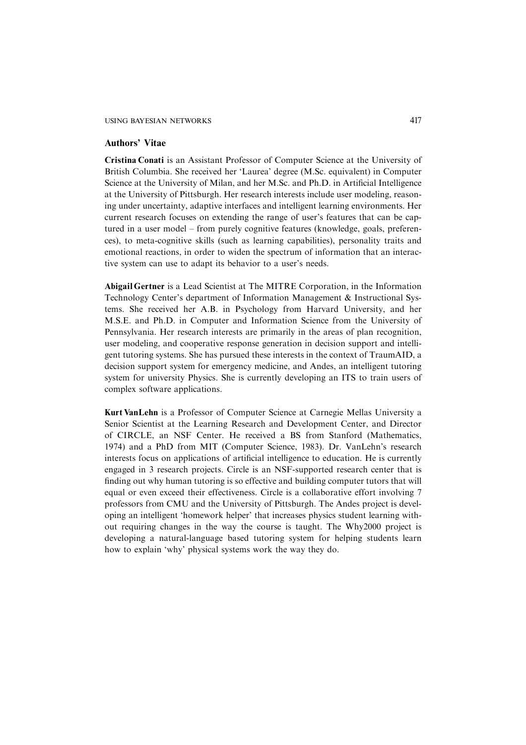## Authors' Vitae

**Cristina Conati** is an Assistant Professor of Computer Science at the University of British Columbia. She received her 'Laurea' degree (M.Sc. equivalent) in Computer Science at the University of Milan, and her M.Sc. and Ph.D. in Artificial Intelligence at the University of Pittsburgh. Her research interests include user modeling, reasoning under uncertainty, adaptive interfaces and intelligent learning environments. Her current research focuses on extending the range of user's features that can be captured in a user model – from purely cognitive features (knowledge, goals, preferences), to meta-cognitive skills (such as learning capabilities), personality traits and emotional reactions, in order to widen the spectrum of information that an interactive system can use to adapt its behavior to a user's needs.

**Abigail Gertner** is a Lead Scientist at The MITRE Corporation, in the Information Technology Center's department of Information Management & Instructional Systems. She received her A.B. in Psychology from Harvard University, and her M.S.E. and Ph.D. in Computer and Information Science from the University of Pennsylvania. Her research interests are primarily in the areas of plan recognition, user modeling, and cooperative response generation in decision support and intelligent tutoring systems. She has pursued these interests in the context of TraumAID, a decision support system for emergency medicine, and Andes, an intelligent tutoring system for university Physics. She is currently developing an ITS to train users of complex software applications.

**Kurt VanLehn** is a Professor of Computer Science at Carnegie Mellas University a Senior Scientist at the Learning Research and Development Center, and Director of CIRCLE, an NSF Center. He received a BS from Stanford (Mathematics, 1974) and a PhD from MIT (Computer Science, 1983). Dr. VanLehn's research interests focus on applications of artificial intelligence to education. He is currently engaged in 3 research projects. Circle is an NSF-supported research center that is finding out why human tutoring is so effective and building computer tutors that will equal or even exceed their effectiveness. Circle is a collaborative effort involving 7 professors from CMU and the University of Pittsburgh. The Andes project is developing an intelligent 'homework helper' that increases physics student learning without requiring changes in the way the course is taught. The Why2000 project is developing a natural-language based tutoring system for helping students learn how to explain 'why' physical systems work the way they do.